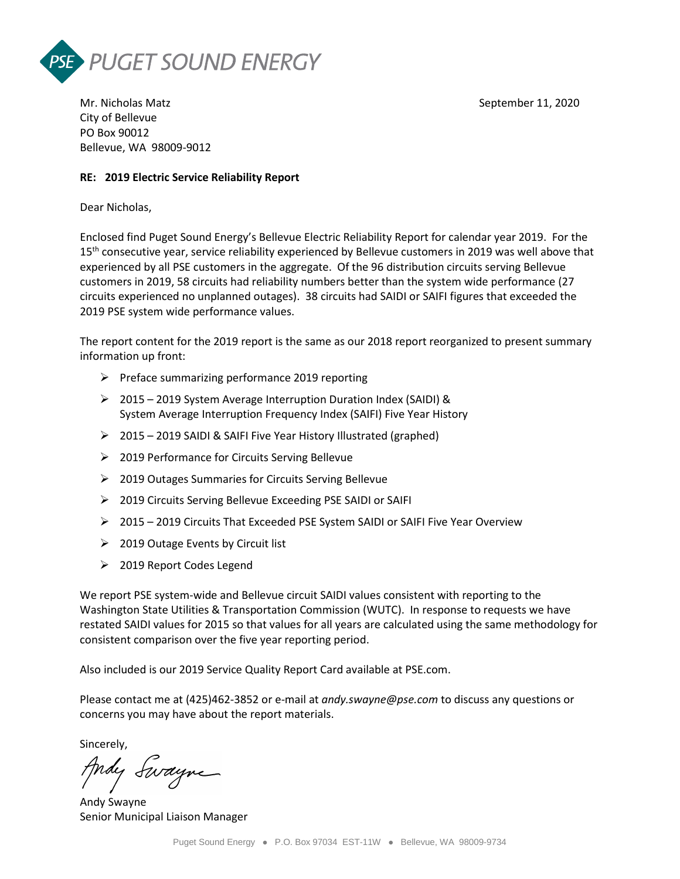PUGET SOUND ENERGY

Mr. Nicholas Matz
City of Bellevue
PO Box 90012
Bellevue, WA 98009-9012

September 11, 2020

**RE: 2019 Electric Service Reliability Report**

Dear Nicholas,

Enclosed find Puget Sound Energy's Bellevue Electric Reliability Report for calendar year 2019. For the 15th consecutive year, service reliability experienced by Bellevue customers in 2019 was well above that experienced by all PSE customers in the aggregate. Of the 96 distribution circuits serving Bellevue customers in 2019, 58 circuits had reliability numbers better than the system wide performance (27 circuits experienced no unplanned outages). 38 circuits had SAIDI or SAIFI figures that exceeded the 2019 PSE system wide performance values.

The report content for the 2019 report is the same as our 2018 report reorganized to present summary information up front:

- Preface summarizing performance 2019 reporting
- 2015 – 2019 System Average Interruption Duration Index (SAIDI) & System Average Interruption Frequency Index (SAIFI) Five Year History
- 2015 – 2019 SAIDI & SAIFI Five Year History Illustrated (graphed)
- 2019 Performance for Circuits Serving Bellevue
- 2019 Outages Summaries for Circuits Serving Bellevue
- 2019 Circuits Serving Bellevue Exceeding PSE SAIDI or SAIFI
- 2015 – 2019 Circuits That Exceeded PSE System SAIDI or SAIFI Five Year Overview
- 2019 Outage Events by Circuit list
- 2019 Report Codes Legend

We report PSE system-wide and Bellevue circuit SAIDI values consistent with reporting to the Washington State Utilities & Transportation Commission (WUTC). In response to requests we have restated SAIDI values for 2015 so that values for all years are calculated using the same methodology for consistent comparison over the five year reporting period.

Also included is our 2019 Service Quality Report Card available at PSE.com.

Please contact me at (425)462-3852 or e-mail at *andy.swayne@pse.com* to discuss any questions or concerns you may have about the report materials.

Sincerely,

Andy Swayne
Senior Municipal Liaison Manager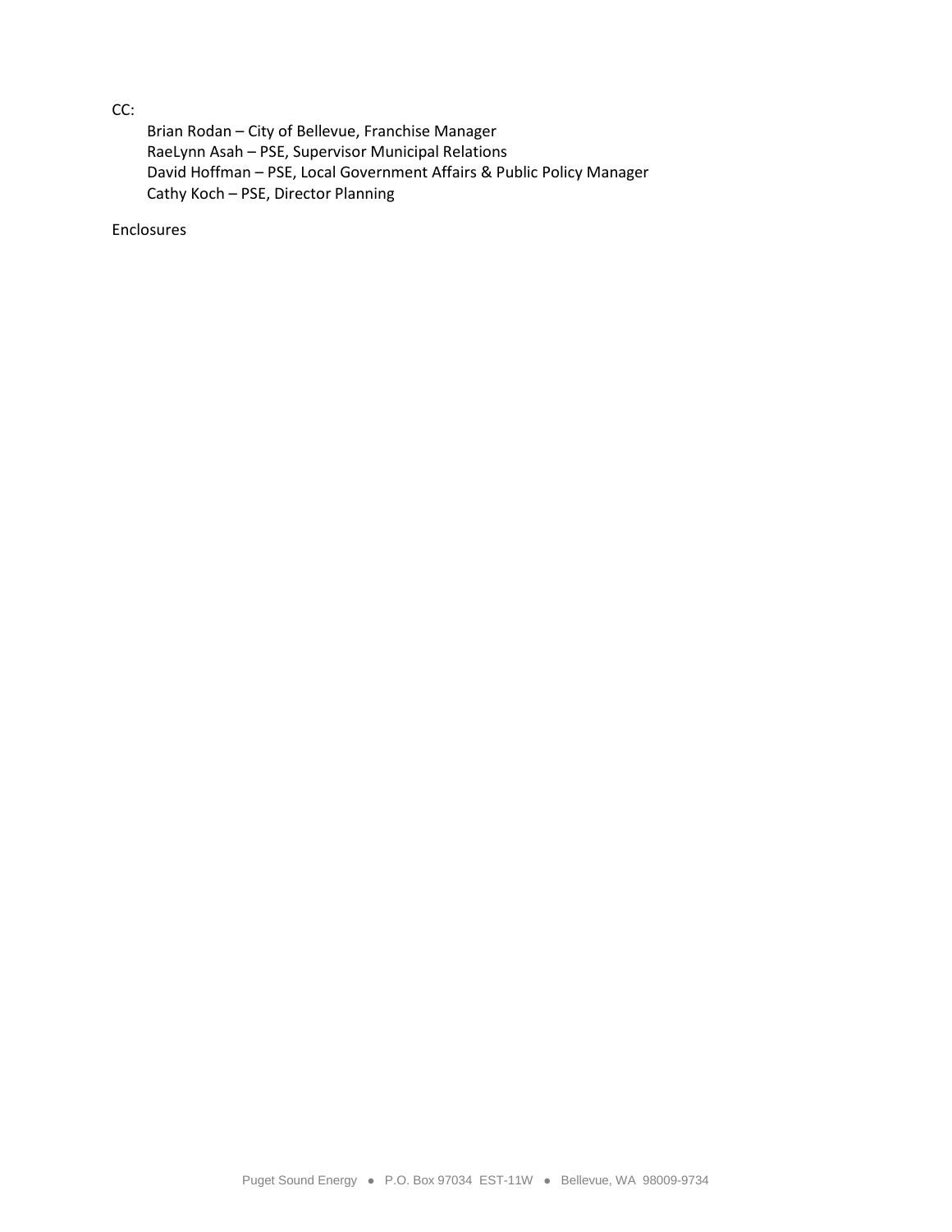CC:

Brian Rodan – City of Bellevue, Franchise Manager
RaeLynn Asah – PSE, Supervisor Municipal Relations
David Hoffman – PSE, Local Government Affairs & Public Policy Manager
Cathy Koch – PSE, Director Planning

Enclosures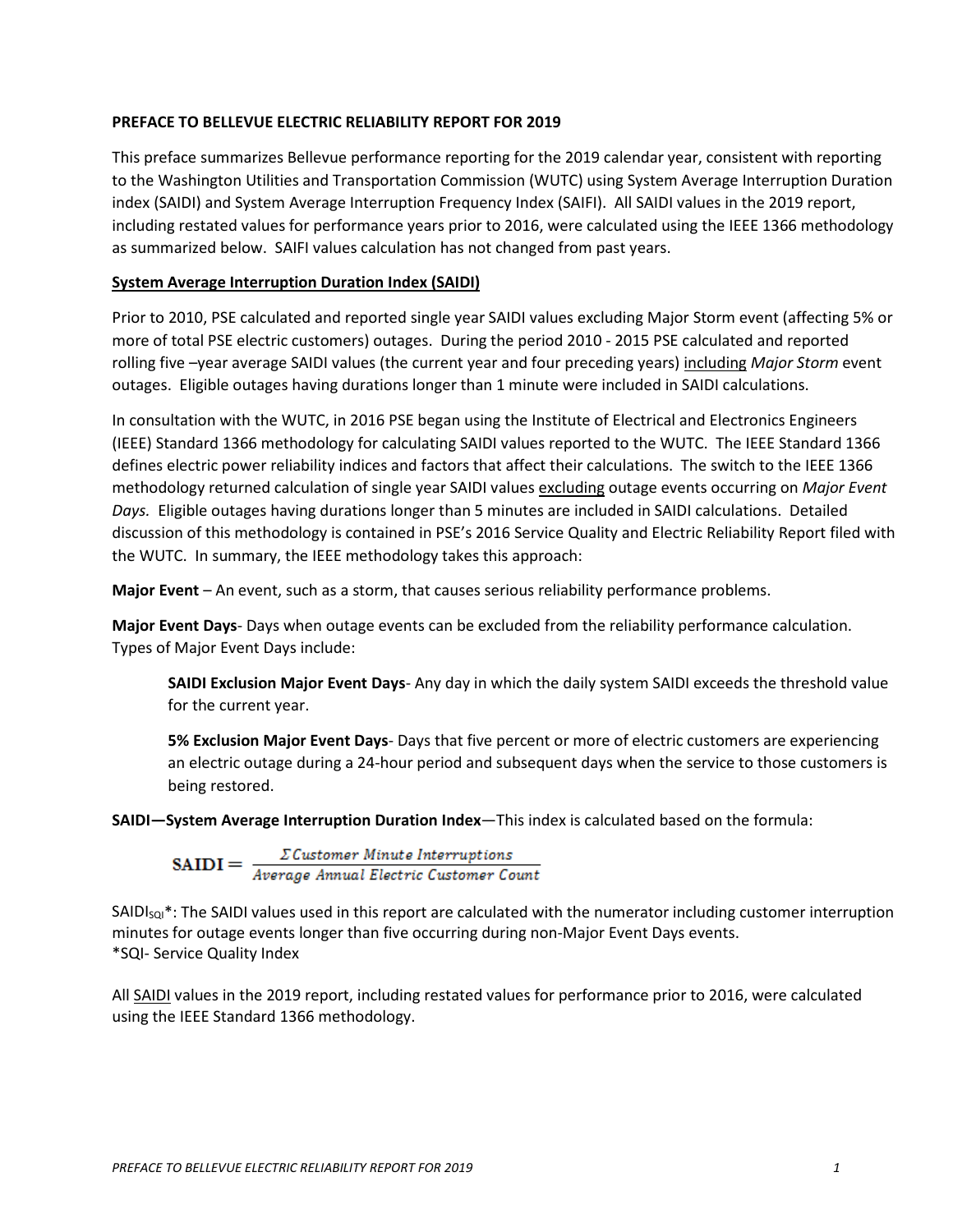**PREFACE TO BELLEVUE ELECTRIC RELIABILITY REPORT FOR 2019**

This preface summarizes Bellevue performance reporting for the 2019 calendar year, consistent with reporting to the Washington Utilities and Transportation Commission (WUTC) using System Average Interruption Duration index (SAIDI) and System Average Interruption Frequency Index (SAIFI). All SAIDI values in the 2019 report, including restated values for performance years prior to 2016, were calculated using the IEEE 1366 methodology as summarized below. SAIFI values calculation has not changed from past years.

**System Average Interruption Duration Index (SAIDI)**

Prior to 2010, PSE calculated and reported single year SAIDI values excluding Major Storm event (affecting 5% or more of total PSE electric customers) outages. During the period 2010 - 2015 PSE calculated and reported rolling five –year average SAIDI values (the current year and four preceding years) including *Major Storm* event outages. Eligible outages having durations longer than 1 minute were included in SAIDI calculations.

In consultation with the WUTC, in 2016 PSE began using the Institute of Electrical and Electronics Engineers (IEEE) Standard 1366 methodology for calculating SAIDI values reported to the WUTC. The IEEE Standard 1366 defines electric power reliability indices and factors that affect their calculations. The switch to the IEEE 1366 methodology returned calculation of single year SAIDI values excluding outage events occurring on *Major Event Days.* Eligible outages having durations longer than 5 minutes are included in SAIDI calculations. Detailed discussion of this methodology is contained in PSE's 2016 Service Quality and Electric Reliability Report filed with the WUTC. In summary, the IEEE methodology takes this approach:

**Major Event** – An event, such as a storm, that causes serious reliability performance problems.

**Major Event Days**- Days when outage events can be excluded from the reliability performance calculation. Types of Major Event Days include:

> **SAIDI Exclusion Major Event Days**- Any day in which the daily system SAIDI exceeds the threshold value for the current year.
>
> **5% Exclusion Major Event Days**- Days that five percent or more of electric customers are experiencing an electric outage during a 24-hour period and subsequent days when the service to those customers is being restored.

**SAIDI—System Average Interruption Duration Index**—This index is calculated based on the formula:

$$\text{SAIDI} = \frac{\Sigma\,\textit{Customer Minute Interruptions}}{\textit{Average Annual Electric Customer Count}}$$

$SAIDI_{SQI}$*: The SAIDI values used in this report are calculated with the numerator including customer interruption minutes for outage events longer than five occurring during non-Major Event Days events.
*SQI- Service Quality Index

All SAIDI values in the 2019 report, including restated values for performance prior to 2016, were calculated using the IEEE Standard 1366 methodology.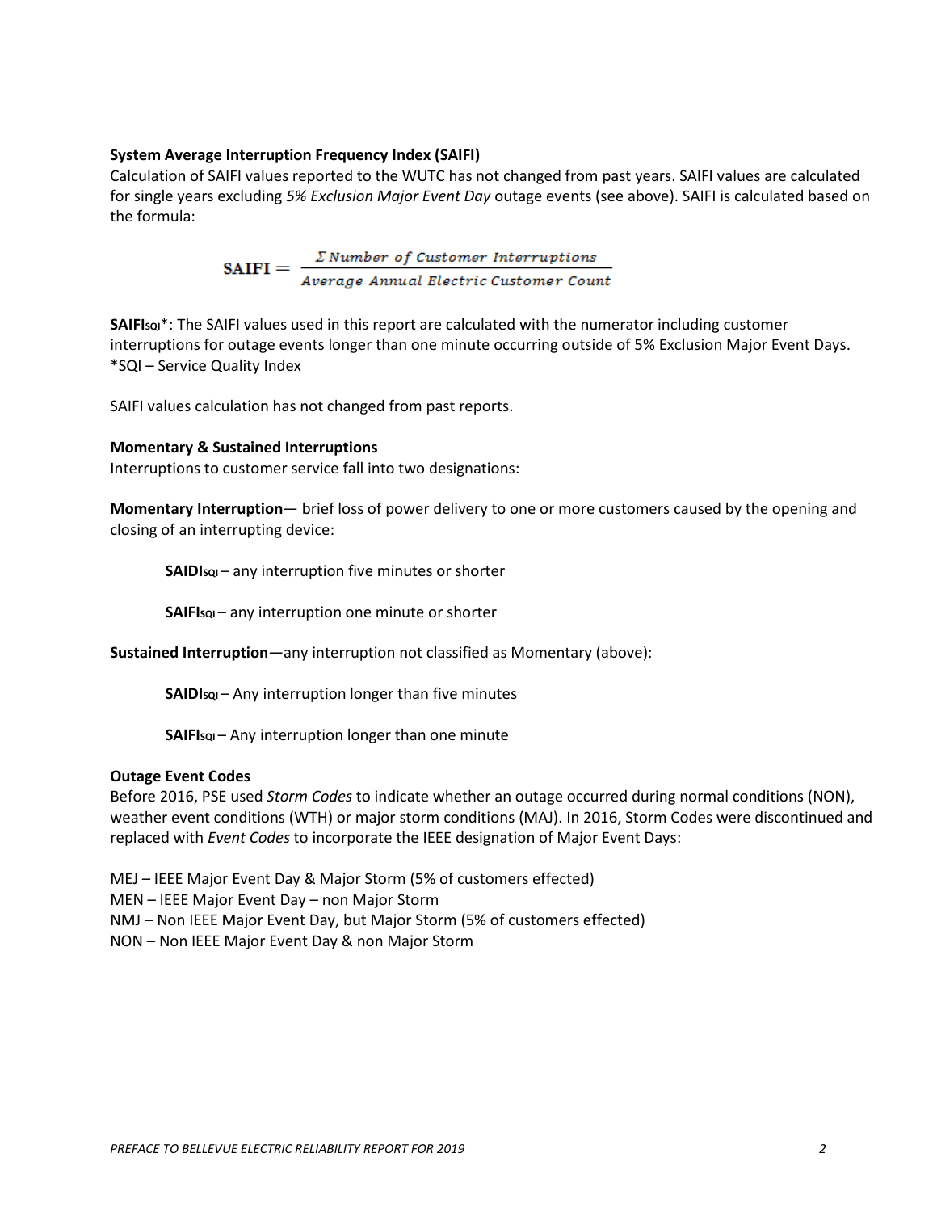**System Average Interruption Frequency Index (SAIFI)**

Calculation of SAIFI values reported to the WUTC has not changed from past years. SAIFI values are calculated for single years excluding *5% Exclusion Major Event Day* outage events (see above). SAIFI is calculated based on the formula:

$$\text{SAIFI} = \frac{\Sigma \, Number \ of \ Customer \ Interruptions}{Average \ Annual \ Electric \ Customer \ Count}$$

**$\text{SAIFI}_{\text{SQI}}$***: The SAIFI values used in this report are calculated with the numerator including customer interruptions for outage events longer than one minute occurring outside of 5% Exclusion Major Event Days.
*SQI – Service Quality Index

SAIFI values calculation has not changed from past reports.

**Momentary & Sustained Interruptions**

Interruptions to customer service fall into two designations:

**Momentary Interruption**— brief loss of power delivery to one or more customers caused by the opening and closing of an interrupting device:

- **$\text{SAIDI}_{\text{SQI}}$** – any interruption five minutes or shorter
- **$\text{SAIFI}_{\text{SQI}}$** – any interruption one minute or shorter

**Sustained Interruption**—any interruption not classified as Momentary (above):

- **$\text{SAIDI}_{\text{SQI}}$** – Any interruption longer than five minutes
- **$\text{SAIFI}_{\text{SQI}}$** – Any interruption longer than one minute

**Outage Event Codes**

Before 2016, PSE used *Storm Codes* to indicate whether an outage occurred during normal conditions (NON), weather event conditions (WTH) or major storm conditions (MAJ). In 2016, Storm Codes were discontinued and replaced with *Event Codes* to incorporate the IEEE designation of Major Event Days:

MEJ – IEEE Major Event Day & Major Storm (5% of customers effected)
MEN – IEEE Major Event Day – non Major Storm
NMJ – Non IEEE Major Event Day, but Major Storm (5% of customers effected)
NON – Non IEEE Major Event Day & non Major Storm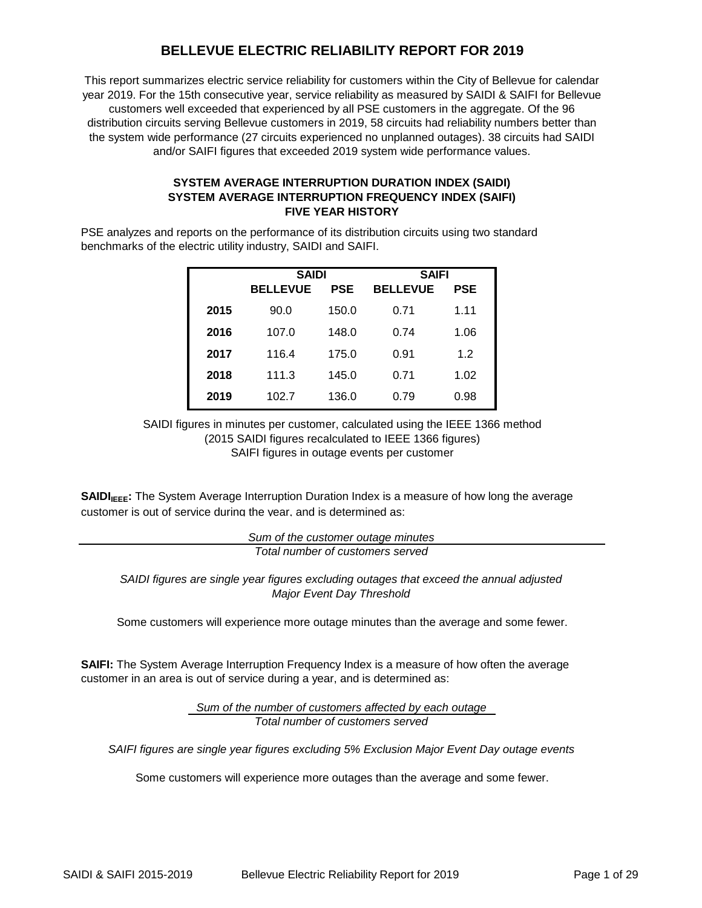# BELLEVUE ELECTRIC RELIABILITY REPORT FOR 2019

This report summarizes electric service reliability for customers within the City of Bellevue for calendar year 2019. For the 15th consecutive year, service reliability as measured by SAIDI & SAIFI for Bellevue customers well exceeded that experienced by all PSE customers in the aggregate. Of the 96 distribution circuits serving Bellevue customers in 2019, 58 circuits had reliability numbers better than the system wide performance (27 circuits experienced no unplanned outages). 38 circuits had SAIDI and/or SAIFI figures that exceeded 2019 system wide performance values.

### SYSTEM AVERAGE INTERRUPTION DURATION INDEX (SAIDI)
### SYSTEM AVERAGE INTERRUPTION FREQUENCY INDEX (SAIFI)
### FIVE YEAR HISTORY

PSE analyzes and reports on the performance of its distribution circuits using two standard benchmarks of the electric utility industry, SAIDI and SAIFI.

| | SAIDI | | SAIFI | |
|---|---|---|---|---|
| | **BELLEVUE** | **PSE** | **BELLEVUE** | **PSE** |
| **2015** | 90.0 | 150.0 | 0.71 | 1.11 |
| **2016** | 107.0 | 148.0 | 0.74 | 1.06 |
| **2017** | 116.4 | 175.0 | 0.91 | 1.2 |
| **2018** | 111.3 | 145.0 | 0.71 | 1.02 |
| **2019** | 102.7 | 136.0 | 0.79 | 0.98 |

SAIDI figures in minutes per customer, calculated using the IEEE 1366 method
(2015 SAIDI figures recalculated to IEEE 1366 figures)
SAIFI figures in outage events per customer

**$SAIDI_{IEEE}$:** The System Average Interruption Duration Index is a measure of how long the average customer is out of service during the year, and is determined as:

$$\frac{\text{Sum of the customer outage minutes}}{\text{Total number of customers served}}$$

*SAIDI figures are single year figures excluding outages that exceed the annual adjusted Major Event Day Threshold*

Some customers will experience more outage minutes than the average and some fewer.

**SAIFI:** The System Average Interruption Frequency Index is a measure of how often the average customer in an area is out of service during a year, and is determined as:

$$\frac{\text{Sum of the number of customers affected by each outage}}{\text{Total number of customers served}}$$

*SAIFI figures are single year figures excluding 5% Exclusion Major Event Day outage events*

Some customers will experience more outages than the average and some fewer.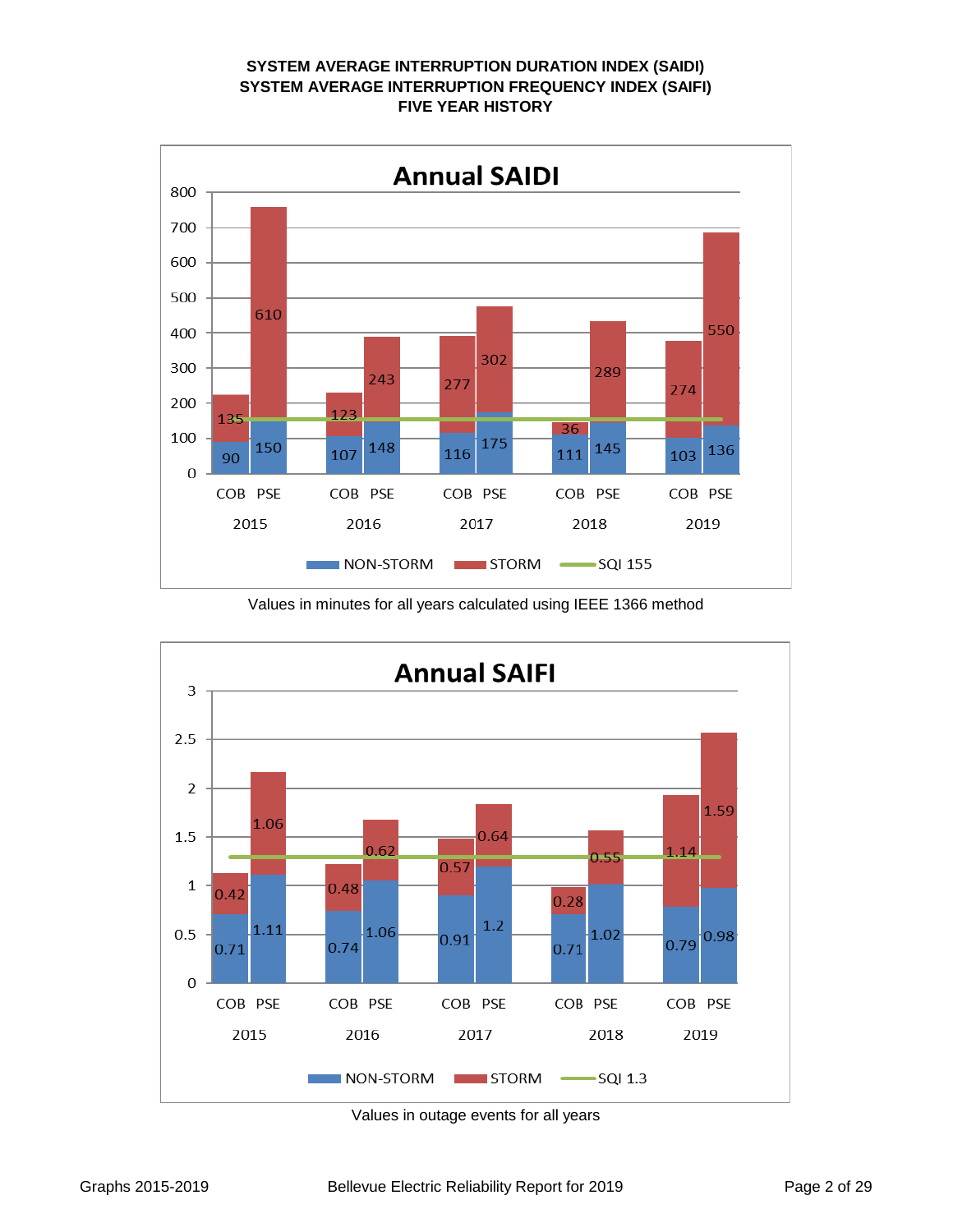**SYSTEM AVERAGE INTERRUPTION DURATION INDEX (SAIDI)**
**SYSTEM AVERAGE INTERRUPTION FREQUENCY INDEX (SAIFI)**
**FIVE YEAR HISTORY**

## Annual SAIDI

| Year | | NON-STORM | STORM |
|---|---|---|---|
| 2015 | COB | 90 | 135 |
| 2015 | PSE | 150 | 610 |
| 2016 | COB | 107 | 123 |
| 2016 | PSE | 148 | 243 |
| 2017 | COB | 116 | 277 |
| 2017 | PSE | 175 | 302 |
| 2018 | COB | 111 | 36 |
| 2018 | PSE | 145 | 289 |
| 2019 | COB | 103 | 274 |
| 2019 | PSE | 136 | 550 |

SQI 155

Values in minutes for all years calculated using IEEE 1366 method

## Annual SAIFI

| Year | | NON-STORM | STORM |
|---|---|---|---|
| 2015 | COB | 0.71 | 0.42 |
| 2015 | PSE | 1.11 | 1.06 |
| 2016 | COB | 0.74 | 0.48 |
| 2016 | PSE | 1.06 | 0.62 |
| 2017 | COB | 0.91 | 0.57 |
| 2017 | PSE | 1.2 | 0.64 |
| 2018 | COB | 0.71 | 0.28 |
| 2018 | PSE | 1.02 | 0.55 |
| 2019 | COB | 0.79 | 1.14 |
| 2019 | PSE | 0.98 | 1.59 |

SQI 1.3

Values in outage events for all years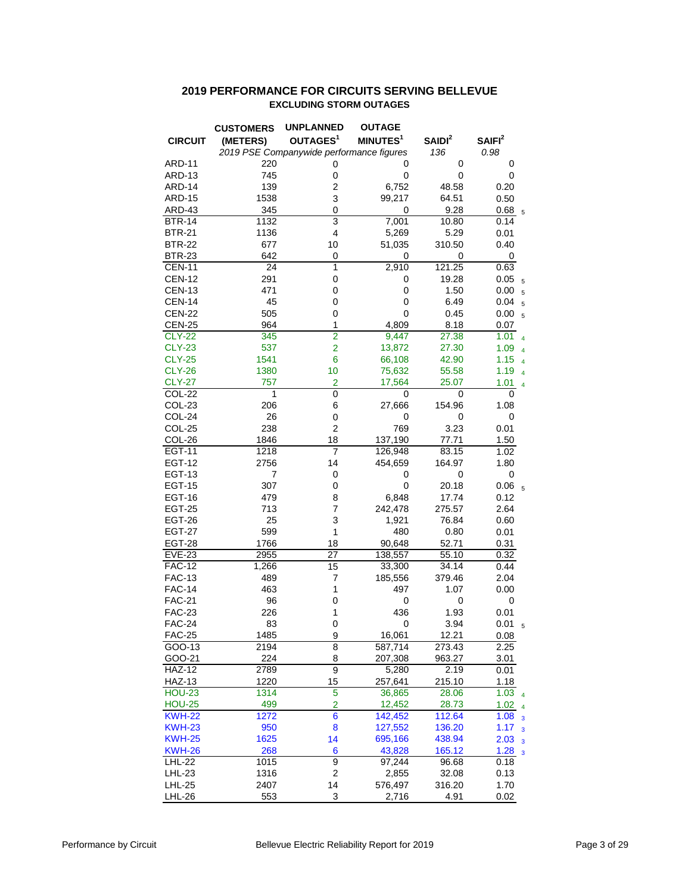## 2019 PERFORMANCE FOR CIRCUITS SERVING BELLEVUE

### EXCLUDING STORM OUTAGES

| CIRCUIT | CUSTOMERS (METERS) | UNPLANNED OUTAGES[1] | OUTAGE MINUTES[1] | SAIDI[2] | SAIFI[2] | |
|---|---|---|---|---|---|---|
| | *2019 PSE Companywide performance figures* | | | *136* | *0.98* | |
| ARD-11 | 220 | 0 | 0 | 0 | 0 | |
| ARD-13 | 745 | 0 | 0 | 0 | 0 | |
| ARD-14 | 139 | 2 | 6,752 | 48.58 | 0.20 | |
| ARD-15 | 1538 | 3 | 99,217 | 64.51 | 0.50 | |
| ARD-43 | 345 | 0 | 0 | 9.28 | 0.68 | 5 |
| BTR-14 | 1132 | 3 | 7,001 | 10.80 | 0.14 | |
| BTR-21 | 1136 | 4 | 5,269 | 5.29 | 0.01 | |
| BTR-22 | 677 | 10 | 51,035 | 310.50 | 0.40 | |
| BTR-23 | 642 | 0 | 0 | 0 | 0 | |
| CEN-11 | 24 | 1 | 2,910 | 121.25 | 0.63 | |
| CEN-12 | 291 | 0 | 0 | 19.28 | 0.05 | 5 |
| CEN-13 | 471 | 0 | 0 | 1.50 | 0.00 | 5 |
| CEN-14 | 45 | 0 | 0 | 6.49 | 0.04 | 5 |
| CEN-22 | 505 | 0 | 0 | 0.45 | 0.00 | 5 |
| CEN-25 | 964 | 1 | 4,809 | 8.18 | 0.07 | |
| CLY-22 | 345 | 2 | 9,447 | 27.38 | 1.01 | 4 |
| CLY-23 | 537 | 2 | 13,872 | 27.30 | 1.09 | 4 |
| CLY-25 | 1541 | 6 | 66,108 | 42.90 | 1.15 | 4 |
| CLY-26 | 1380 | 10 | 75,632 | 55.58 | 1.19 | 4 |
| CLY-27 | 757 | 2 | 17,564 | 25.07 | 1.01 | 4 |
| COL-22 | 1 | 0 | 0 | 0 | 0 | |
| COL-23 | 206 | 6 | 27,666 | 154.96 | 1.08 | |
| COL-24 | 26 | 0 | 0 | 0 | 0 | |
| COL-25 | 238 | 2 | 769 | 3.23 | 0.01 | |
| COL-26 | 1846 | 18 | 137,190 | 77.71 | 1.50 | |
| EGT-11 | 1218 | 7 | 126,948 | 83.15 | 1.02 | |
| EGT-12 | 2756 | 14 | 454,659 | 164.97 | 1.80 | |
| EGT-13 | 7 | 0 | 0 | 0 | 0 | |
| EGT-15 | 307 | 0 | 0 | 20.18 | 0.06 | 5 |
| EGT-16 | 479 | 8 | 6,848 | 17.74 | 0.12 | |
| EGT-25 | 713 | 7 | 242,478 | 275.57 | 2.64 | |
| EGT-26 | 25 | 3 | 1,921 | 76.84 | 0.60 | |
| EGT-27 | 599 | 1 | 480 | 0.80 | 0.01 | |
| EGT-28 | 1766 | 18 | 90,648 | 52.71 | 0.31 | |
| EVE-23 | 2955 | 27 | 138,557 | 55.10 | 0.32 | |
| FAC-12 | 1,266 | 15 | 33,300 | 34.14 | 0.44 | |
| FAC-13 | 489 | 7 | 185,556 | 379.46 | 2.04 | |
| FAC-14 | 463 | 1 | 497 | 1.07 | 0.00 | |
| FAC-21 | 96 | 0 | 0 | 0 | 0 | |
| FAC-23 | 226 | 1 | 436 | 1.93 | 0.01 | |
| FAC-24 | 83 | 0 | 0 | 3.94 | 0.01 | 5 |
| FAC-25 | 1485 | 9 | 16,061 | 12.21 | 0.08 | |
| GOO-13 | 2194 | 8 | 587,714 | 273.43 | 2.25 | |
| GOO-21 | 224 | 8 | 207,308 | 963.27 | 3.01 | |
| HAZ-12 | 2789 | 9 | 5,280 | 2.19 | 0.01 | |
| HAZ-13 | 1220 | 15 | 257,641 | 215.10 | 1.18 | |
| HOU-23 | 1314 | 5 | 36,865 | 28.06 | 1.03 | 4 |
| HOU-25 | 499 | 2 | 12,452 | 28.73 | 1.02 | 4 |
| KWH-22 | 1272 | 6 | 142,452 | 112.64 | 1.08 | 3 |
| KWH-23 | 950 | 8 | 127,552 | 136.20 | 1.17 | 3 |
| KWH-25 | 1625 | 14 | 695,166 | 438.94 | 2.03 | 3 |
| KWH-26 | 268 | 6 | 43,828 | 165.12 | 1.28 | 3 |
| LHL-22 | 1015 | 9 | 97,244 | 96.68 | 0.18 | |
| LHL-23 | 1316 | 2 | 2,855 | 32.08 | 0.13 | |
| LHL-25 | 2407 | 14 | 576,497 | 316.20 | 1.70 | |
| LHL-26 | 553 | 3 | 2,716 | 4.91 | 0.02 | |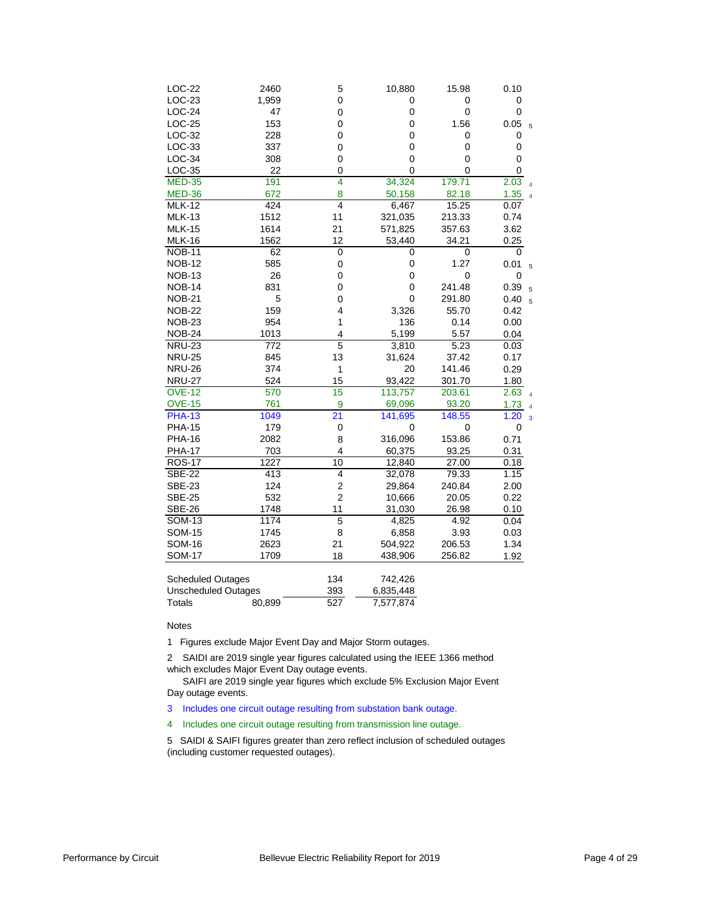| Circuit | Customers | Outages | Customer Minutes | SAIDI | SAIFI | Note |
|---|---|---|---|---|---|---|
| LOC-22 | 2460 | 5 | 10,880 | 15.98 | 0.10 | |
| LOC-23 | 1,959 | 0 | 0 | 0 | 0 | |
| LOC-24 | 47 | 0 | 0 | 0 | 0 | |
| LOC-25 | 153 | 0 | 0 | 1.56 | 0.05 | 5 |
| LOC-32 | 228 | 0 | 0 | 0 | 0 | |
| LOC-33 | 337 | 0 | 0 | 0 | 0 | |
| LOC-34 | 308 | 0 | 0 | 0 | 0 | |
| LOC-35 | 22 | 0 | 0 | 0 | 0 | |
| MED-35 | 191 | 4 | 34,324 | 179.71 | 2.03 | 4 |
| MED-36 | 672 | 8 | 50,158 | 82.18 | 1.35 | 4 |
| MLK-12 | 424 | 4 | 6,467 | 15.25 | 0.07 | |
| MLK-13 | 1512 | 11 | 321,035 | 213.33 | 0.74 | |
| MLK-15 | 1614 | 21 | 571,825 | 357.63 | 3.62 | |
| MLK-16 | 1562 | 12 | 53,440 | 34.21 | 0.25 | |
| NOB-11 | 62 | 0 | 0 | 0 | 0 | |
| NOB-12 | 585 | 0 | 0 | 1.27 | 0.01 | 5 |
| NOB-13 | 26 | 0 | 0 | 0 | 0 | |
| NOB-14 | 831 | 0 | 0 | 241.48 | 0.39 | 5 |
| NOB-21 | 5 | 0 | 0 | 291.80 | 0.40 | 5 |
| NOB-22 | 159 | 4 | 3,326 | 55.70 | 0.42 | |
| NOB-23 | 954 | 1 | 136 | 0.14 | 0.00 | |
| NOB-24 | 1013 | 4 | 5,199 | 5.57 | 0.04 | |
| NRU-23 | 772 | 5 | 3,810 | 5.23 | 0.03 | |
| NRU-25 | 845 | 13 | 31,624 | 37.42 | 0.17 | |
| NRU-26 | 374 | 1 | 20 | 141.46 | 0.29 | |
| NRU-27 | 524 | 15 | 93,422 | 301.70 | 1.80 | |
| OVE-12 | 570 | 15 | 113,757 | 203.61 | 2.63 | 4 |
| OVE-15 | 761 | 9 | 69,096 | 93.20 | 1.73 | 4 |
| PHA-13 | 1049 | 21 | 141,695 | 148.55 | 1.20 | 3 |
| PHA-15 | 179 | 0 | 0 | 0 | 0 | |
| PHA-16 | 2082 | 8 | 316,096 | 153.86 | 0.71 | |
| PHA-17 | 703 | 4 | 60,375 | 93.25 | 0.31 | |
| ROS-17 | 1227 | 10 | 12,840 | 27.00 | 0.18 | |
| SBE-22 | 413 | 4 | 32,078 | 79.33 | 1.15 | |
| SBE-23 | 124 | 2 | 29,864 | 240.84 | 2.00 | |
| SBE-25 | 532 | 2 | 10,666 | 20.05 | 0.22 | |
| SBE-26 | 1748 | 11 | 31,030 | 26.98 | 0.10 | |
| SOM-13 | 1174 | 5 | 4,825 | 4.92 | 0.04 | |
| SOM-15 | 1745 | 8 | 6,858 | 3.93 | 0.03 | |
| SOM-16 | 2623 | 21 | 504,922 | 206.53 | 1.34 | |
| SOM-17 | 1709 | 18 | 438,906 | 256.82 | 1.92 | |
| Scheduled Outages | | 134 | 742,426 | | | |
| Unscheduled Outages | | 393 | 6,835,448 | | | |
| Totals | 80,899 | 527 | 7,577,874 | | | |

Notes

1 Figures exclude Major Event Day and Major Storm outages.

2 SAIDI are 2019 single year figures calculated using the IEEE 1366 method which excludes Major Event Day outage events.
SAIFI are 2019 single year figures which exclude 5% Exclusion Major Event Day outage events.

3 Includes one circuit outage resulting from substation bank outage.

4 Includes one circuit outage resulting from transmission line outage.

5 SAIDI & SAIFI figures greater than zero reflect inclusion of scheduled outages (including customer requested outages).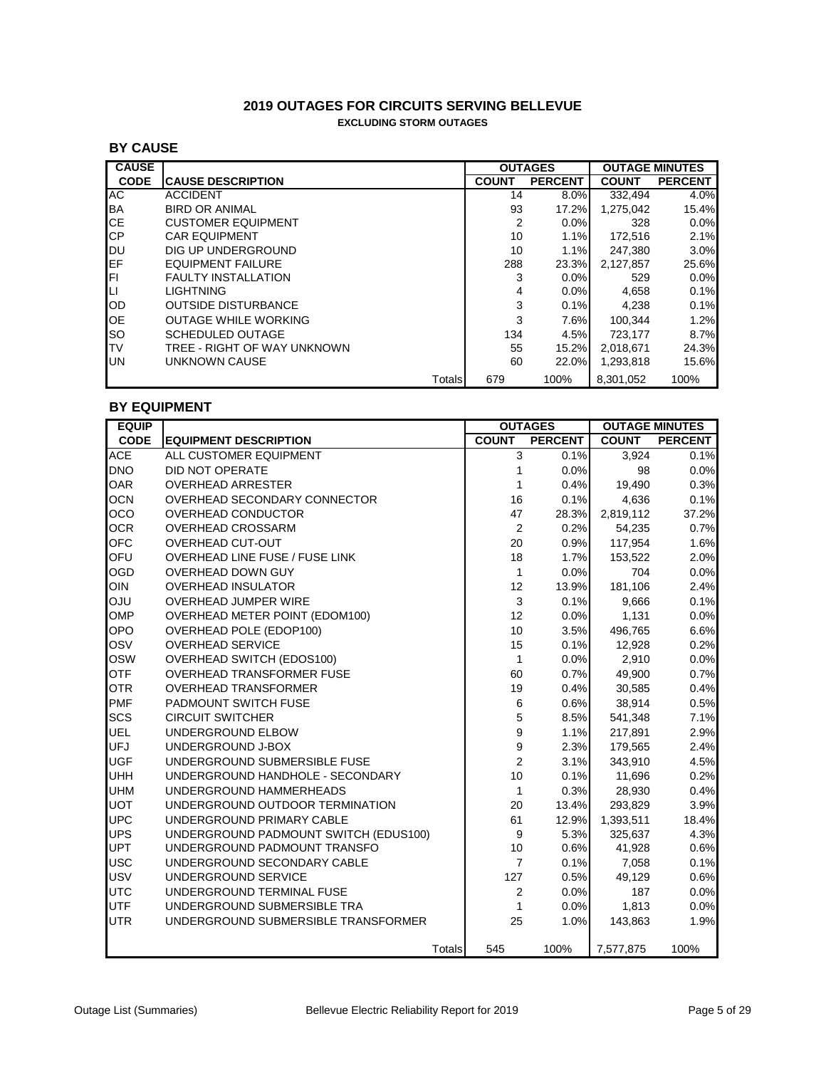# 2019 OUTAGES FOR CIRCUITS SERVING BELLEVUE

**EXCLUDING STORM OUTAGES**

## BY CAUSE

| CAUSE | | OUTAGES | | OUTAGE MINUTES | |
|---|---|---|---|---|---|
| CODE | CAUSE DESCRIPTION | COUNT | PERCENT | COUNT | PERCENT |
| AC | ACCIDENT | 14 | 8.0% | 332,494 | 4.0% |
| BA | BIRD OR ANIMAL | 93 | 17.2% | 1,275,042 | 15.4% |
| CE | CUSTOMER EQUIPMENT | 2 | 0.0% | 328 | 0.0% |
| CP | CAR EQUIPMENT | 10 | 1.1% | 172,516 | 2.1% |
| DU | DIG UP UNDERGROUND | 10 | 1.1% | 247,380 | 3.0% |
| EF | EQUIPMENT FAILURE | 288 | 23.3% | 2,127,857 | 25.6% |
| FI | FAULTY INSTALLATION | 3 | 0.0% | 529 | 0.0% |
| LI | LIGHTNING | 4 | 0.0% | 4,658 | 0.1% |
| OD | OUTSIDE DISTURBANCE | 3 | 0.1% | 4,238 | 0.1% |
| OE | OUTAGE WHILE WORKING | 3 | 7.6% | 100,344 | 1.2% |
| SO | SCHEDULED OUTAGE | 134 | 4.5% | 723,177 | 8.7% |
| TV | TREE - RIGHT OF WAY UNKNOWN | 55 | 15.2% | 2,018,671 | 24.3% |
| UN | UNKNOWN CAUSE | 60 | 22.0% | 1,293,818 | 15.6% |
| | Totals | 679 | 100% | 8,301,052 | 100% |

## BY EQUIPMENT

| EQUIP | | OUTAGES | | OUTAGE MINUTES | |
|---|---|---|---|---|---|
| CODE | EQUIPMENT DESCRIPTION | COUNT | PERCENT | COUNT | PERCENT |
| ACE | ALL CUSTOMER EQUIPMENT | 3 | 0.1% | 3,924 | 0.1% |
| DNO | DID NOT OPERATE | 1 | 0.0% | 98 | 0.0% |
| OAR | OVERHEAD ARRESTER | 1 | 0.4% | 19,490 | 0.3% |
| OCN | OVERHEAD SECONDARY CONNECTOR | 16 | 0.1% | 4,636 | 0.1% |
| OCO | OVERHEAD CONDUCTOR | 47 | 28.3% | 2,819,112 | 37.2% |
| OCR | OVERHEAD CROSSARM | 2 | 0.2% | 54,235 | 0.7% |
| OFC | OVERHEAD CUT-OUT | 20 | 0.9% | 117,954 | 1.6% |
| OFU | OVERHEAD LINE FUSE / FUSE LINK | 18 | 1.7% | 153,522 | 2.0% |
| OGD | OVERHEAD DOWN GUY | 1 | 0.0% | 704 | 0.0% |
| OIN | OVERHEAD INSULATOR | 12 | 13.9% | 181,106 | 2.4% |
| OJU | OVERHEAD JUMPER WIRE | 3 | 0.1% | 9,666 | 0.1% |
| OMP | OVERHEAD METER POINT (EDOM100) | 12 | 0.0% | 1,131 | 0.0% |
| OPO | OVERHEAD POLE (EDOP100) | 10 | 3.5% | 496,765 | 6.6% |
| OSV | OVERHEAD SERVICE | 15 | 0.1% | 12,928 | 0.2% |
| OSW | OVERHEAD SWITCH (EDOS100) | 1 | 0.0% | 2,910 | 0.0% |
| OTF | OVERHEAD TRANSFORMER FUSE | 60 | 0.7% | 49,900 | 0.7% |
| OTR | OVERHEAD TRANSFORMER | 19 | 0.4% | 30,585 | 0.4% |
| PMF | PADMOUNT SWITCH FUSE | 6 | 0.6% | 38,914 | 0.5% |
| SCS | CIRCUIT SWITCHER | 5 | 8.5% | 541,348 | 7.1% |
| UEL | UNDERGROUND ELBOW | 9 | 1.1% | 217,891 | 2.9% |
| UFJ | UNDERGROUND J-BOX | 9 | 2.3% | 179,565 | 2.4% |
| UGF | UNDERGROUND SUBMERSIBLE FUSE | 2 | 3.1% | 343,910 | 4.5% |
| UHH | UNDERGROUND HANDHOLE - SECONDARY | 10 | 0.1% | 11,696 | 0.2% |
| UHM | UNDERGROUND HAMMERHEADS | 1 | 0.3% | 28,930 | 0.4% |
| UOT | UNDERGROUND OUTDOOR TERMINATION | 20 | 13.4% | 293,829 | 3.9% |
| UPC | UNDERGROUND PRIMARY CABLE | 61 | 12.9% | 1,393,511 | 18.4% |
| UPS | UNDERGROUND PADMOUNT SWITCH (EDUS100) | 9 | 5.3% | 325,637 | 4.3% |
| UPT | UNDERGROUND PADMOUNT TRANSFO | 10 | 0.6% | 41,928 | 0.6% |
| USC | UNDERGROUND SECONDARY CABLE | 7 | 0.1% | 7,058 | 0.1% |
| USV | UNDERGROUND SERVICE | 127 | 0.5% | 49,129 | 0.6% |
| UTC | UNDERGROUND TERMINAL FUSE | 2 | 0.0% | 187 | 0.0% |
| UTF | UNDERGROUND SUBMERSIBLE TRA | 1 | 0.0% | 1,813 | 0.0% |
| UTR | UNDERGROUND SUBMERSIBLE TRANSFORMER | 25 | 1.0% | 143,863 | 1.9% |
| | Totals | 545 | 100% | 7,577,875 | 100% |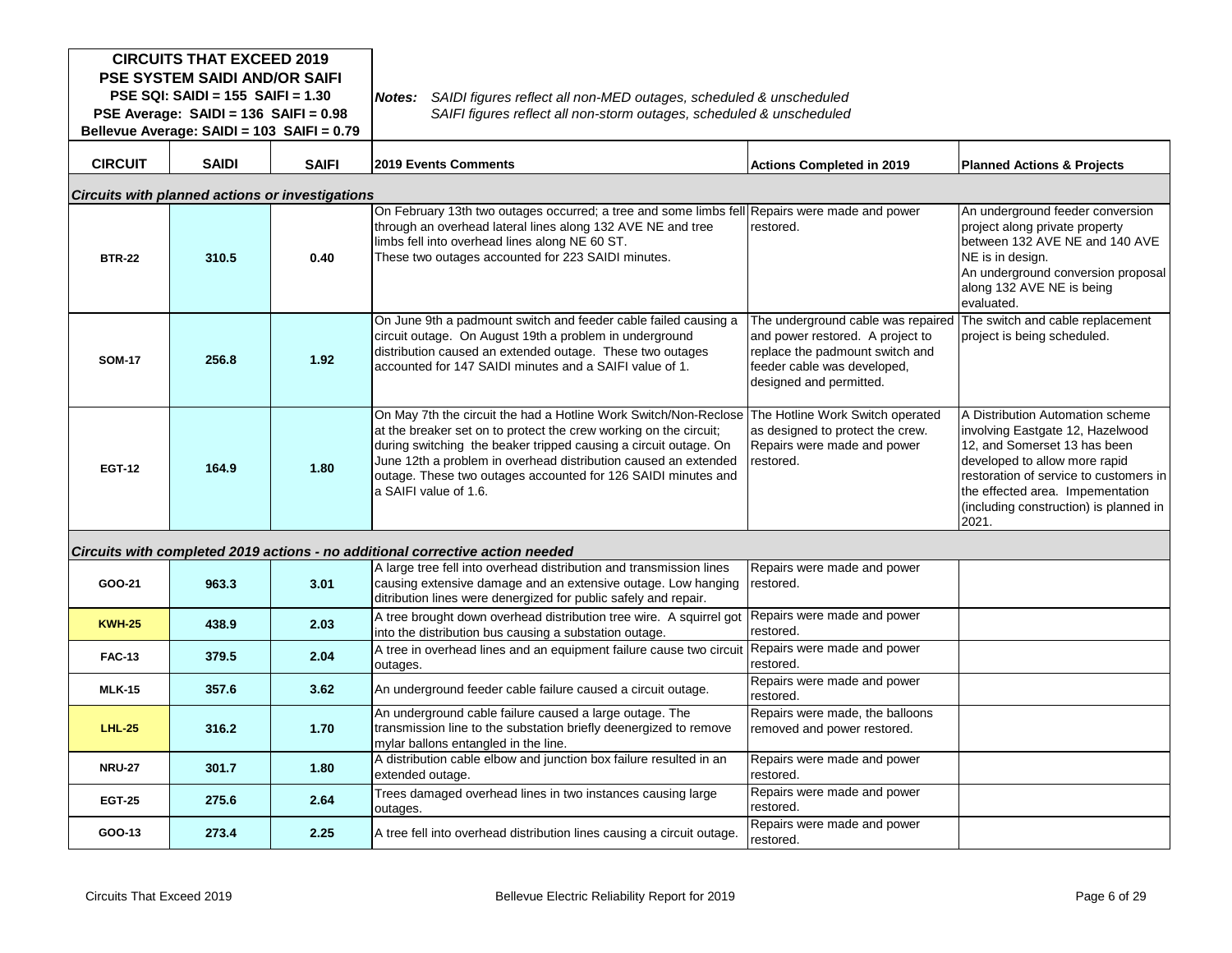**CIRCUITS THAT EXCEED 2019 PSE SYSTEM SAIDI AND/OR SAIFI**
**PSE SQI: SAIDI = 155 SAIFI = 1.30**
**PSE Average: SAIDI = 136 SAIFI = 0.98**
**Bellevue Average: SAIDI = 103 SAIFI = 0.79**

***Notes:*** *SAIDI figures reflect all non-MED outages, scheduled & unscheduled*
*SAIFI figures reflect all non-storm outages, scheduled & unscheduled*

| CIRCUIT | SAIDI | SAIFI | 2019 Events Comments | Actions Completed in 2019 | Planned Actions & Projects |
|---|---|---|---|---|---|
| ***Circuits with planned actions or investigations*** | | | | | |
| **BTR-22** | **310.5** | **0.40** | On February 13th two outages occurred; a tree and some limbs fell through an overhead lateral lines along 132 AVE NE and tree limbs fell into overhead lines along NE 60 ST. These two outages accounted for 223 SAIDI minutes. | Repairs were made and power restored. | An underground feeder conversion project along private property between 132 AVE NE and 140 AVE NE is in design. An underground conversion proposal along 132 AVE NE is being evaluated. |
| **SOM-17** | **256.8** | **1.92** | On June 9th a padmount switch and feeder cable failed causing a circuit outage. On August 19th a problem in underground distribution caused an extended outage. These two outages accounted for 147 SAIDI minutes and a SAIFI value of 1. | The underground cable was repaired and power restored. A project to replace the padmount switch and feeder cable was developed, designed and permitted. | The switch and cable replacement project is being scheduled. |
| **EGT-12** | **164.9** | **1.80** | On May 7th the circuit the had a Hotline Work Switch/Non-Reclose at the breaker set on to protect the crew working on the circuit; during switching the beaker tripped causing a circuit outage. On June 12th a problem in overhead distribution caused an extended outage. These two outages accounted for 126 SAIDI minutes and a SAIFI value of 1.6. | The Hotline Work Switch operated as designed to protect the crew. Repairs were made and power restored. | A Distribution Automation scheme involving Eastgate 12, Hazelwood 12, and Somerset 13 has been developed to allow more rapid restoration of service to customers in the effected area. Impementation (including construction) is planned in 2021. |
| ***Circuits with completed 2019 actions - no additional corrective action needed*** | | | | | |
| **GOO-21** | **963.3** | **3.01** | A large tree fell into overhead distribution and transmission lines causing extensive damage and an extensive outage. Low hanging ditribution lines were denergized for public safely and repair. | Repairs were made and power restored. | |
| **KWH-25** | **438.9** | **2.03** | A tree brought down overhead distribution tree wire. A squirrel got into the distribution bus causing a substation outage. | Repairs were made and power restored. | |
| **FAC-13** | **379.5** | **2.04** | A tree in overhead lines and an equipment failure cause two circuit outages. | Repairs were made and power restored. | |
| **MLK-15** | **357.6** | **3.62** | An underground feeder cable failure caused a circuit outage. | Repairs were made and power restored. | |
| **LHL-25** | **316.2** | **1.70** | An underground cable failure caused a large outage. The transmission line to the substation briefly deenergized to remove mylar ballons entangled in the line. | Repairs were made, the balloons removed and power restored. | |
| **NRU-27** | **301.7** | **1.80** | A distribution cable elbow and junction box failure resulted in an extended outage. | Repairs were made and power restored. | |
| **EGT-25** | **275.6** | **2.64** | Trees damaged overhead lines in two instances causing large outages. | Repairs were made and power restored. | |
| **GOO-13** | **273.4** | **2.25** | A tree fell into overhead distribution lines causing a circuit outage. | Repairs were made and power restored. | |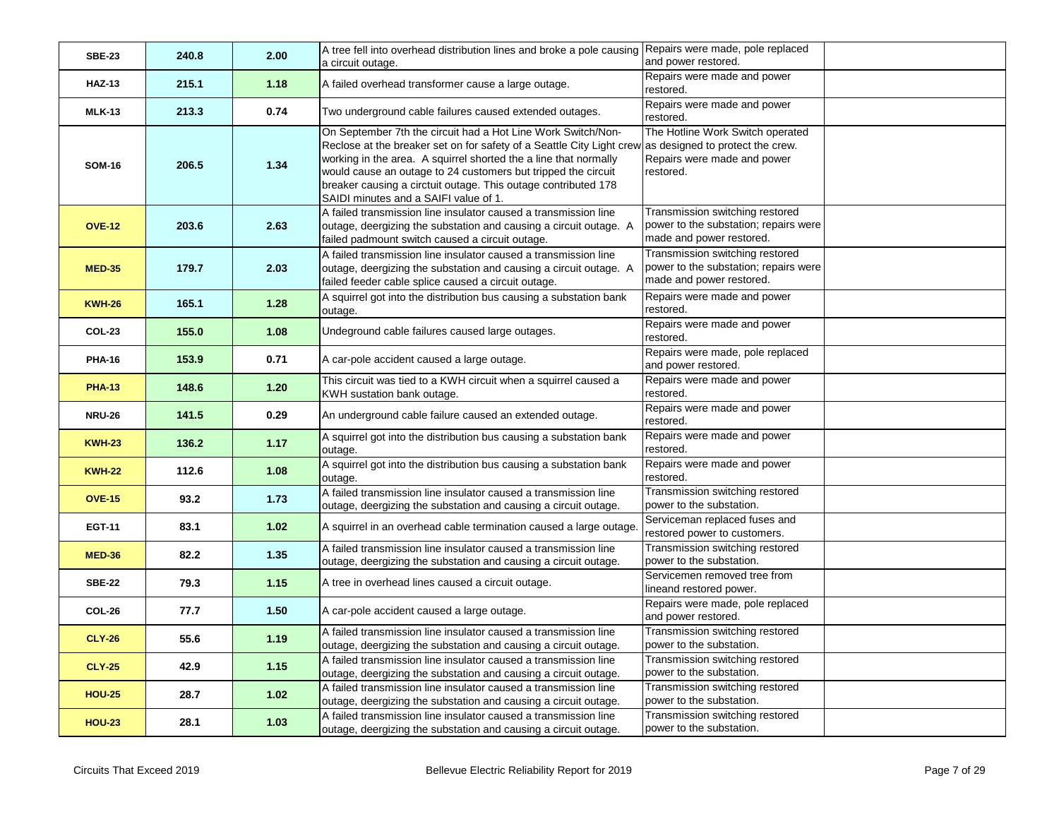| | | | | | |
|---|---|---|---|---|---|
| **SBE-23** | **240.8** | **2.00** | A tree fell into overhead distribution lines and broke a pole causing a circuit outage. | Repairs were made, pole replaced and power restored. | |
| **HAZ-13** | **215.1** | **1.18** | A failed overhead transformer cause a large outage. | Repairs were made and power restored. | |
| **MLK-13** | **213.3** | **0.74** | Two underground cable failures caused extended outages. | Repairs were made and power restored. | |
| **SOM-16** | **206.5** | **1.34** | On September 7th the circuit had a Hot Line Work Switch/Non-Reclose at the breaker set on for safety of a Seattle City Light crew working in the area. A squirrel shorted the a line that normally would cause an outage to 24 customers but tripped the circuit breaker causing a circtuit outage. This outage contributed 178 SAIDI minutes and a SAIFI value of 1. | The Hotline Work Switch operated as designed to protect the crew. Repairs were made and power restored. | |
| **OVE-12** | **203.6** | **2.63** | A failed transmission line insulator caused a transmission line outage, deergizing the substation and causing a circuit outage. A failed padmount switch caused a circuit outage. | Transmission switching restored power to the substation; repairs were made and power restored. | |
| **MED-35** | **179.7** | **2.03** | A failed transmission line insulator caused a transmission line outage, deergizing the substation and causing a circuit outage. A failed feeder cable splice caused a circuit outage. | Transmission switching restored power to the substation; repairs were made and power restored. | |
| **KWH-26** | **165.1** | **1.28** | A squirrel got into the distribution bus causing a substation bank outage. | Repairs were made and power restored. | |
| **COL-23** | **155.0** | **1.08** | Undeground cable failures caused large outages. | Repairs were made and power restored. | |
| **PHA-16** | **153.9** | **0.71** | A car-pole accident caused a large outage. | Repairs were made, pole replaced and power restored. | |
| **PHA-13** | **148.6** | **1.20** | This circuit was tied to a KWH circuit when a squirrel caused a KWH sustation bank outage. | Repairs were made and power restored. | |
| **NRU-26** | **141.5** | **0.29** | An underground cable failure caused an extended outage. | Repairs were made and power restored. | |
| **KWH-23** | **136.2** | **1.17** | A squirrel got into the distribution bus causing a substation bank outage. | Repairs were made and power restored. | |
| **KWH-22** | **112.6** | **1.08** | A squirrel got into the distribution bus causing a substation bank outage. | Repairs were made and power restored. | |
| **OVE-15** | **93.2** | **1.73** | A failed transmission line insulator caused a transmission line outage, deergizing the substation and causing a circuit outage. | Transmission switching restored power to the substation. | |
| **EGT-11** | **83.1** | **1.02** | A squirrel in an overhead cable termination caused a large outage. | Serviceman replaced fuses and restored power to customers. | |
| **MED-36** | **82.2** | **1.35** | A failed transmission line insulator caused a transmission line outage, deergizing the substation and causing a circuit outage. | Transmission switching restored power to the substation. | |
| **SBE-22** | **79.3** | **1.15** | A tree in overhead lines caused a circuit outage. | Servicemen removed tree from lineand restored power. | |
| **COL-26** | **77.7** | **1.50** | A car-pole accident caused a large outage. | Repairs were made, pole replaced and power restored. | |
| **CLY-26** | **55.6** | **1.19** | A failed transmission line insulator caused a transmission line outage, deergizing the substation and causing a circuit outage. | Transmission switching restored power to the substation. | |
| **CLY-25** | **42.9** | **1.15** | A failed transmission line insulator caused a transmission line outage, deergizing the substation and causing a circuit outage. | Transmission switching restored power to the substation. | |
| **HOU-25** | **28.7** | **1.02** | A failed transmission line insulator caused a transmission line outage, deergizing the substation and causing a circuit outage. | Transmission switching restored power to the substation. | |
| **HOU-23** | **28.1** | **1.03** | A failed transmission line insulator caused a transmission line outage, deergizing the substation and causing a circuit outage. | Transmission switching restored power to the substation. | |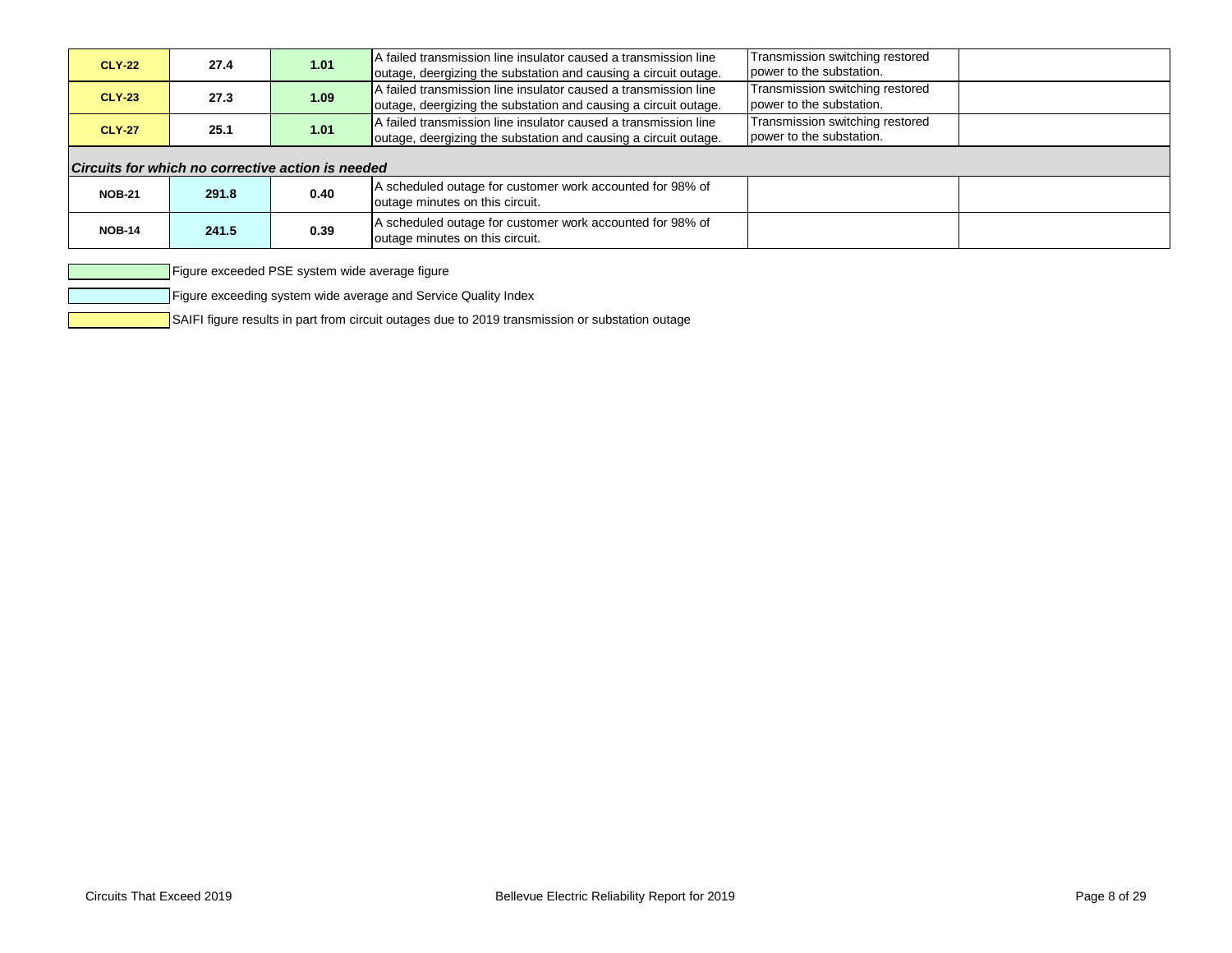| | | | | | |
|---|---|---|---|---|---|
| CLY-22 | 27.4 | 1.01 | A failed transmission line insulator caused a transmission line outage, deergizing the substation and causing a circuit outage. | Transmission switching restored power to the substation. | |
| CLY-23 | 27.3 | 1.09 | A failed transmission line insulator caused a transmission line outage, deergizing the substation and causing a circuit outage. | Transmission switching restored power to the substation. | |
| CLY-27 | 25.1 | 1.01 | A failed transmission line insulator caused a transmission line outage, deergizing the substation and causing a circuit outage. | Transmission switching restored power to the substation. | |
| ***Circuits for which no corrective action is needed*** | | | | | |
| NOB-21 | 291.8 | 0.40 | A scheduled outage for customer work accounted for 98% of outage minutes on this circuit. | | |
| NOB-14 | 241.5 | 0.39 | A scheduled outage for customer work accounted for 98% of outage minutes on this circuit. | | |

- (Green) Figure exceeded PSE system wide average figure
- (Blue) Figure exceeding system wide average and Service Quality Index
- (Yellow) SAIFI figure results in part from circuit outages due to 2019 transmission or substation outage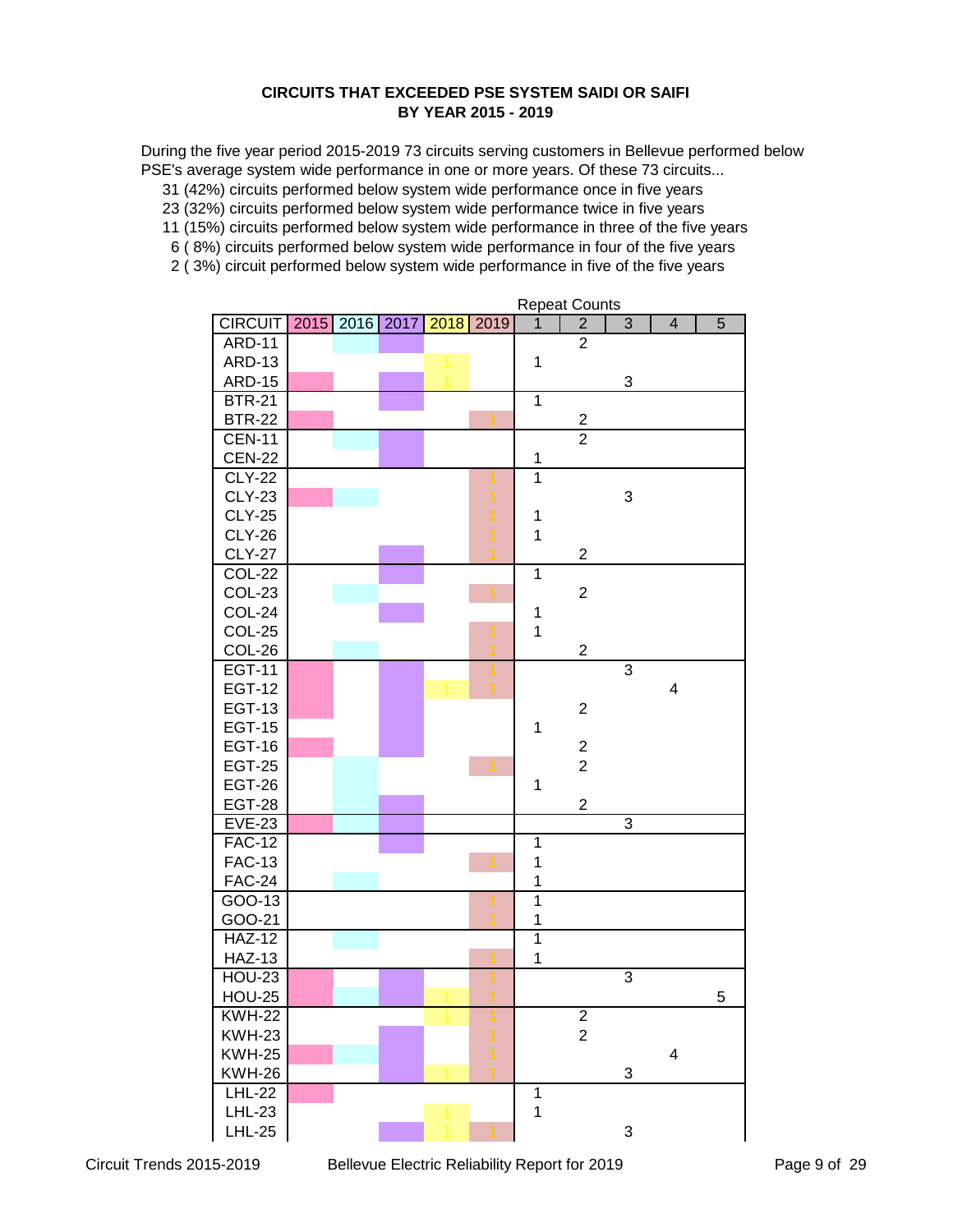**CIRCUITS THAT EXCEEDED PSE SYSTEM SAIDI OR SAIFI**
**BY YEAR 2015 - 2019**

During the five year period 2015-2019 73 circuits serving customers in Bellevue performed below PSE's average system wide performance in one or more years. Of these 73 circuits...

- 31 (42%) circuits performed below system wide performance once in five years
- 23 (32%) circuits performed below system wide performance twice in five years
- 11 (15%) circuits performed below system wide performance in three of the five years
- 6 ( 8%) circuits performed below system wide performance in four of the five years
- 2 ( 3%) circuit performed below system wide performance in five of the five years

| | | | | | | Repeat Counts | | | | |
|---|---|---|---|---|---|---|---|---|---|---|
| CIRCUIT | 2015 | 2016 | 2017 | 2018 | 2019 | 1 | 2 | 3 | 4 | 5 |
| ARD-11 | | 1 | 1 | | | | 2 | | | |
| ARD-13 | | | | 1 | | 1 | | | | |
| ARD-15 | 1 | | 1 | 1 | | | | 3 | | |
| BTR-21 | | | 1 | | | 1 | | | | |
| BTR-22 | 1 | | | | 1 | | 2 | | | |
| CEN-11 | | 1 | 1 | | | | 2 | | | |
| CEN-22 | | | 1 | | | 1 | | | | |
| CLY-22 | | | | | 1 | 1 | | | | |
| CLY-23 | 1 | 1 | | | 1 | | | 3 | | |
| CLY-25 | | | | | 1 | 1 | | | | |
| CLY-26 | | | | | 1 | 1 | | | | |
| CLY-27 | | | 1 | | 1 | | 2 | | | |
| COL-22 | | | 1 | | | 1 | | | | |
| COL-23 | | 1 | | | 1 | | 2 | | | |
| COL-24 | | | 1 | | | 1 | | | | |
| COL-25 | | | | | 1 | 1 | | | | |
| COL-26 | | 1 | | | 1 | | 2 | | | |
| EGT-11 | 1 | | 1 | | 1 | | | 3 | | |
| EGT-12 | 1 | | 1 | 1 | 1 | | | | 4 | |
| EGT-13 | 1 | | 1 | | | | 2 | | | |
| EGT-15 | | | 1 | | | 1 | | | | |
| EGT-16 | 1 | | 1 | | | | 2 | | | |
| EGT-25 | | 1 | | | 1 | | 2 | | | |
| EGT-26 | | 1 | | | | 1 | | | | |
| EGT-28 | | 1 | 1 | | | | 2 | | | |
| EVE-23 | 1 | 1 | 1 | | | | | 3 | | |
| FAC-12 | | | 1 | | | 1 | | | | |
| FAC-13 | | | | | 1 | 1 | | | | |
| FAC-24 | | 1 | | | | 1 | | | | |
| GOO-13 | | | | | 1 | 1 | | | | |
| GOO-21 | | | | | 1 | 1 | | | | |
| HAZ-12 | | 1 | | | | 1 | | | | |
| HAZ-13 | | | | | 1 | 1 | | | | |
| HOU-23 | 1 | | 1 | | 1 | | | 3 | | |
| HOU-25 | 1 | 1 | 1 | 1 | 1 | | | | | 5 |
| KWH-22 | | | | 1 | 1 | | 2 | | | |
| KWH-23 | | | 1 | | 1 | | 2 | | | |
| KWH-25 | 1 | 1 | 1 | | 1 | | | | 4 | |
| KWH-26 | | | 1 | 1 | 1 | | | 3 | | |
| LHL-22 | 1 | | | | | 1 | | | | |
| LHL-23 | | | | 1 | | 1 | | | | |
| LHL-25 | | | 1 | 1 | 1 | | | 3 | | |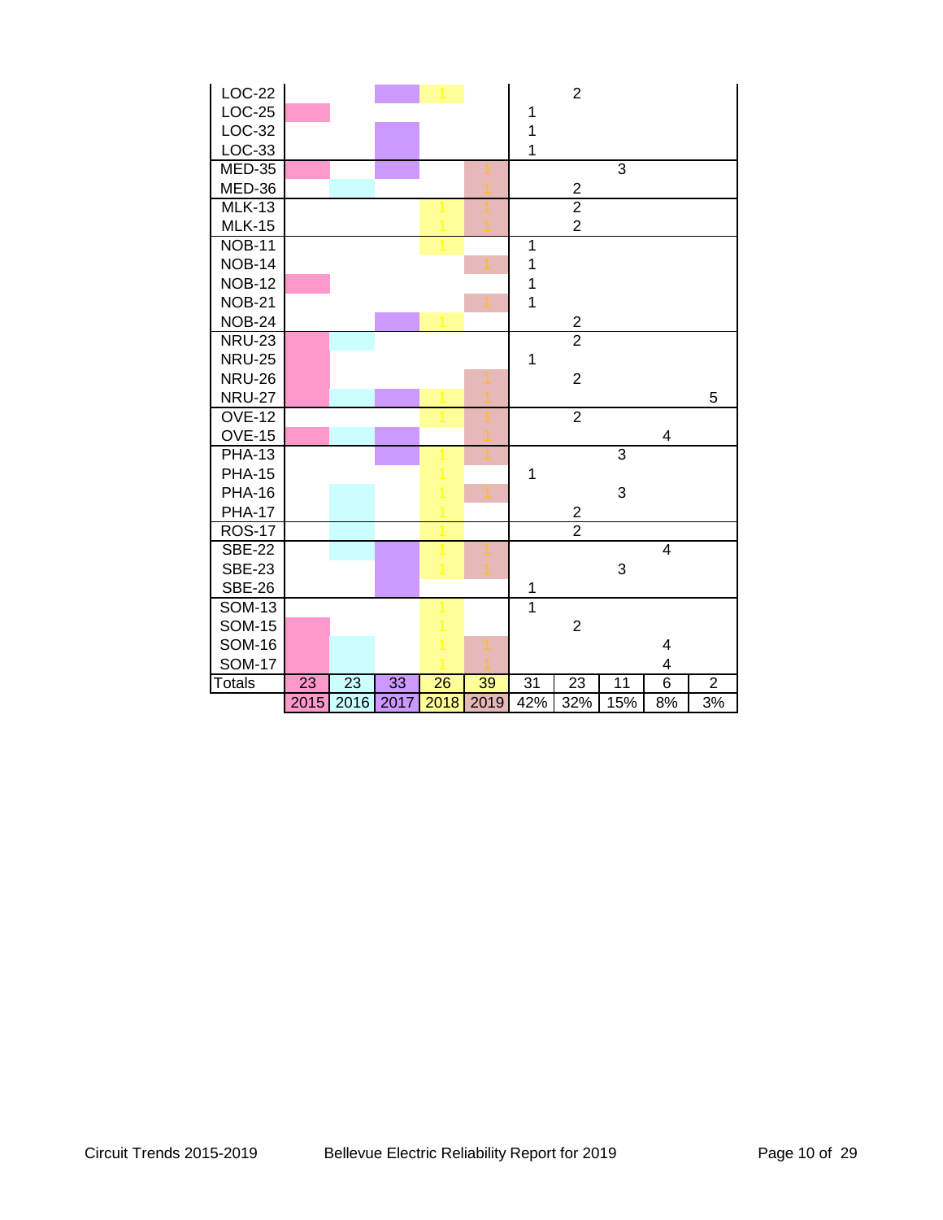| | | | | | | | | | |
|---|---|---|---|---|---|---|---|---|---|
| LOC-22 | | | | 1 | | | 2 | | | |
| LOC-25 | | | | | | 1 | | | | |
| LOC-32 | | | | | | 1 | | | | |
| LOC-33 | | | | | | 1 | | | | |
| MED-35 | | | | | 1 | | | 3 | | |
| MED-36 | | | | | 1 | | 2 | | | |
| MLK-13 | | | | 1 | 1 | | 2 | | | |
| MLK-15 | | | | 1 | 1 | | 2 | | | |
| NOB-11 | | | | 1 | | 1 | | | | |
| NOB-14 | | | | | 1 | 1 | | | | |
| NOB-12 | | | | | | 1 | | | | |
| NOB-21 | | | | | 1 | 1 | | | | |
| NOB-24 | | | | 1 | | | 2 | | | |
| NRU-23 | | | | | | | 2 | | | |
| NRU-25 | | | | | | 1 | | | | |
| NRU-26 | | | | | 1 | | 2 | | | |
| NRU-27 | | | | 1 | 1 | | | | | 5 |
| OVE-12 | | | | 1 | 1 | | 2 | | | |
| OVE-15 | | | | | 1 | | | | 4 | |
| PHA-13 | | | | 1 | 1 | | | 3 | | |
| PHA-15 | | | | 1 | | 1 | | | | |
| PHA-16 | | | | 1 | 1 | | | 3 | | |
| PHA-17 | | | | 1 | | | 2 | | | |
| ROS-17 | | | | 1 | | | 2 | | | |
| SBE-22 | | | | 1 | 1 | | | | 4 | |
| SBE-23 | | | | 1 | 1 | | | 3 | | |
| SBE-26 | | | | | | 1 | | | | |
| SOM-13 | | | | 1 | | 1 | | | | |
| SOM-15 | | | | 1 | | | 2 | | | |
| SOM-16 | | | | 1 | 1 | | | | 4 | |
| SOM-17 | | | | 1 | 1 | | | | 4 | |
| Totals | 23 | 23 | 33 | 26 | 39 | 31 | 23 | 11 | 6 | 2 |
| | 2015 | 2016 | 2017 | 2018 | 2019 | 42% | 32% | 15% | 8% | 3% |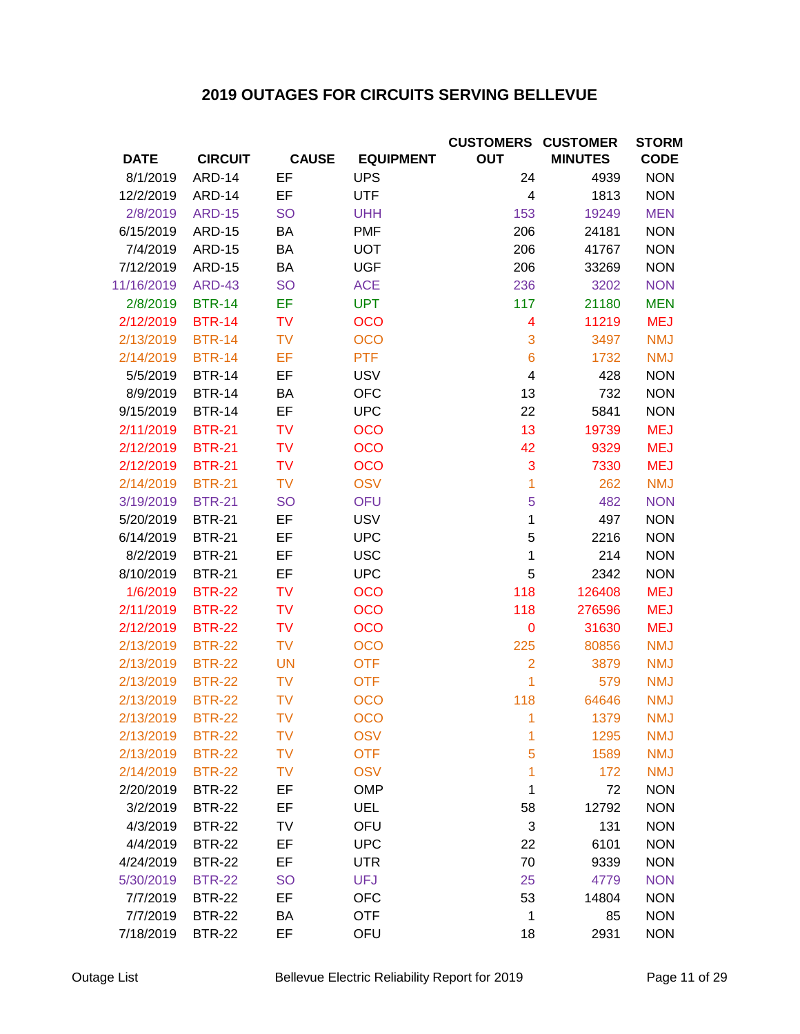## 2019 OUTAGES FOR CIRCUITS SERVING BELLEVUE

| DATE | CIRCUIT | CAUSE | EQUIPMENT | CUSTOMERS OUT | CUSTOMER MINUTES | STORM CODE |
|---|---|---|---|---|---|---|
| 8/1/2019 | ARD-14 | EF | UPS | 24 | 4939 | NON |
| 12/2/2019 | ARD-14 | EF | UTF | 4 | 1813 | NON |
| 2/8/2019 | ARD-15 | SO | UHH | 153 | 19249 | MEN |
| 6/15/2019 | ARD-15 | BA | PMF | 206 | 24181 | NON |
| 7/4/2019 | ARD-15 | BA | UOT | 206 | 41767 | NON |
| 7/12/2019 | ARD-15 | BA | UGF | 206 | 33269 | NON |
| 11/16/2019 | ARD-43 | SO | ACE | 236 | 3202 | NON |
| 2/8/2019 | BTR-14 | EF | UPT | 117 | 21180 | MEN |
| 2/12/2019 | BTR-14 | TV | OCO | 4 | 11219 | MEJ |
| 2/13/2019 | BTR-14 | TV | OCO | 3 | 3497 | NMJ |
| 2/14/2019 | BTR-14 | EF | PTF | 6 | 1732 | NMJ |
| 5/5/2019 | BTR-14 | EF | USV | 4 | 428 | NON |
| 8/9/2019 | BTR-14 | BA | OFC | 13 | 732 | NON |
| 9/15/2019 | BTR-14 | EF | UPC | 22 | 5841 | NON |
| 2/11/2019 | BTR-21 | TV | OCO | 13 | 19739 | MEJ |
| 2/12/2019 | BTR-21 | TV | OCO | 42 | 9329 | MEJ |
| 2/12/2019 | BTR-21 | TV | OCO | 3 | 7330 | MEJ |
| 2/14/2019 | BTR-21 | TV | OSV | 1 | 262 | NMJ |
| 3/19/2019 | BTR-21 | SO | OFU | 5 | 482 | NON |
| 5/20/2019 | BTR-21 | EF | USV | 1 | 497 | NON |
| 6/14/2019 | BTR-21 | EF | UPC | 5 | 2216 | NON |
| 8/2/2019 | BTR-21 | EF | USC | 1 | 214 | NON |
| 8/10/2019 | BTR-21 | EF | UPC | 5 | 2342 | NON |
| 1/6/2019 | BTR-22 | TV | OCO | 118 | 126408 | MEJ |
| 2/11/2019 | BTR-22 | TV | OCO | 118 | 276596 | MEJ |
| 2/12/2019 | BTR-22 | TV | OCO | 0 | 31630 | MEJ |
| 2/13/2019 | BTR-22 | TV | OCO | 225 | 80856 | NMJ |
| 2/13/2019 | BTR-22 | UN | OTF | 2 | 3879 | NMJ |
| 2/13/2019 | BTR-22 | TV | OTF | 1 | 579 | NMJ |
| 2/13/2019 | BTR-22 | TV | OCO | 118 | 64646 | NMJ |
| 2/13/2019 | BTR-22 | TV | OCO | 1 | 1379 | NMJ |
| 2/13/2019 | BTR-22 | TV | OSV | 1 | 1295 | NMJ |
| 2/13/2019 | BTR-22 | TV | OTF | 5 | 1589 | NMJ |
| 2/14/2019 | BTR-22 | TV | OSV | 1 | 172 | NMJ |
| 2/20/2019 | BTR-22 | EF | OMP | 1 | 72 | NON |
| 3/2/2019 | BTR-22 | EF | UEL | 58 | 12792 | NON |
| 4/3/2019 | BTR-22 | TV | OFU | 3 | 131 | NON |
| 4/4/2019 | BTR-22 | EF | UPC | 22 | 6101 | NON |
| 4/24/2019 | BTR-22 | EF | UTR | 70 | 9339 | NON |
| 5/30/2019 | BTR-22 | SO | UFJ | 25 | 4779 | NON |
| 7/7/2019 | BTR-22 | EF | OFC | 53 | 14804 | NON |
| 7/7/2019 | BTR-22 | BA | OTF | 1 | 85 | NON |
| 7/18/2019 | BTR-22 | EF | OFU | 18 | 2931 | NON |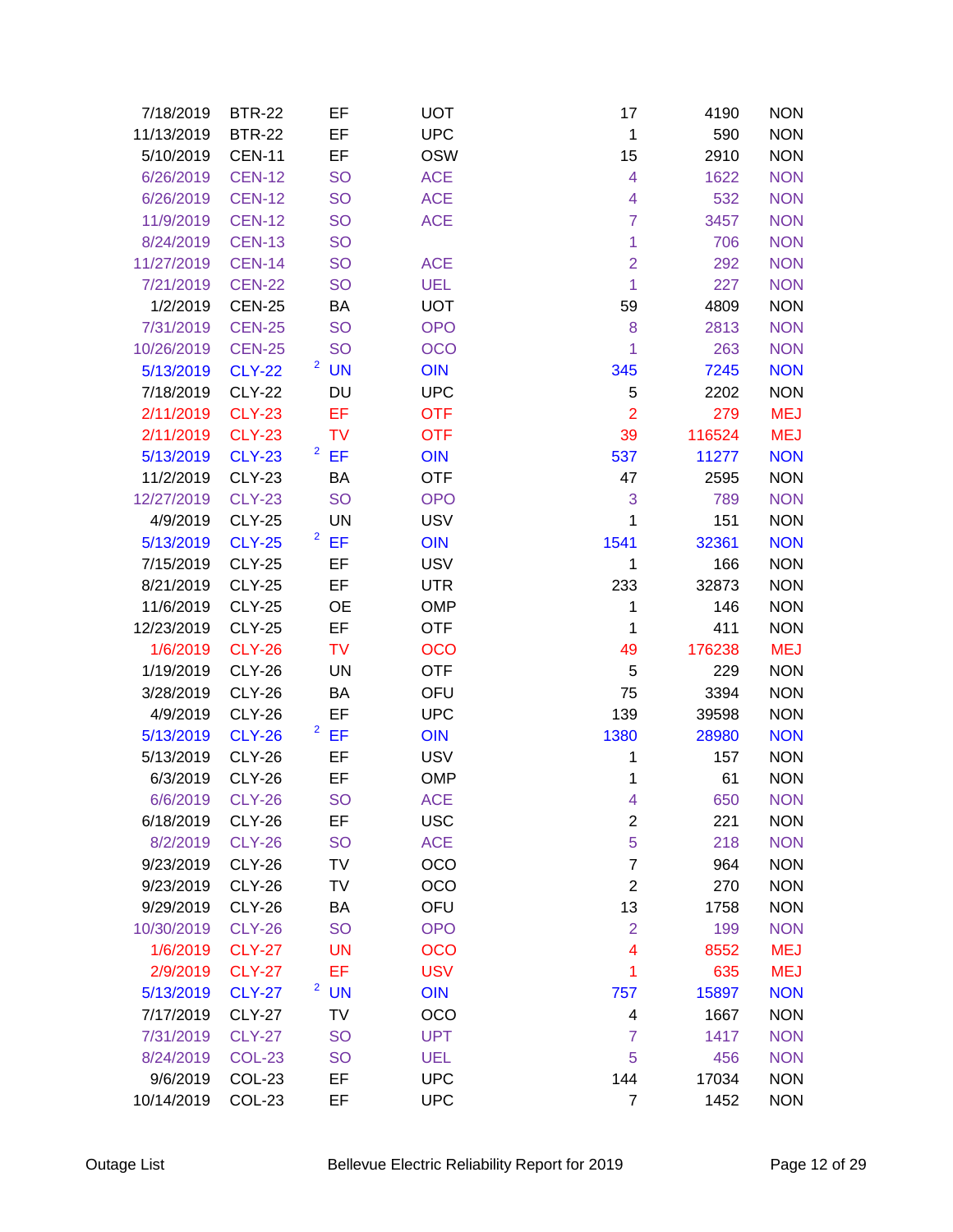| | | | | | | |
|---|---|---|---|---|---|---|
| 7/18/2019 | BTR-22 | EF | UOT | 17 | 4190 | NON |
| 11/13/2019 | BTR-22 | EF | UPC | 1 | 590 | NON |
| 5/10/2019 | CEN-11 | EF | OSW | 15 | 2910 | NON |
| 6/26/2019 | CEN-12 | SO | ACE | 4 | 1622 | NON |
| 6/26/2019 | CEN-12 | SO | ACE | 4 | 532 | NON |
| 11/9/2019 | CEN-12 | SO | ACE | 7 | 3457 | NON |
| 8/24/2019 | CEN-13 | SO | | 1 | 706 | NON |
| 11/27/2019 | CEN-14 | SO | ACE | 2 | 292 | NON |
| 7/21/2019 | CEN-22 | SO | UEL | 1 | 227 | NON |
| 1/2/2019 | CEN-25 | BA | UOT | 59 | 4809 | NON |
| 7/31/2019 | CEN-25 | SO | OPO | 8 | 2813 | NON |
| 10/26/2019 | CEN-25 | SO | OCO | 1 | 263 | NON |
| 5/13/2019 | CLY-22 | [2] UN | OIN | 345 | 7245 | NON |
| 7/18/2019 | CLY-22 | DU | UPC | 5 | 2202 | NON |
| 2/11/2019 | CLY-23 | EF | OTF | 2 | 279 | MEJ |
| 2/11/2019 | CLY-23 | TV | OTF | 39 | 116524 | MEJ |
| 5/13/2019 | CLY-23 | [2] EF | OIN | 537 | 11277 | NON |
| 11/2/2019 | CLY-23 | BA | OTF | 47 | 2595 | NON |
| 12/27/2019 | CLY-23 | SO | OPO | 3 | 789 | NON |
| 4/9/2019 | CLY-25 | UN | USV | 1 | 151 | NON |
| 5/13/2019 | CLY-25 | [2] EF | OIN | 1541 | 32361 | NON |
| 7/15/2019 | CLY-25 | EF | USV | 1 | 166 | NON |
| 8/21/2019 | CLY-25 | EF | UTR | 233 | 32873 | NON |
| 11/6/2019 | CLY-25 | OE | OMP | 1 | 146 | NON |
| 12/23/2019 | CLY-25 | EF | OTF | 1 | 411 | NON |
| 1/6/2019 | CLY-26 | TV | OCO | 49 | 176238 | MEJ |
| 1/19/2019 | CLY-26 | UN | OTF | 5 | 229 | NON |
| 3/28/2019 | CLY-26 | BA | OFU | 75 | 3394 | NON |
| 4/9/2019 | CLY-26 | EF | UPC | 139 | 39598 | NON |
| 5/13/2019 | CLY-26 | [2] EF | OIN | 1380 | 28980 | NON |
| 5/13/2019 | CLY-26 | EF | USV | 1 | 157 | NON |
| 6/3/2019 | CLY-26 | EF | OMP | 1 | 61 | NON |
| 6/6/2019 | CLY-26 | SO | ACE | 4 | 650 | NON |
| 6/18/2019 | CLY-26 | EF | USC | 2 | 221 | NON |
| 8/2/2019 | CLY-26 | SO | ACE | 5 | 218 | NON |
| 9/23/2019 | CLY-26 | TV | OCO | 7 | 964 | NON |
| 9/23/2019 | CLY-26 | TV | OCO | 2 | 270 | NON |
| 9/29/2019 | CLY-26 | BA | OFU | 13 | 1758 | NON |
| 10/30/2019 | CLY-26 | SO | OPO | 2 | 199 | NON |
| 1/6/2019 | CLY-27 | UN | OCO | 4 | 8552 | MEJ |
| 2/9/2019 | CLY-27 | EF | USV | 1 | 635 | MEJ |
| 5/13/2019 | CLY-27 | [2] UN | OIN | 757 | 15897 | NON |
| 7/17/2019 | CLY-27 | TV | OCO | 4 | 1667 | NON |
| 7/31/2019 | CLY-27 | SO | UPT | 7 | 1417 | NON |
| 8/24/2019 | COL-23 | SO | UEL | 5 | 456 | NON |
| 9/6/2019 | COL-23 | EF | UPC | 144 | 17034 | NON |
| 10/14/2019 | COL-23 | EF | UPC | 7 | 1452 | NON |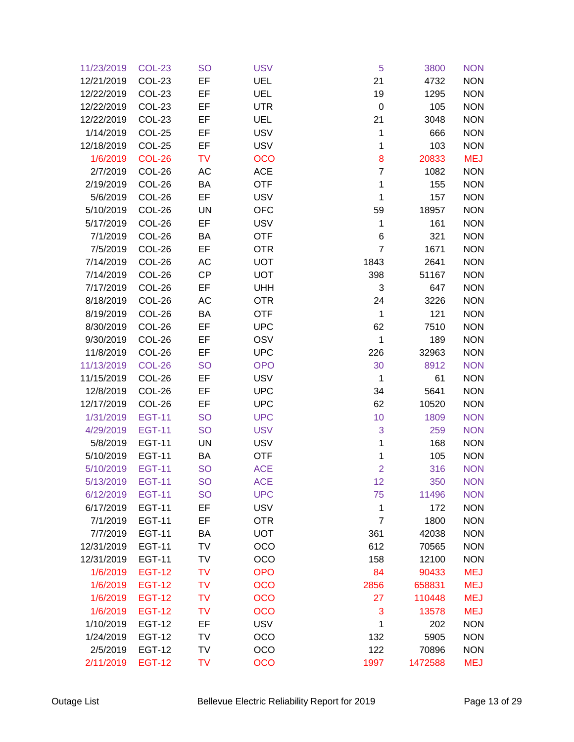| | | | | | | |
|---|---|---|---|---|---|---|
| 11/23/2019 | COL-23 | SO | USV | 5 | 3800 | NON |
| 12/21/2019 | COL-23 | EF | UEL | 21 | 4732 | NON |
| 12/22/2019 | COL-23 | EF | UEL | 19 | 1295 | NON |
| 12/22/2019 | COL-23 | EF | UTR | 0 | 105 | NON |
| 12/22/2019 | COL-23 | EF | UEL | 21 | 3048 | NON |
| 1/14/2019 | COL-25 | EF | USV | 1 | 666 | NON |
| 12/18/2019 | COL-25 | EF | USV | 1 | 103 | NON |
| 1/6/2019 | COL-26 | TV | OCO | 8 | 20833 | MEJ |
| 2/7/2019 | COL-26 | AC | ACE | 7 | 1082 | NON |
| 2/19/2019 | COL-26 | BA | OTF | 1 | 155 | NON |
| 5/6/2019 | COL-26 | EF | USV | 1 | 157 | NON |
| 5/10/2019 | COL-26 | UN | OFC | 59 | 18957 | NON |
| 5/17/2019 | COL-26 | EF | USV | 1 | 161 | NON |
| 7/1/2019 | COL-26 | BA | OTF | 6 | 321 | NON |
| 7/5/2019 | COL-26 | EF | OTR | 7 | 1671 | NON |
| 7/14/2019 | COL-26 | AC | UOT | 1843 | 2641 | NON |
| 7/14/2019 | COL-26 | CP | UOT | 398 | 51167 | NON |
| 7/17/2019 | COL-26 | EF | UHH | 3 | 647 | NON |
| 8/18/2019 | COL-26 | AC | OTR | 24 | 3226 | NON |
| 8/19/2019 | COL-26 | BA | OTF | 1 | 121 | NON |
| 8/30/2019 | COL-26 | EF | UPC | 62 | 7510 | NON |
| 9/30/2019 | COL-26 | EF | OSV | 1 | 189 | NON |
| 11/8/2019 | COL-26 | EF | UPC | 226 | 32963 | NON |
| 11/13/2019 | COL-26 | SO | OPO | 30 | 8912 | NON |
| 11/15/2019 | COL-26 | EF | USV | 1 | 61 | NON |
| 12/8/2019 | COL-26 | EF | UPC | 34 | 5641 | NON |
| 12/17/2019 | COL-26 | EF | UPC | 62 | 10520 | NON |
| 1/31/2019 | EGT-11 | SO | UPC | 10 | 1809 | NON |
| 4/29/2019 | EGT-11 | SO | USV | 3 | 259 | NON |
| 5/8/2019 | EGT-11 | UN | USV | 1 | 168 | NON |
| 5/10/2019 | EGT-11 | BA | OTF | 1 | 105 | NON |
| 5/10/2019 | EGT-11 | SO | ACE | 2 | 316 | NON |
| 5/13/2019 | EGT-11 | SO | ACE | 12 | 350 | NON |
| 6/12/2019 | EGT-11 | SO | UPC | 75 | 11496 | NON |
| 6/17/2019 | EGT-11 | EF | USV | 1 | 172 | NON |
| 7/1/2019 | EGT-11 | EF | OTR | 7 | 1800 | NON |
| 7/7/2019 | EGT-11 | BA | UOT | 361 | 42038 | NON |
| 12/31/2019 | EGT-11 | TV | OCO | 612 | 70565 | NON |
| 12/31/2019 | EGT-11 | TV | OCO | 158 | 12100 | NON |
| 1/6/2019 | EGT-12 | TV | OPO | 84 | 90433 | MEJ |
| 1/6/2019 | EGT-12 | TV | OCO | 2856 | 658831 | MEJ |
| 1/6/2019 | EGT-12 | TV | OCO | 27 | 110448 | MEJ |
| 1/6/2019 | EGT-12 | TV | OCO | 3 | 13578 | MEJ |
| 1/10/2019 | EGT-12 | EF | USV | 1 | 202 | NON |
| 1/24/2019 | EGT-12 | TV | OCO | 132 | 5905 | NON |
| 2/5/2019 | EGT-12 | TV | OCO | 122 | 70896 | NON |
| 2/11/2019 | EGT-12 | TV | OCO | 1997 | 1472588 | MEJ |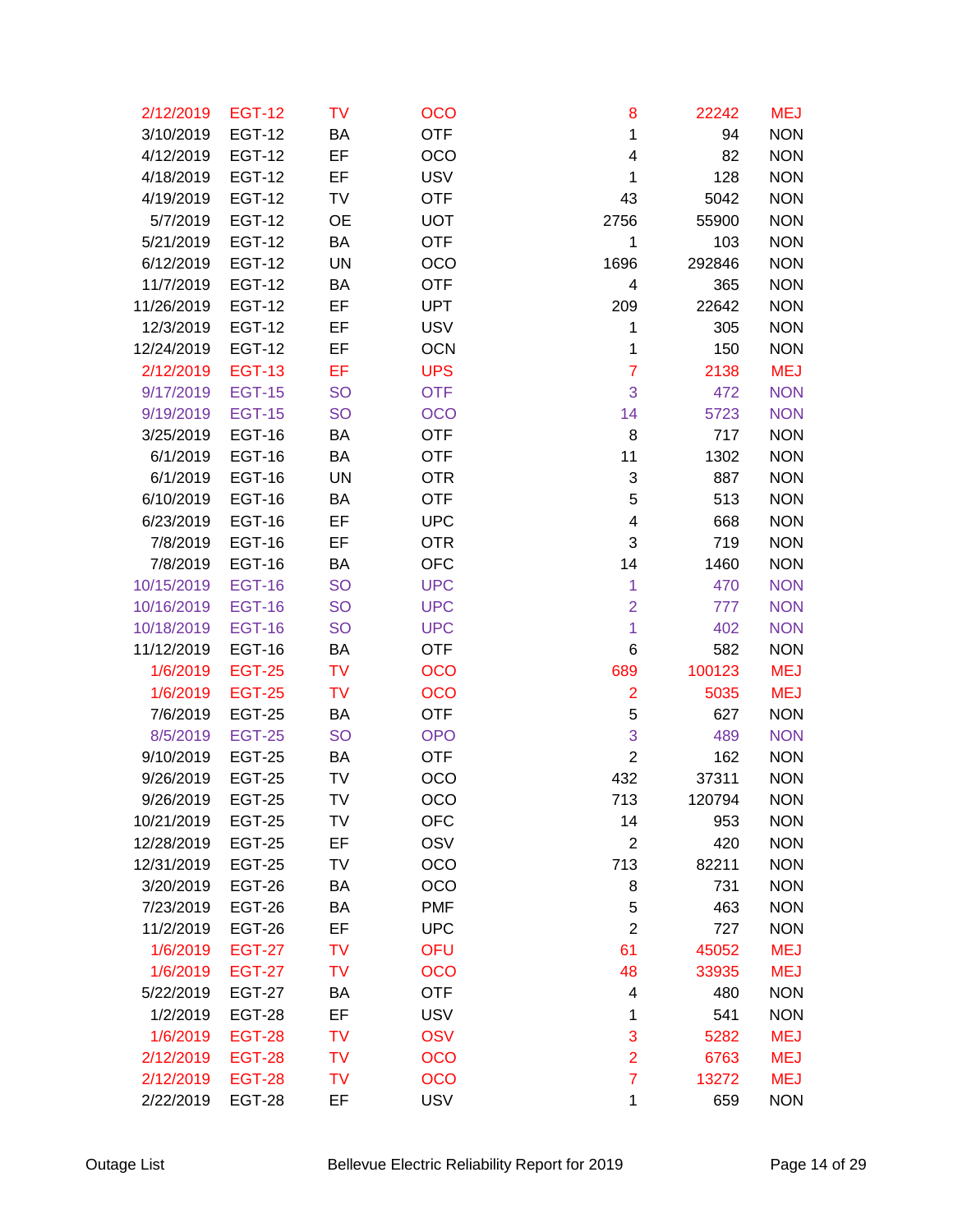| | | | | | | |
|---|---|---|---|---|---|---|
| 2/12/2019 | EGT-12 | TV | OCO | 8 | 22242 | MEJ |
| 3/10/2019 | EGT-12 | BA | OTF | 1 | 94 | NON |
| 4/12/2019 | EGT-12 | EF | OCO | 4 | 82 | NON |
| 4/18/2019 | EGT-12 | EF | USV | 1 | 128 | NON |
| 4/19/2019 | EGT-12 | TV | OTF | 43 | 5042 | NON |
| 5/7/2019 | EGT-12 | OE | UOT | 2756 | 55900 | NON |
| 5/21/2019 | EGT-12 | BA | OTF | 1 | 103 | NON |
| 6/12/2019 | EGT-12 | UN | OCO | 1696 | 292846 | NON |
| 11/7/2019 | EGT-12 | BA | OTF | 4 | 365 | NON |
| 11/26/2019 | EGT-12 | EF | UPT | 209 | 22642 | NON |
| 12/3/2019 | EGT-12 | EF | USV | 1 | 305 | NON |
| 12/24/2019 | EGT-12 | EF | OCN | 1 | 150 | NON |
| 2/12/2019 | EGT-13 | EF | UPS | 7 | 2138 | MEJ |
| 9/17/2019 | EGT-15 | SO | OTF | 3 | 472 | NON |
| 9/19/2019 | EGT-15 | SO | OCO | 14 | 5723 | NON |
| 3/25/2019 | EGT-16 | BA | OTF | 8 | 717 | NON |
| 6/1/2019 | EGT-16 | BA | OTF | 11 | 1302 | NON |
| 6/1/2019 | EGT-16 | UN | OTR | 3 | 887 | NON |
| 6/10/2019 | EGT-16 | BA | OTF | 5 | 513 | NON |
| 6/23/2019 | EGT-16 | EF | UPC | 4 | 668 | NON |
| 7/8/2019 | EGT-16 | EF | OTR | 3 | 719 | NON |
| 7/8/2019 | EGT-16 | BA | OFC | 14 | 1460 | NON |
| 10/15/2019 | EGT-16 | SO | UPC | 1 | 470 | NON |
| 10/16/2019 | EGT-16 | SO | UPC | 2 | 777 | NON |
| 10/18/2019 | EGT-16 | SO | UPC | 1 | 402 | NON |
| 11/12/2019 | EGT-16 | BA | OTF | 6 | 582 | NON |
| 1/6/2019 | EGT-25 | TV | OCO | 689 | 100123 | MEJ |
| 1/6/2019 | EGT-25 | TV | OCO | 2 | 5035 | MEJ |
| 7/6/2019 | EGT-25 | BA | OTF | 5 | 627 | NON |
| 8/5/2019 | EGT-25 | SO | OPO | 3 | 489 | NON |
| 9/10/2019 | EGT-25 | BA | OTF | 2 | 162 | NON |
| 9/26/2019 | EGT-25 | TV | OCO | 432 | 37311 | NON |
| 9/26/2019 | EGT-25 | TV | OCO | 713 | 120794 | NON |
| 10/21/2019 | EGT-25 | TV | OFC | 14 | 953 | NON |
| 12/28/2019 | EGT-25 | EF | OSV | 2 | 420 | NON |
| 12/31/2019 | EGT-25 | TV | OCO | 713 | 82211 | NON |
| 3/20/2019 | EGT-26 | BA | OCO | 8 | 731 | NON |
| 7/23/2019 | EGT-26 | BA | PMF | 5 | 463 | NON |
| 11/2/2019 | EGT-26 | EF | UPC | 2 | 727 | NON |
| 1/6/2019 | EGT-27 | TV | OFU | 61 | 45052 | MEJ |
| 1/6/2019 | EGT-27 | TV | OCO | 48 | 33935 | MEJ |
| 5/22/2019 | EGT-27 | BA | OTF | 4 | 480 | NON |
| 1/2/2019 | EGT-28 | EF | USV | 1 | 541 | NON |
| 1/6/2019 | EGT-28 | TV | OSV | 3 | 5282 | MEJ |
| 2/12/2019 | EGT-28 | TV | OCO | 2 | 6763 | MEJ |
| 2/12/2019 | EGT-28 | TV | OCO | 7 | 13272 | MEJ |
| 2/22/2019 | EGT-28 | EF | USV | 1 | 659 | NON |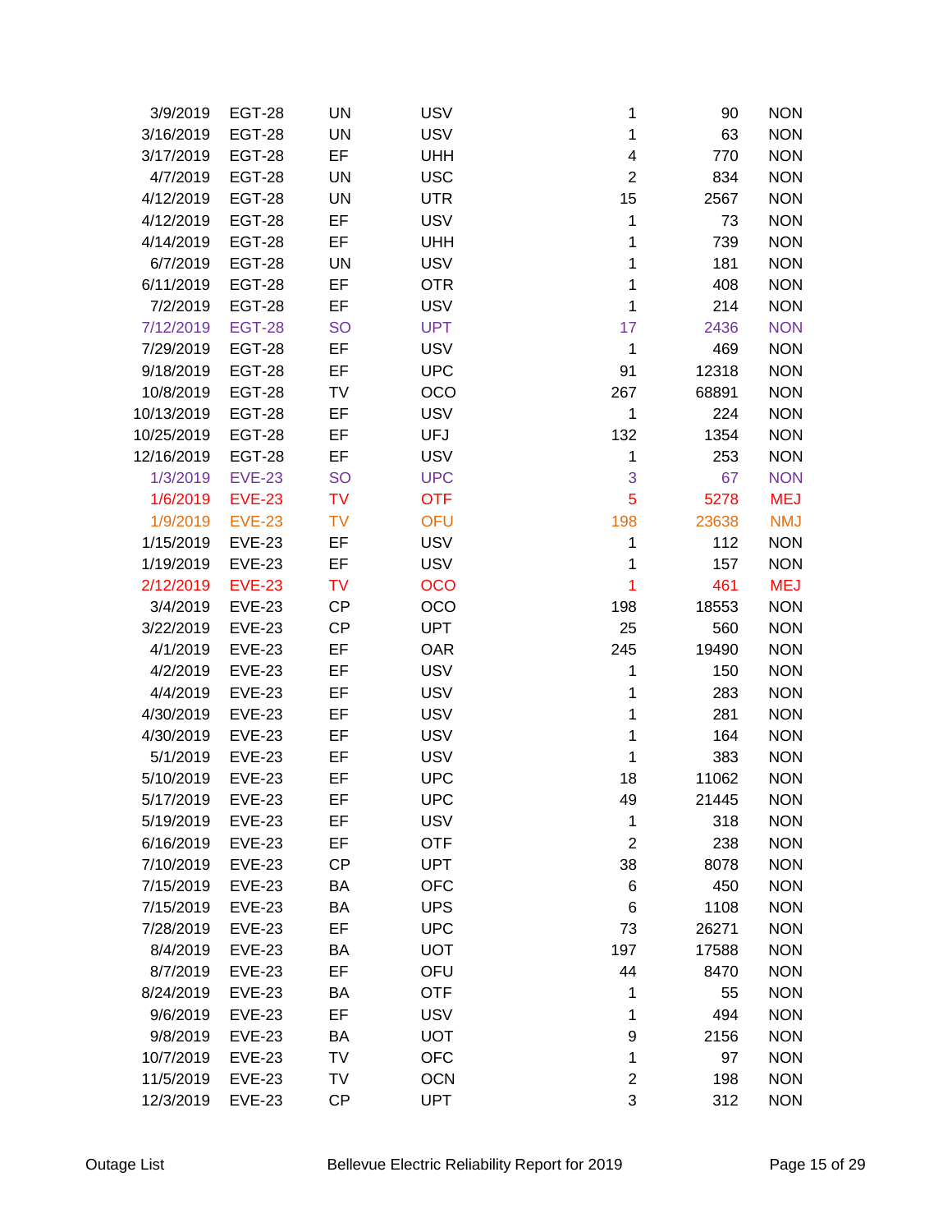| | | | | | | |
|---|---|---|---|---|---|---|
| 3/9/2019 | EGT-28 | UN | USV | 1 | 90 | NON |
| 3/16/2019 | EGT-28 | UN | USV | 1 | 63 | NON |
| 3/17/2019 | EGT-28 | EF | UHH | 4 | 770 | NON |
| 4/7/2019 | EGT-28 | UN | USC | 2 | 834 | NON |
| 4/12/2019 | EGT-28 | UN | UTR | 15 | 2567 | NON |
| 4/12/2019 | EGT-28 | EF | USV | 1 | 73 | NON |
| 4/14/2019 | EGT-28 | EF | UHH | 1 | 739 | NON |
| 6/7/2019 | EGT-28 | UN | USV | 1 | 181 | NON |
| 6/11/2019 | EGT-28 | EF | OTR | 1 | 408 | NON |
| 7/2/2019 | EGT-28 | EF | USV | 1 | 214 | NON |
| 7/12/2019 | EGT-28 | SO | UPT | 17 | 2436 | NON |
| 7/29/2019 | EGT-28 | EF | USV | 1 | 469 | NON |
| 9/18/2019 | EGT-28 | EF | UPC | 91 | 12318 | NON |
| 10/8/2019 | EGT-28 | TV | OCO | 267 | 68891 | NON |
| 10/13/2019 | EGT-28 | EF | USV | 1 | 224 | NON |
| 10/25/2019 | EGT-28 | EF | UFJ | 132 | 1354 | NON |
| 12/16/2019 | EGT-28 | EF | USV | 1 | 253 | NON |
| 1/3/2019 | EVE-23 | SO | UPC | 3 | 67 | NON |
| 1/6/2019 | EVE-23 | TV | OTF | 5 | 5278 | MEJ |
| 1/9/2019 | EVE-23 | TV | OFU | 198 | 23638 | NMJ |
| 1/15/2019 | EVE-23 | EF | USV | 1 | 112 | NON |
| 1/19/2019 | EVE-23 | EF | USV | 1 | 157 | NON |
| 2/12/2019 | EVE-23 | TV | OCO | 1 | 461 | MEJ |
| 3/4/2019 | EVE-23 | CP | OCO | 198 | 18553 | NON |
| 3/22/2019 | EVE-23 | CP | UPT | 25 | 560 | NON |
| 4/1/2019 | EVE-23 | EF | OAR | 245 | 19490 | NON |
| 4/2/2019 | EVE-23 | EF | USV | 1 | 150 | NON |
| 4/4/2019 | EVE-23 | EF | USV | 1 | 283 | NON |
| 4/30/2019 | EVE-23 | EF | USV | 1 | 281 | NON |
| 4/30/2019 | EVE-23 | EF | USV | 1 | 164 | NON |
| 5/1/2019 | EVE-23 | EF | USV | 1 | 383 | NON |
| 5/10/2019 | EVE-23 | EF | UPC | 18 | 11062 | NON |
| 5/17/2019 | EVE-23 | EF | UPC | 49 | 21445 | NON |
| 5/19/2019 | EVE-23 | EF | USV | 1 | 318 | NON |
| 6/16/2019 | EVE-23 | EF | OTF | 2 | 238 | NON |
| 7/10/2019 | EVE-23 | CP | UPT | 38 | 8078 | NON |
| 7/15/2019 | EVE-23 | BA | OFC | 6 | 450 | NON |
| 7/15/2019 | EVE-23 | BA | UPS | 6 | 1108 | NON |
| 7/28/2019 | EVE-23 | EF | UPC | 73 | 26271 | NON |
| 8/4/2019 | EVE-23 | BA | UOT | 197 | 17588 | NON |
| 8/7/2019 | EVE-23 | EF | OFU | 44 | 8470 | NON |
| 8/24/2019 | EVE-23 | BA | OTF | 1 | 55 | NON |
| 9/6/2019 | EVE-23 | EF | USV | 1 | 494 | NON |
| 9/8/2019 | EVE-23 | BA | UOT | 9 | 2156 | NON |
| 10/7/2019 | EVE-23 | TV | OFC | 1 | 97 | NON |
| 11/5/2019 | EVE-23 | TV | OCN | 2 | 198 | NON |
| 12/3/2019 | EVE-23 | CP | UPT | 3 | 312 | NON |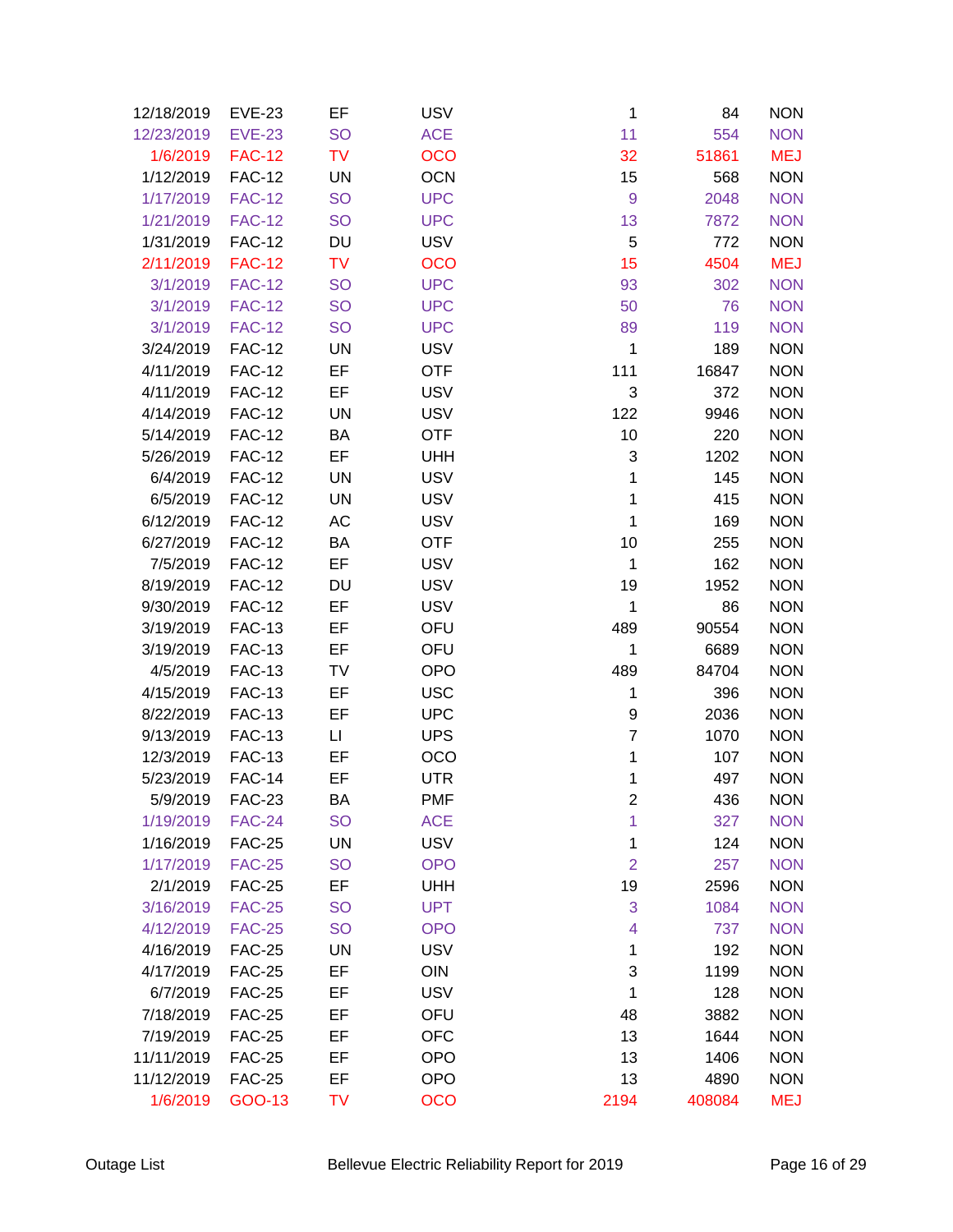| | | | | | | |
|---|---|---|---|---|---|---|
| 12/18/2019 | EVE-23 | EF | USV | 1 | 84 | NON |
| 12/23/2019 | EVE-23 | SO | ACE | 11 | 554 | NON |
| 1/6/2019 | FAC-12 | TV | OCO | 32 | 51861 | MEJ |
| 1/12/2019 | FAC-12 | UN | OCN | 15 | 568 | NON |
| 1/17/2019 | FAC-12 | SO | UPC | 9 | 2048 | NON |
| 1/21/2019 | FAC-12 | SO | UPC | 13 | 7872 | NON |
| 1/31/2019 | FAC-12 | DU | USV | 5 | 772 | NON |
| 2/11/2019 | FAC-12 | TV | OCO | 15 | 4504 | MEJ |
| 3/1/2019 | FAC-12 | SO | UPC | 93 | 302 | NON |
| 3/1/2019 | FAC-12 | SO | UPC | 50 | 76 | NON |
| 3/1/2019 | FAC-12 | SO | UPC | 89 | 119 | NON |
| 3/24/2019 | FAC-12 | UN | USV | 1 | 189 | NON |
| 4/11/2019 | FAC-12 | EF | OTF | 111 | 16847 | NON |
| 4/11/2019 | FAC-12 | EF | USV | 3 | 372 | NON |
| 4/14/2019 | FAC-12 | UN | USV | 122 | 9946 | NON |
| 5/14/2019 | FAC-12 | BA | OTF | 10 | 220 | NON |
| 5/26/2019 | FAC-12 | EF | UHH | 3 | 1202 | NON |
| 6/4/2019 | FAC-12 | UN | USV | 1 | 145 | NON |
| 6/5/2019 | FAC-12 | UN | USV | 1 | 415 | NON |
| 6/12/2019 | FAC-12 | AC | USV | 1 | 169 | NON |
| 6/27/2019 | FAC-12 | BA | OTF | 10 | 255 | NON |
| 7/5/2019 | FAC-12 | EF | USV | 1 | 162 | NON |
| 8/19/2019 | FAC-12 | DU | USV | 19 | 1952 | NON |
| 9/30/2019 | FAC-12 | EF | USV | 1 | 86 | NON |
| 3/19/2019 | FAC-13 | EF | OFU | 489 | 90554 | NON |
| 3/19/2019 | FAC-13 | EF | OFU | 1 | 6689 | NON |
| 4/5/2019 | FAC-13 | TV | OPO | 489 | 84704 | NON |
| 4/15/2019 | FAC-13 | EF | USC | 1 | 396 | NON |
| 8/22/2019 | FAC-13 | EF | UPC | 9 | 2036 | NON |
| 9/13/2019 | FAC-13 | LI | UPS | 7 | 1070 | NON |
| 12/3/2019 | FAC-13 | EF | OCO | 1 | 107 | NON |
| 5/23/2019 | FAC-14 | EF | UTR | 1 | 497 | NON |
| 5/9/2019 | FAC-23 | BA | PMF | 2 | 436 | NON |
| 1/19/2019 | FAC-24 | SO | ACE | 1 | 327 | NON |
| 1/16/2019 | FAC-25 | UN | USV | 1 | 124 | NON |
| 1/17/2019 | FAC-25 | SO | OPO | 2 | 257 | NON |
| 2/1/2019 | FAC-25 | EF | UHH | 19 | 2596 | NON |
| 3/16/2019 | FAC-25 | SO | UPT | 3 | 1084 | NON |
| 4/12/2019 | FAC-25 | SO | OPO | 4 | 737 | NON |
| 4/16/2019 | FAC-25 | UN | USV | 1 | 192 | NON |
| 4/17/2019 | FAC-25 | EF | OIN | 3 | 1199 | NON |
| 6/7/2019 | FAC-25 | EF | USV | 1 | 128 | NON |
| 7/18/2019 | FAC-25 | EF | OFU | 48 | 3882 | NON |
| 7/19/2019 | FAC-25 | EF | OFC | 13 | 1644 | NON |
| 11/11/2019 | FAC-25 | EF | OPO | 13 | 1406 | NON |
| 11/12/2019 | FAC-25 | EF | OPO | 13 | 4890 | NON |
| 1/6/2019 | GOO-13 | TV | OCO | 2194 | 408084 | MEJ |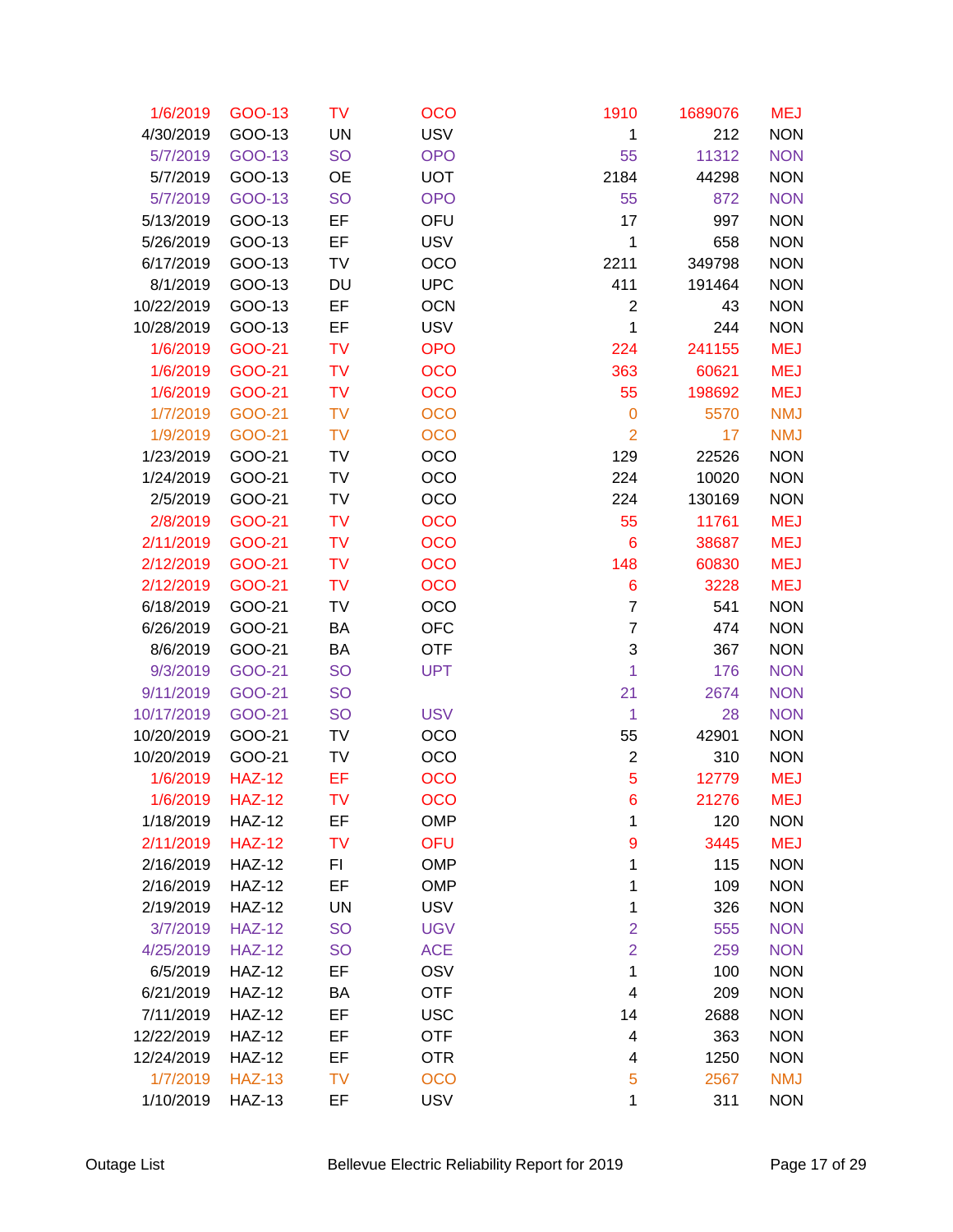| | | | | | | |
|---|---|---|---|---|---|---|
| 1/6/2019 | GOO-13 | TV | OCO | 1910 | 1689076 | MEJ |
| 4/30/2019 | GOO-13 | UN | USV | 1 | 212 | NON |
| 5/7/2019 | GOO-13 | SO | OPO | 55 | 11312 | NON |
| 5/7/2019 | GOO-13 | OE | UOT | 2184 | 44298 | NON |
| 5/7/2019 | GOO-13 | SO | OPO | 55 | 872 | NON |
| 5/13/2019 | GOO-13 | EF | OFU | 17 | 997 | NON |
| 5/26/2019 | GOO-13 | EF | USV | 1 | 658 | NON |
| 6/17/2019 | GOO-13 | TV | OCO | 2211 | 349798 | NON |
| 8/1/2019 | GOO-13 | DU | UPC | 411 | 191464 | NON |
| 10/22/2019 | GOO-13 | EF | OCN | 2 | 43 | NON |
| 10/28/2019 | GOO-13 | EF | USV | 1 | 244 | NON |
| 1/6/2019 | GOO-21 | TV | OPO | 224 | 241155 | MEJ |
| 1/6/2019 | GOO-21 | TV | OCO | 363 | 60621 | MEJ |
| 1/6/2019 | GOO-21 | TV | OCO | 55 | 198692 | MEJ |
| 1/7/2019 | GOO-21 | TV | OCO | 0 | 5570 | NMJ |
| 1/9/2019 | GOO-21 | TV | OCO | 2 | 17 | NMJ |
| 1/23/2019 | GOO-21 | TV | OCO | 129 | 22526 | NON |
| 1/24/2019 | GOO-21 | TV | OCO | 224 | 10020 | NON |
| 2/5/2019 | GOO-21 | TV | OCO | 224 | 130169 | NON |
| 2/8/2019 | GOO-21 | TV | OCO | 55 | 11761 | MEJ |
| 2/11/2019 | GOO-21 | TV | OCO | 6 | 38687 | MEJ |
| 2/12/2019 | GOO-21 | TV | OCO | 148 | 60830 | MEJ |
| 2/12/2019 | GOO-21 | TV | OCO | 6 | 3228 | MEJ |
| 6/18/2019 | GOO-21 | TV | OCO | 7 | 541 | NON |
| 6/26/2019 | GOO-21 | BA | OFC | 7 | 474 | NON |
| 8/6/2019 | GOO-21 | BA | OTF | 3 | 367 | NON |
| 9/3/2019 | GOO-21 | SO | UPT | 1 | 176 | NON |
| 9/11/2019 | GOO-21 | SO | | 21 | 2674 | NON |
| 10/17/2019 | GOO-21 | SO | USV | 1 | 28 | NON |
| 10/20/2019 | GOO-21 | TV | OCO | 55 | 42901 | NON |
| 10/20/2019 | GOO-21 | TV | OCO | 2 | 310 | NON |
| 1/6/2019 | HAZ-12 | EF | OCO | 5 | 12779 | MEJ |
| 1/6/2019 | HAZ-12 | TV | OCO | 6 | 21276 | MEJ |
| 1/18/2019 | HAZ-12 | EF | OMP | 1 | 120 | NON |
| 2/11/2019 | HAZ-12 | TV | OFU | 9 | 3445 | MEJ |
| 2/16/2019 | HAZ-12 | FI | OMP | 1 | 115 | NON |
| 2/16/2019 | HAZ-12 | EF | OMP | 1 | 109 | NON |
| 2/19/2019 | HAZ-12 | UN | USV | 1 | 326 | NON |
| 3/7/2019 | HAZ-12 | SO | UGV | 2 | 555 | NON |
| 4/25/2019 | HAZ-12 | SO | ACE | 2 | 259 | NON |
| 6/5/2019 | HAZ-12 | EF | OSV | 1 | 100 | NON |
| 6/21/2019 | HAZ-12 | BA | OTF | 4 | 209 | NON |
| 7/11/2019 | HAZ-12 | EF | USC | 14 | 2688 | NON |
| 12/22/2019 | HAZ-12 | EF | OTF | 4 | 363 | NON |
| 12/24/2019 | HAZ-12 | EF | OTR | 4 | 1250 | NON |
| 1/7/2019 | HAZ-13 | TV | OCO | 5 | 2567 | NMJ |
| 1/10/2019 | HAZ-13 | EF | USV | 1 | 311 | NON |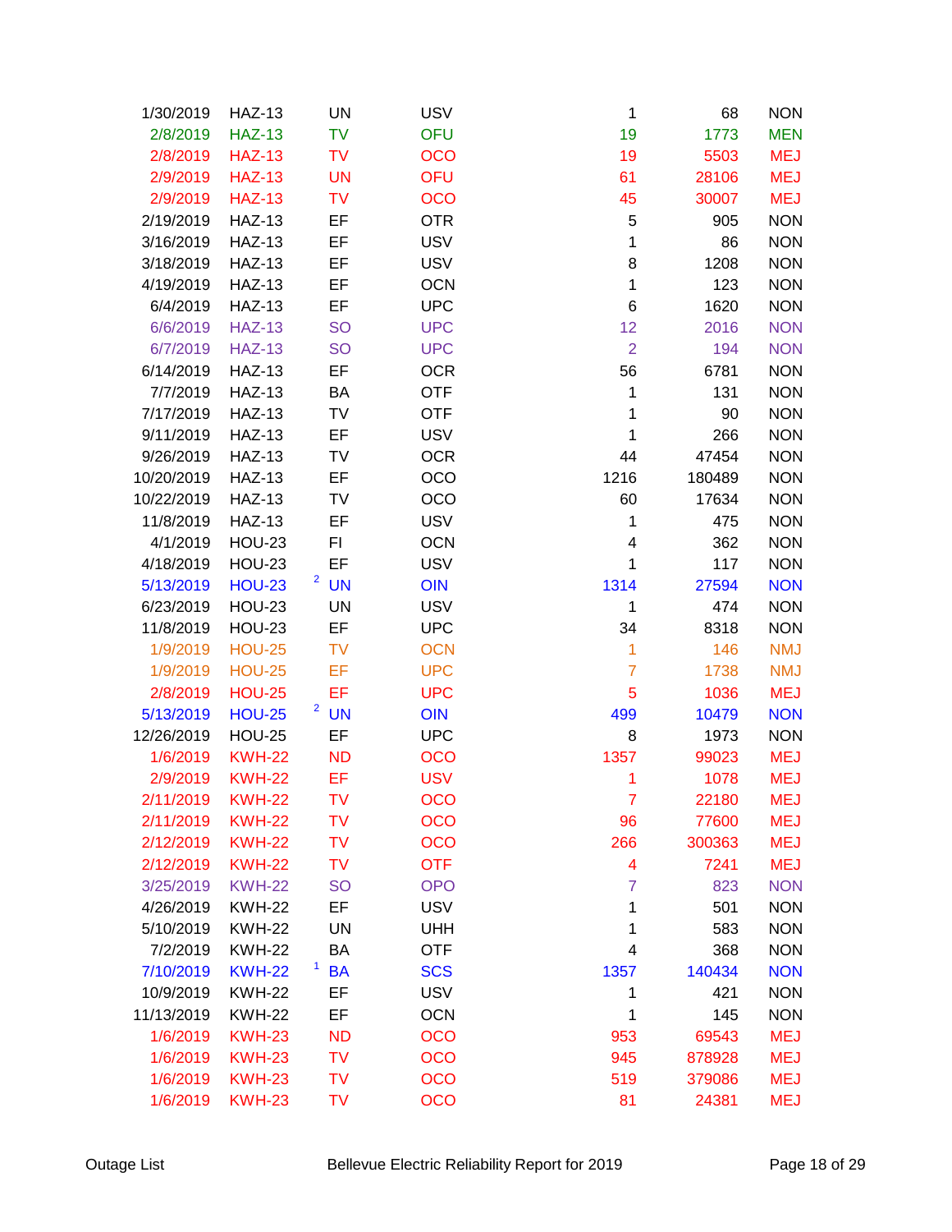| | | | | | | |
|---|---|---|---|---|---|---|
| 1/30/2019 | HAZ-13 | UN | USV | 1 | 68 | NON |
| 2/8/2019 | HAZ-13 | TV | OFU | 19 | 1773 | MEN |
| 2/8/2019 | HAZ-13 | TV | OCO | 19 | 5503 | MEJ |
| 2/9/2019 | HAZ-13 | UN | OFU | 61 | 28106 | MEJ |
| 2/9/2019 | HAZ-13 | TV | OCO | 45 | 30007 | MEJ |
| 2/19/2019 | HAZ-13 | EF | OTR | 5 | 905 | NON |
| 3/16/2019 | HAZ-13 | EF | USV | 1 | 86 | NON |
| 3/18/2019 | HAZ-13 | EF | USV | 8 | 1208 | NON |
| 4/19/2019 | HAZ-13 | EF | OCN | 1 | 123 | NON |
| 6/4/2019 | HAZ-13 | EF | UPC | 6 | 1620 | NON |
| 6/6/2019 | HAZ-13 | SO | UPC | 12 | 2016 | NON |
| 6/7/2019 | HAZ-13 | SO | UPC | 2 | 194 | NON |
| 6/14/2019 | HAZ-13 | EF | OCR | 56 | 6781 | NON |
| 7/7/2019 | HAZ-13 | BA | OTF | 1 | 131 | NON |
| 7/17/2019 | HAZ-13 | TV | OTF | 1 | 90 | NON |
| 9/11/2019 | HAZ-13 | EF | USV | 1 | 266 | NON |
| 9/26/2019 | HAZ-13 | TV | OCR | 44 | 47454 | NON |
| 10/20/2019 | HAZ-13 | EF | OCO | 1216 | 180489 | NON |
| 10/22/2019 | HAZ-13 | TV | OCO | 60 | 17634 | NON |
| 11/8/2019 | HAZ-13 | EF | USV | 1 | 475 | NON |
| 4/1/2019 | HOU-23 | FI | OCN | 4 | 362 | NON |
| 4/18/2019 | HOU-23 | EF | USV | 1 | 117 | NON |
| 5/13/2019 | HOU-23 | [2] UN | OIN | 1314 | 27594 | NON |
| 6/23/2019 | HOU-23 | UN | USV | 1 | 474 | NON |
| 11/8/2019 | HOU-23 | EF | UPC | 34 | 8318 | NON |
| 1/9/2019 | HOU-25 | TV | OCN | 1 | 146 | NMJ |
| 1/9/2019 | HOU-25 | EF | UPC | 7 | 1738 | NMJ |
| 2/8/2019 | HOU-25 | EF | UPC | 5 | 1036 | MEJ |
| 5/13/2019 | HOU-25 | [2] UN | OIN | 499 | 10479 | NON |
| 12/26/2019 | HOU-25 | EF | UPC | 8 | 1973 | NON |
| 1/6/2019 | KWH-22 | ND | OCO | 1357 | 99023 | MEJ |
| 2/9/2019 | KWH-22 | EF | USV | 1 | 1078 | MEJ |
| 2/11/2019 | KWH-22 | TV | OCO | 7 | 22180 | MEJ |
| 2/11/2019 | KWH-22 | TV | OCO | 96 | 77600 | MEJ |
| 2/12/2019 | KWH-22 | TV | OCO | 266 | 300363 | MEJ |
| 2/12/2019 | KWH-22 | TV | OTF | 4 | 7241 | MEJ |
| 3/25/2019 | KWH-22 | SO | OPO | 7 | 823 | NON |
| 4/26/2019 | KWH-22 | EF | USV | 1 | 501 | NON |
| 5/10/2019 | KWH-22 | UN | UHH | 1 | 583 | NON |
| 7/2/2019 | KWH-22 | BA | OTF | 4 | 368 | NON |
| 7/10/2019 | KWH-22 | [1] BA | SCS | 1357 | 140434 | NON |
| 10/9/2019 | KWH-22 | EF | USV | 1 | 421 | NON |
| 11/13/2019 | KWH-22 | EF | OCN | 1 | 145 | NON |
| 1/6/2019 | KWH-23 | ND | OCO | 953 | 69543 | MEJ |
| 1/6/2019 | KWH-23 | TV | OCO | 945 | 878928 | MEJ |
| 1/6/2019 | KWH-23 | TV | OCO | 519 | 379086 | MEJ |
| 1/6/2019 | KWH-23 | TV | OCO | 81 | 24381 | MEJ |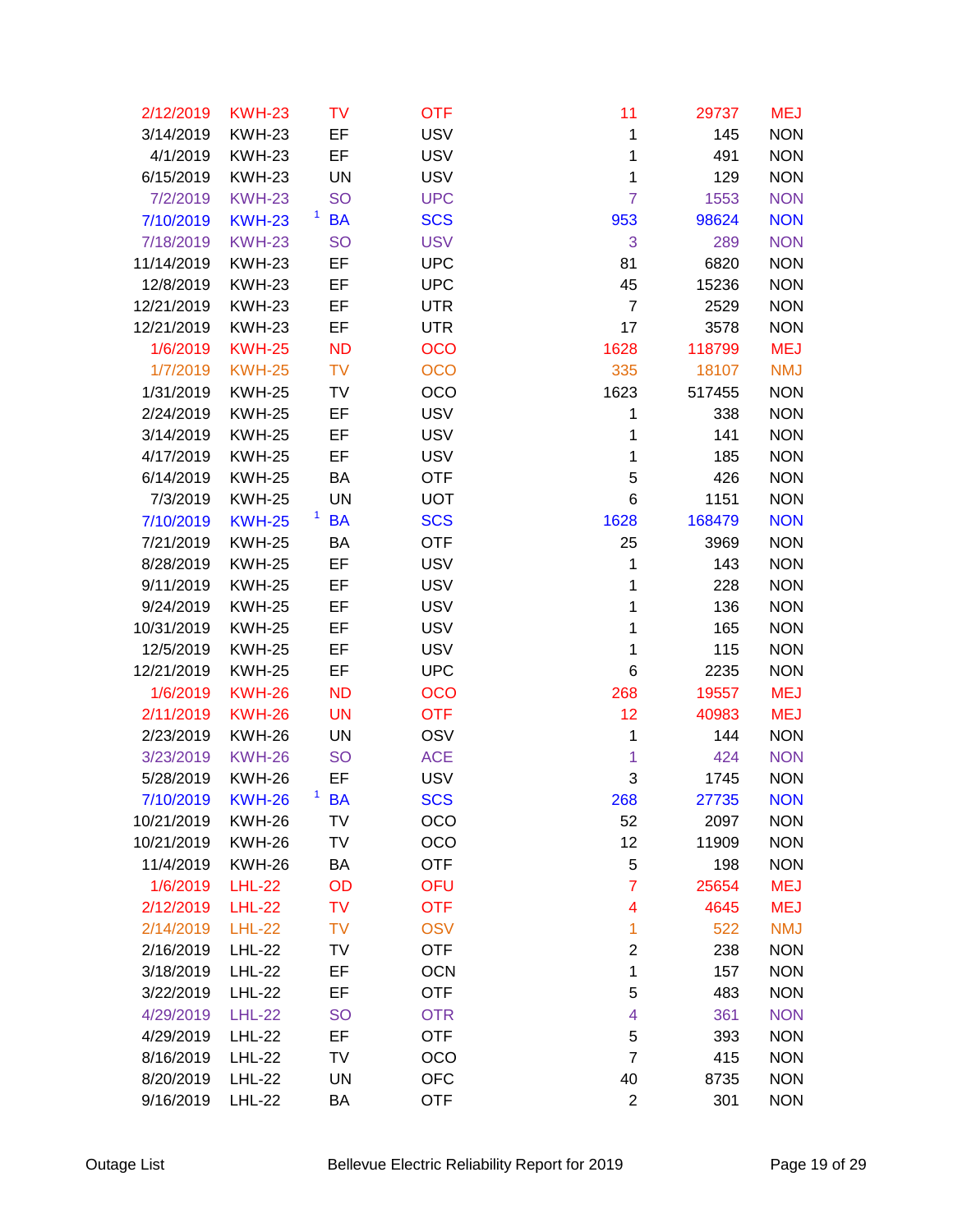| | | | | | | |
|---|---|---|---|---|---|---|
| 2/12/2019 | KWH-23 | TV | OTF | 11 | 29737 | MEJ |
| 3/14/2019 | KWH-23 | EF | USV | 1 | 145 | NON |
| 4/1/2019 | KWH-23 | EF | USV | 1 | 491 | NON |
| 6/15/2019 | KWH-23 | UN | USV | 1 | 129 | NON |
| 7/2/2019 | KWH-23 | SO | UPC | 7 | 1553 | NON |
| 7/10/2019 | KWH-23 | [1] BA | SCS | 953 | 98624 | NON |
| 7/18/2019 | KWH-23 | SO | USV | 3 | 289 | NON |
| 11/14/2019 | KWH-23 | EF | UPC | 81 | 6820 | NON |
| 12/8/2019 | KWH-23 | EF | UPC | 45 | 15236 | NON |
| 12/21/2019 | KWH-23 | EF | UTR | 7 | 2529 | NON |
| 12/21/2019 | KWH-23 | EF | UTR | 17 | 3578 | NON |
| 1/6/2019 | KWH-25 | ND | OCO | 1628 | 118799 | MEJ |
| 1/7/2019 | KWH-25 | TV | OCO | 335 | 18107 | NMJ |
| 1/31/2019 | KWH-25 | TV | OCO | 1623 | 517455 | NON |
| 2/24/2019 | KWH-25 | EF | USV | 1 | 338 | NON |
| 3/14/2019 | KWH-25 | EF | USV | 1 | 141 | NON |
| 4/17/2019 | KWH-25 | EF | USV | 1 | 185 | NON |
| 6/14/2019 | KWH-25 | BA | OTF | 5 | 426 | NON |
| 7/3/2019 | KWH-25 | UN | UOT | 6 | 1151 | NON |
| 7/10/2019 | KWH-25 | [1] BA | SCS | 1628 | 168479 | NON |
| 7/21/2019 | KWH-25 | BA | OTF | 25 | 3969 | NON |
| 8/28/2019 | KWH-25 | EF | USV | 1 | 143 | NON |
| 9/11/2019 | KWH-25 | EF | USV | 1 | 228 | NON |
| 9/24/2019 | KWH-25 | EF | USV | 1 | 136 | NON |
| 10/31/2019 | KWH-25 | EF | USV | 1 | 165 | NON |
| 12/5/2019 | KWH-25 | EF | USV | 1 | 115 | NON |
| 12/21/2019 | KWH-25 | EF | UPC | 6 | 2235 | NON |
| 1/6/2019 | KWH-26 | ND | OCO | 268 | 19557 | MEJ |
| 2/11/2019 | KWH-26 | UN | OTF | 12 | 40983 | MEJ |
| 2/23/2019 | KWH-26 | UN | OSV | 1 | 144 | NON |
| 3/23/2019 | KWH-26 | SO | ACE | 1 | 424 | NON |
| 5/28/2019 | KWH-26 | EF | USV | 3 | 1745 | NON |
| 7/10/2019 | KWH-26 | [1] BA | SCS | 268 | 27735 | NON |
| 10/21/2019 | KWH-26 | TV | OCO | 52 | 2097 | NON |
| 10/21/2019 | KWH-26 | TV | OCO | 12 | 11909 | NON |
| 11/4/2019 | KWH-26 | BA | OTF | 5 | 198 | NON |
| 1/6/2019 | LHL-22 | OD | OFU | 7 | 25654 | MEJ |
| 2/12/2019 | LHL-22 | TV | OTF | 4 | 4645 | MEJ |
| 2/14/2019 | LHL-22 | TV | OSV | 1 | 522 | NMJ |
| 2/16/2019 | LHL-22 | TV | OTF | 2 | 238 | NON |
| 3/18/2019 | LHL-22 | EF | OCN | 1 | 157 | NON |
| 3/22/2019 | LHL-22 | EF | OTF | 5 | 483 | NON |
| 4/29/2019 | LHL-22 | SO | OTR | 4 | 361 | NON |
| 4/29/2019 | LHL-22 | EF | OTF | 5 | 393 | NON |
| 8/16/2019 | LHL-22 | TV | OCO | 7 | 415 | NON |
| 8/20/2019 | LHL-22 | UN | OFC | 40 | 8735 | NON |
| 9/16/2019 | LHL-22 | BA | OTF | 2 | 301 | NON |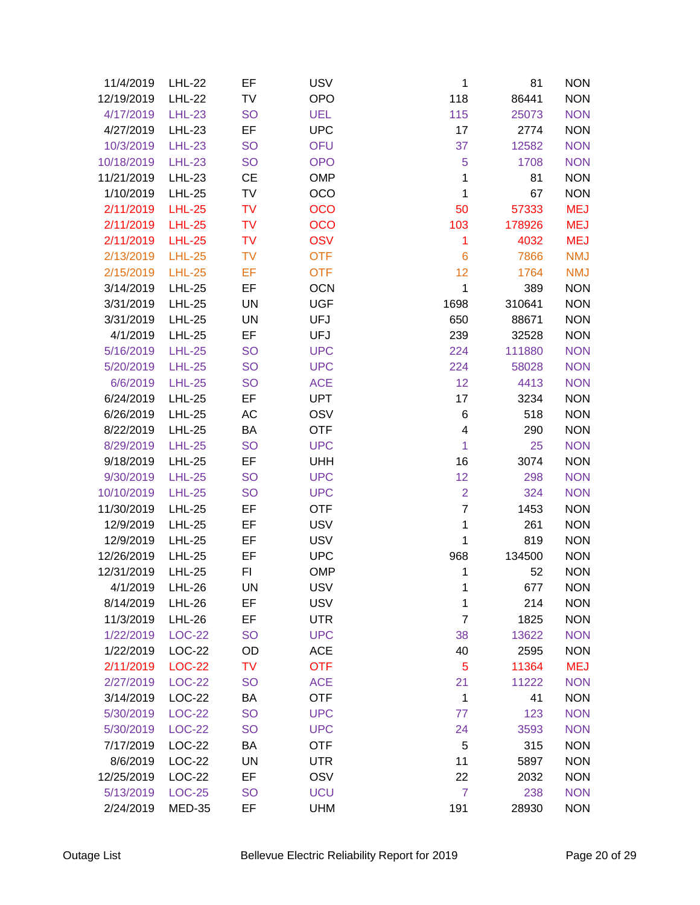| | | | | | | |
|---|---|---|---|---|---|---|
| 11/4/2019 | LHL-22 | EF | USV | 1 | 81 | NON |
| 12/19/2019 | LHL-22 | TV | OPO | 118 | 86441 | NON |
| 4/17/2019 | LHL-23 | SO | UEL | 115 | 25073 | NON |
| 4/27/2019 | LHL-23 | EF | UPC | 17 | 2774 | NON |
| 10/3/2019 | LHL-23 | SO | OFU | 37 | 12582 | NON |
| 10/18/2019 | LHL-23 | SO | OPO | 5 | 1708 | NON |
| 11/21/2019 | LHL-23 | CE | OMP | 1 | 81 | NON |
| 1/10/2019 | LHL-25 | TV | OCO | 1 | 67 | NON |
| 2/11/2019 | LHL-25 | TV | OCO | 50 | 57333 | MEJ |
| 2/11/2019 | LHL-25 | TV | OCO | 103 | 178926 | MEJ |
| 2/11/2019 | LHL-25 | TV | OSV | 1 | 4032 | MEJ |
| 2/13/2019 | LHL-25 | TV | OTF | 6 | 7866 | NMJ |
| 2/15/2019 | LHL-25 | EF | OTF | 12 | 1764 | NMJ |
| 3/14/2019 | LHL-25 | EF | OCN | 1 | 389 | NON |
| 3/31/2019 | LHL-25 | UN | UGF | 1698 | 310641 | NON |
| 3/31/2019 | LHL-25 | UN | UFJ | 650 | 88671 | NON |
| 4/1/2019 | LHL-25 | EF | UFJ | 239 | 32528 | NON |
| 5/16/2019 | LHL-25 | SO | UPC | 224 | 111880 | NON |
| 5/20/2019 | LHL-25 | SO | UPC | 224 | 58028 | NON |
| 6/6/2019 | LHL-25 | SO | ACE | 12 | 4413 | NON |
| 6/24/2019 | LHL-25 | EF | UPT | 17 | 3234 | NON |
| 6/26/2019 | LHL-25 | AC | OSV | 6 | 518 | NON |
| 8/22/2019 | LHL-25 | BA | OTF | 4 | 290 | NON |
| 8/29/2019 | LHL-25 | SO | UPC | 1 | 25 | NON |
| 9/18/2019 | LHL-25 | EF | UHH | 16 | 3074 | NON |
| 9/30/2019 | LHL-25 | SO | UPC | 12 | 298 | NON |
| 10/10/2019 | LHL-25 | SO | UPC | 2 | 324 | NON |
| 11/30/2019 | LHL-25 | EF | OTF | 7 | 1453 | NON |
| 12/9/2019 | LHL-25 | EF | USV | 1 | 261 | NON |
| 12/9/2019 | LHL-25 | EF | USV | 1 | 819 | NON |
| 12/26/2019 | LHL-25 | EF | UPC | 968 | 134500 | NON |
| 12/31/2019 | LHL-25 | FI | OMP | 1 | 52 | NON |
| 4/1/2019 | LHL-26 | UN | USV | 1 | 677 | NON |
| 8/14/2019 | LHL-26 | EF | USV | 1 | 214 | NON |
| 11/3/2019 | LHL-26 | EF | UTR | 7 | 1825 | NON |
| 1/22/2019 | LOC-22 | SO | UPC | 38 | 13622 | NON |
| 1/22/2019 | LOC-22 | OD | ACE | 40 | 2595 | NON |
| 2/11/2019 | LOC-22 | TV | OTF | 5 | 11364 | MEJ |
| 2/27/2019 | LOC-22 | SO | ACE | 21 | 11222 | NON |
| 3/14/2019 | LOC-22 | BA | OTF | 1 | 41 | NON |
| 5/30/2019 | LOC-22 | SO | UPC | 77 | 123 | NON |
| 5/30/2019 | LOC-22 | SO | UPC | 24 | 3593 | NON |
| 7/17/2019 | LOC-22 | BA | OTF | 5 | 315 | NON |
| 8/6/2019 | LOC-22 | UN | UTR | 11 | 5897 | NON |
| 12/25/2019 | LOC-22 | EF | OSV | 22 | 2032 | NON |
| 5/13/2019 | LOC-25 | SO | UCU | 7 | 238 | NON |
| 2/24/2019 | MED-35 | EF | UHM | 191 | 28930 | NON |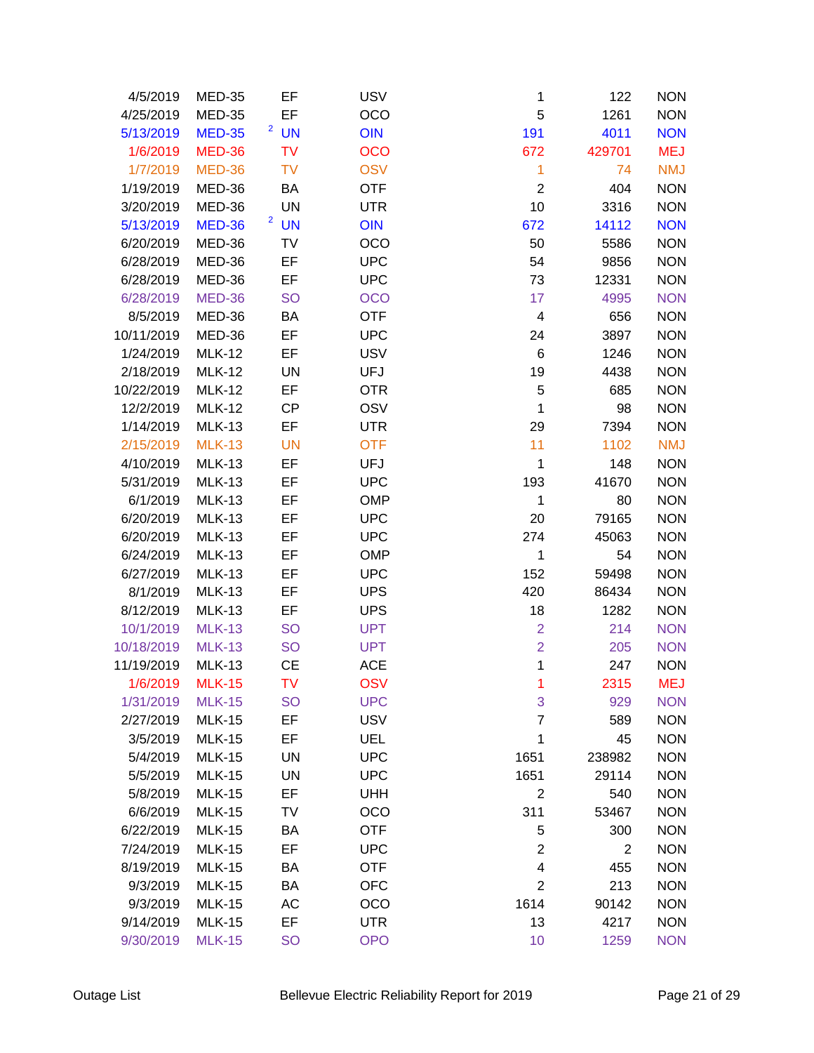| | | | | | | |
|---|---|---|---|---|---|---|
| 4/5/2019 | MED-35 | EF | USV | 1 | 122 | NON |
| 4/25/2019 | MED-35 | EF | OCO | 5 | 1261 | NON |
| 5/13/2019 | MED-35 | [2] UN | OIN | 191 | 4011 | NON |
| 1/6/2019 | MED-36 | TV | OCO | 672 | 429701 | MEJ |
| 1/7/2019 | MED-36 | TV | OSV | 1 | 74 | NMJ |
| 1/19/2019 | MED-36 | BA | OTF | 2 | 404 | NON |
| 3/20/2019 | MED-36 | UN | UTR | 10 | 3316 | NON |
| 5/13/2019 | MED-36 | [2] UN | OIN | 672 | 14112 | NON |
| 6/20/2019 | MED-36 | TV | OCO | 50 | 5586 | NON |
| 6/28/2019 | MED-36 | EF | UPC | 54 | 9856 | NON |
| 6/28/2019 | MED-36 | EF | UPC | 73 | 12331 | NON |
| 6/28/2019 | MED-36 | SO | OCO | 17 | 4995 | NON |
| 8/5/2019 | MED-36 | BA | OTF | 4 | 656 | NON |
| 10/11/2019 | MED-36 | EF | UPC | 24 | 3897 | NON |
| 1/24/2019 | MLK-12 | EF | USV | 6 | 1246 | NON |
| 2/18/2019 | MLK-12 | UN | UFJ | 19 | 4438 | NON |
| 10/22/2019 | MLK-12 | EF | OTR | 5 | 685 | NON |
| 12/2/2019 | MLK-12 | CP | OSV | 1 | 98 | NON |
| 1/14/2019 | MLK-13 | EF | UTR | 29 | 7394 | NON |
| 2/15/2019 | MLK-13 | UN | OTF | 11 | 1102 | NMJ |
| 4/10/2019 | MLK-13 | EF | UFJ | 1 | 148 | NON |
| 5/31/2019 | MLK-13 | EF | UPC | 193 | 41670 | NON |
| 6/1/2019 | MLK-13 | EF | OMP | 1 | 80 | NON |
| 6/20/2019 | MLK-13 | EF | UPC | 20 | 79165 | NON |
| 6/20/2019 | MLK-13 | EF | UPC | 274 | 45063 | NON |
| 6/24/2019 | MLK-13 | EF | OMP | 1 | 54 | NON |
| 6/27/2019 | MLK-13 | EF | UPC | 152 | 59498 | NON |
| 8/1/2019 | MLK-13 | EF | UPS | 420 | 86434 | NON |
| 8/12/2019 | MLK-13 | EF | UPS | 18 | 1282 | NON |
| 10/1/2019 | MLK-13 | SO | UPT | 2 | 214 | NON |
| 10/18/2019 | MLK-13 | SO | UPT | 2 | 205 | NON |
| 11/19/2019 | MLK-13 | CE | ACE | 1 | 247 | NON |
| 1/6/2019 | MLK-15 | TV | OSV | 1 | 2315 | MEJ |
| 1/31/2019 | MLK-15 | SO | UPC | 3 | 929 | NON |
| 2/27/2019 | MLK-15 | EF | USV | 7 | 589 | NON |
| 3/5/2019 | MLK-15 | EF | UEL | 1 | 45 | NON |
| 5/4/2019 | MLK-15 | UN | UPC | 1651 | 238982 | NON |
| 5/5/2019 | MLK-15 | UN | UPC | 1651 | 29114 | NON |
| 5/8/2019 | MLK-15 | EF | UHH | 2 | 540 | NON |
| 6/6/2019 | MLK-15 | TV | OCO | 311 | 53467 | NON |
| 6/22/2019 | MLK-15 | BA | OTF | 5 | 300 | NON |
| 7/24/2019 | MLK-15 | EF | UPC | 2 | 2 | NON |
| 8/19/2019 | MLK-15 | BA | OTF | 4 | 455 | NON |
| 9/3/2019 | MLK-15 | BA | OFC | 2 | 213 | NON |
| 9/3/2019 | MLK-15 | AC | OCO | 1614 | 90142 | NON |
| 9/14/2019 | MLK-15 | EF | UTR | 13 | 4217 | NON |
| 9/30/2019 | MLK-15 | SO | OPO | 10 | 1259 | NON |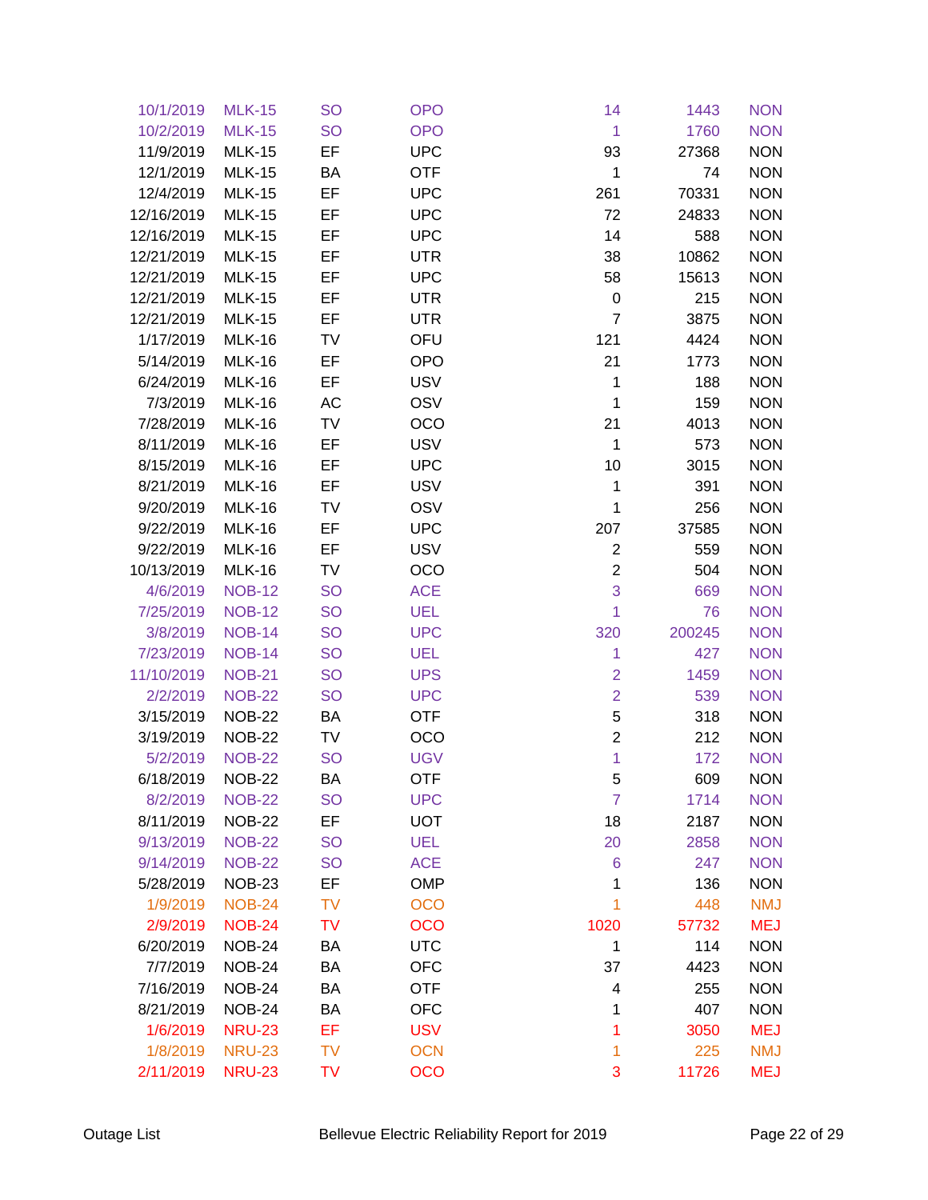| | | | | | | |
|---|---|---|---|---|---|---|
| 10/1/2019 | MLK-15 | SO | OPO | 14 | 1443 | NON |
| 10/2/2019 | MLK-15 | SO | OPO | 1 | 1760 | NON |
| 11/9/2019 | MLK-15 | EF | UPC | 93 | 27368 | NON |
| 12/1/2019 | MLK-15 | BA | OTF | 1 | 74 | NON |
| 12/4/2019 | MLK-15 | EF | UPC | 261 | 70331 | NON |
| 12/16/2019 | MLK-15 | EF | UPC | 72 | 24833 | NON |
| 12/16/2019 | MLK-15 | EF | UPC | 14 | 588 | NON |
| 12/21/2019 | MLK-15 | EF | UTR | 38 | 10862 | NON |
| 12/21/2019 | MLK-15 | EF | UPC | 58 | 15613 | NON |
| 12/21/2019 | MLK-15 | EF | UTR | 0 | 215 | NON |
| 12/21/2019 | MLK-15 | EF | UTR | 7 | 3875 | NON |
| 1/17/2019 | MLK-16 | TV | OFU | 121 | 4424 | NON |
| 5/14/2019 | MLK-16 | EF | OPO | 21 | 1773 | NON |
| 6/24/2019 | MLK-16 | EF | USV | 1 | 188 | NON |
| 7/3/2019 | MLK-16 | AC | OSV | 1 | 159 | NON |
| 7/28/2019 | MLK-16 | TV | OCO | 21 | 4013 | NON |
| 8/11/2019 | MLK-16 | EF | USV | 1 | 573 | NON |
| 8/15/2019 | MLK-16 | EF | UPC | 10 | 3015 | NON |
| 8/21/2019 | MLK-16 | EF | USV | 1 | 391 | NON |
| 9/20/2019 | MLK-16 | TV | OSV | 1 | 256 | NON |
| 9/22/2019 | MLK-16 | EF | UPC | 207 | 37585 | NON |
| 9/22/2019 | MLK-16 | EF | USV | 2 | 559 | NON |
| 10/13/2019 | MLK-16 | TV | OCO | 2 | 504 | NON |
| 4/6/2019 | NOB-12 | SO | ACE | 3 | 669 | NON |
| 7/25/2019 | NOB-12 | SO | UEL | 1 | 76 | NON |
| 3/8/2019 | NOB-14 | SO | UPC | 320 | 200245 | NON |
| 7/23/2019 | NOB-14 | SO | UEL | 1 | 427 | NON |
| 11/10/2019 | NOB-21 | SO | UPS | 2 | 1459 | NON |
| 2/2/2019 | NOB-22 | SO | UPC | 2 | 539 | NON |
| 3/15/2019 | NOB-22 | BA | OTF | 5 | 318 | NON |
| 3/19/2019 | NOB-22 | TV | OCO | 2 | 212 | NON |
| 5/2/2019 | NOB-22 | SO | UGV | 1 | 172 | NON |
| 6/18/2019 | NOB-22 | BA | OTF | 5 | 609 | NON |
| 8/2/2019 | NOB-22 | SO | UPC | 7 | 1714 | NON |
| 8/11/2019 | NOB-22 | EF | UOT | 18 | 2187 | NON |
| 9/13/2019 | NOB-22 | SO | UEL | 20 | 2858 | NON |
| 9/14/2019 | NOB-22 | SO | ACE | 6 | 247 | NON |
| 5/28/2019 | NOB-23 | EF | OMP | 1 | 136 | NON |
| 1/9/2019 | NOB-24 | TV | OCO | 1 | 448 | NMJ |
| 2/9/2019 | NOB-24 | TV | OCO | 1020 | 57732 | MEJ |
| 6/20/2019 | NOB-24 | BA | UTC | 1 | 114 | NON |
| 7/7/2019 | NOB-24 | BA | OFC | 37 | 4423 | NON |
| 7/16/2019 | NOB-24 | BA | OTF | 4 | 255 | NON |
| 8/21/2019 | NOB-24 | BA | OFC | 1 | 407 | NON |
| 1/6/2019 | NRU-23 | EF | USV | 1 | 3050 | MEJ |
| 1/8/2019 | NRU-23 | TV | OCN | 1 | 225 | NMJ |
| 2/11/2019 | NRU-23 | TV | OCO | 3 | 11726 | MEJ |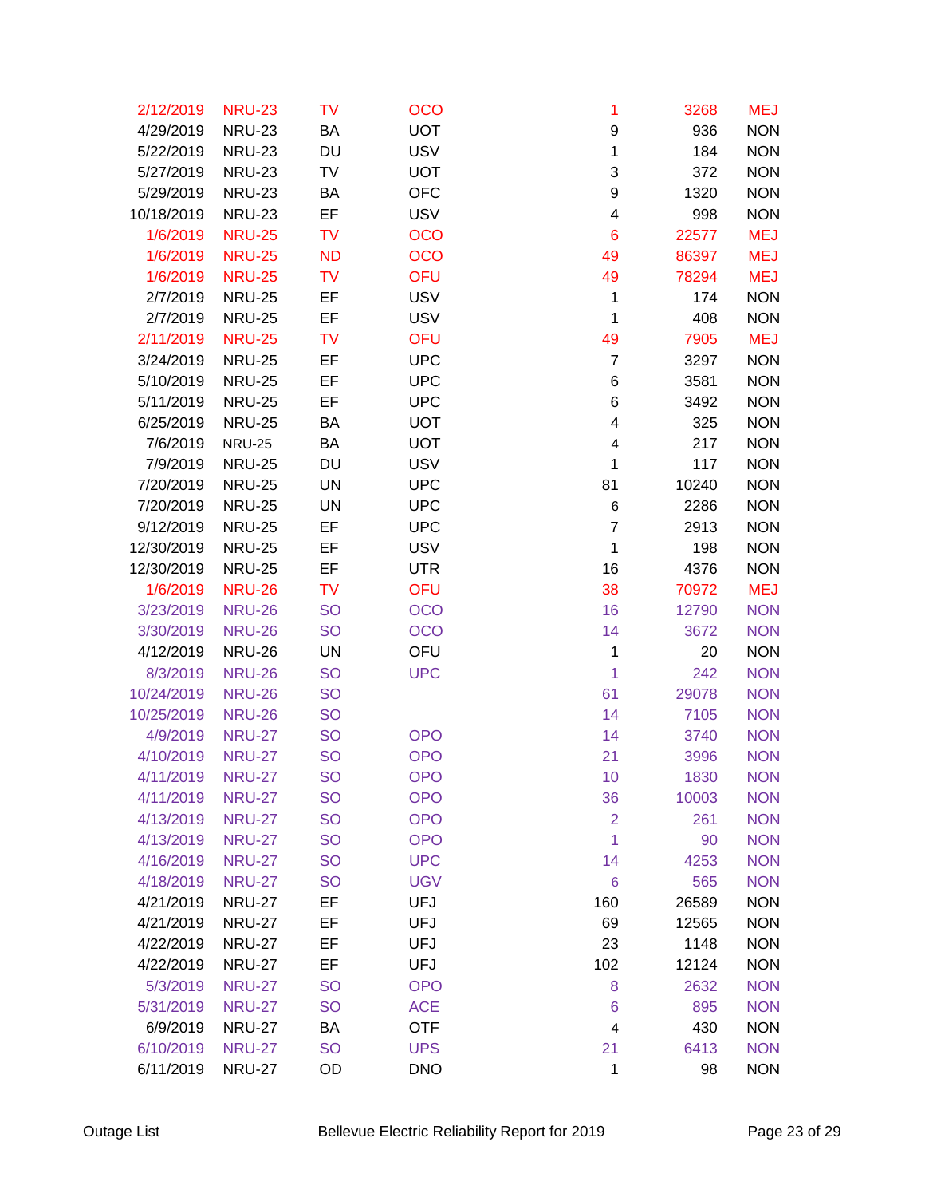| | | | | | | |
|---|---|---|---|---|---|---|
| 2/12/2019 | NRU-23 | TV | OCO | 1 | 3268 | MEJ |
| 4/29/2019 | NRU-23 | BA | UOT | 9 | 936 | NON |
| 5/22/2019 | NRU-23 | DU | USV | 1 | 184 | NON |
| 5/27/2019 | NRU-23 | TV | UOT | 3 | 372 | NON |
| 5/29/2019 | NRU-23 | BA | OFC | 9 | 1320 | NON |
| 10/18/2019 | NRU-23 | EF | USV | 4 | 998 | NON |
| 1/6/2019 | NRU-25 | TV | OCO | 6 | 22577 | MEJ |
| 1/6/2019 | NRU-25 | ND | OCO | 49 | 86397 | MEJ |
| 1/6/2019 | NRU-25 | TV | OFU | 49 | 78294 | MEJ |
| 2/7/2019 | NRU-25 | EF | USV | 1 | 174 | NON |
| 2/7/2019 | NRU-25 | EF | USV | 1 | 408 | NON |
| 2/11/2019 | NRU-25 | TV | OFU | 49 | 7905 | MEJ |
| 3/24/2019 | NRU-25 | EF | UPC | 7 | 3297 | NON |
| 5/10/2019 | NRU-25 | EF | UPC | 6 | 3581 | NON |
| 5/11/2019 | NRU-25 | EF | UPC | 6 | 3492 | NON |
| 6/25/2019 | NRU-25 | BA | UOT | 4 | 325 | NON |
| 7/6/2019 | NRU-25 | BA | UOT | 4 | 217 | NON |
| 7/9/2019 | NRU-25 | DU | USV | 1 | 117 | NON |
| 7/20/2019 | NRU-25 | UN | UPC | 81 | 10240 | NON |
| 7/20/2019 | NRU-25 | UN | UPC | 6 | 2286 | NON |
| 9/12/2019 | NRU-25 | EF | UPC | 7 | 2913 | NON |
| 12/30/2019 | NRU-25 | EF | USV | 1 | 198 | NON |
| 12/30/2019 | NRU-25 | EF | UTR | 16 | 4376 | NON |
| 1/6/2019 | NRU-26 | TV | OFU | 38 | 70972 | MEJ |
| 3/23/2019 | NRU-26 | SO | OCO | 16 | 12790 | NON |
| 3/30/2019 | NRU-26 | SO | OCO | 14 | 3672 | NON |
| 4/12/2019 | NRU-26 | UN | OFU | 1 | 20 | NON |
| 8/3/2019 | NRU-26 | SO | UPC | 1 | 242 | NON |
| 10/24/2019 | NRU-26 | SO | | 61 | 29078 | NON |
| 10/25/2019 | NRU-26 | SO | | 14 | 7105 | NON |
| 4/9/2019 | NRU-27 | SO | OPO | 14 | 3740 | NON |
| 4/10/2019 | NRU-27 | SO | OPO | 21 | 3996 | NON |
| 4/11/2019 | NRU-27 | SO | OPO | 10 | 1830 | NON |
| 4/11/2019 | NRU-27 | SO | OPO | 36 | 10003 | NON |
| 4/13/2019 | NRU-27 | SO | OPO | 2 | 261 | NON |
| 4/13/2019 | NRU-27 | SO | OPO | 1 | 90 | NON |
| 4/16/2019 | NRU-27 | SO | UPC | 14 | 4253 | NON |
| 4/18/2019 | NRU-27 | SO | UGV | 6 | 565 | NON |
| 4/21/2019 | NRU-27 | EF | UFJ | 160 | 26589 | NON |
| 4/21/2019 | NRU-27 | EF | UFJ | 69 | 12565 | NON |
| 4/22/2019 | NRU-27 | EF | UFJ | 23 | 1148 | NON |
| 4/22/2019 | NRU-27 | EF | UFJ | 102 | 12124 | NON |
| 5/3/2019 | NRU-27 | SO | OPO | 8 | 2632 | NON |
| 5/31/2019 | NRU-27 | SO | ACE | 6 | 895 | NON |
| 6/9/2019 | NRU-27 | BA | OTF | 4 | 430 | NON |
| 6/10/2019 | NRU-27 | SO | UPS | 21 | 6413 | NON |
| 6/11/2019 | NRU-27 | OD | DNO | 1 | 98 | NON |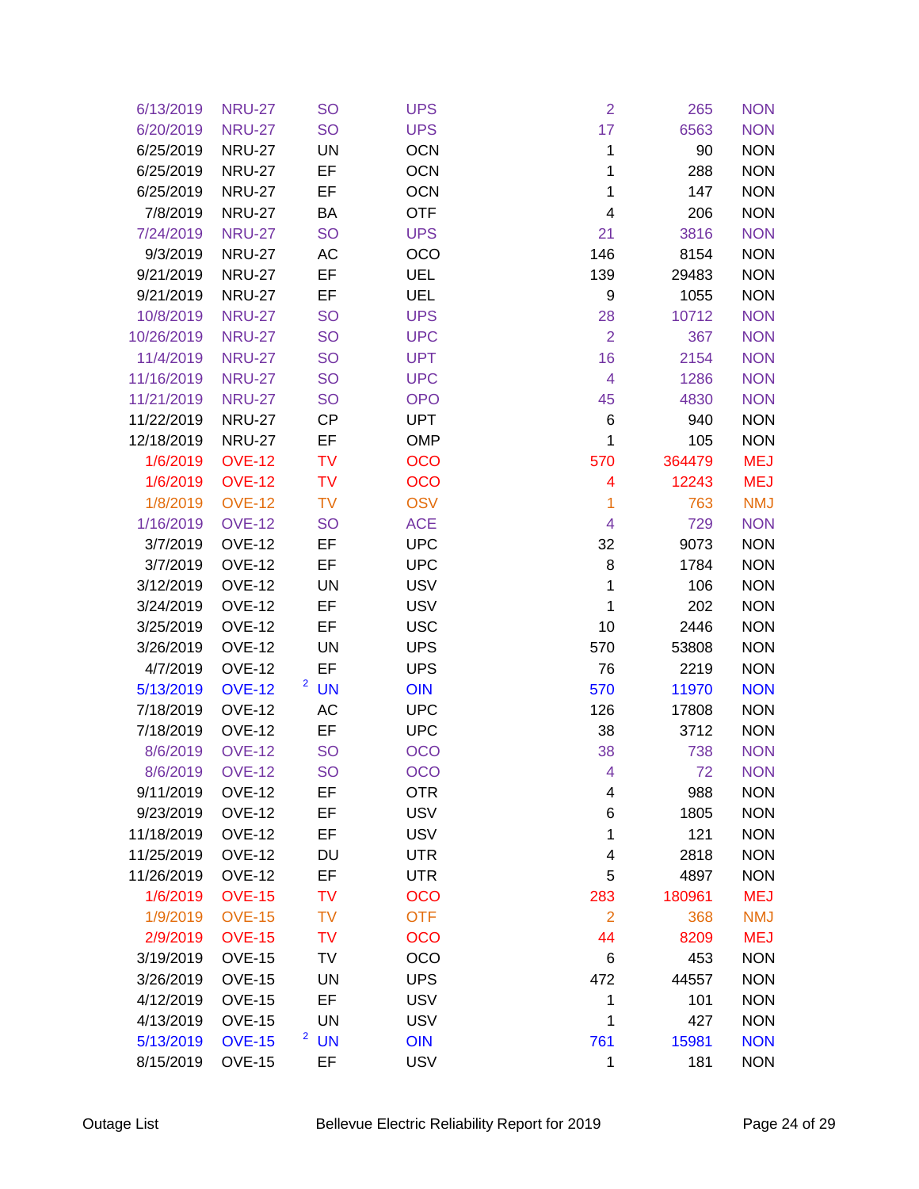| | | | | | | |
|---|---|---|---|---|---|---|
| 6/13/2019 | NRU-27 | SO | UPS | 2 | 265 | NON |
| 6/20/2019 | NRU-27 | SO | UPS | 17 | 6563 | NON |
| 6/25/2019 | NRU-27 | UN | OCN | 1 | 90 | NON |
| 6/25/2019 | NRU-27 | EF | OCN | 1 | 288 | NON |
| 6/25/2019 | NRU-27 | EF | OCN | 1 | 147 | NON |
| 7/8/2019 | NRU-27 | BA | OTF | 4 | 206 | NON |
| 7/24/2019 | NRU-27 | SO | UPS | 21 | 3816 | NON |
| 9/3/2019 | NRU-27 | AC | OCO | 146 | 8154 | NON |
| 9/21/2019 | NRU-27 | EF | UEL | 139 | 29483 | NON |
| 9/21/2019 | NRU-27 | EF | UEL | 9 | 1055 | NON |
| 10/8/2019 | NRU-27 | SO | UPS | 28 | 10712 | NON |
| 10/26/2019 | NRU-27 | SO | UPC | 2 | 367 | NON |
| 11/4/2019 | NRU-27 | SO | UPT | 16 | 2154 | NON |
| 11/16/2019 | NRU-27 | SO | UPC | 4 | 1286 | NON |
| 11/21/2019 | NRU-27 | SO | OPO | 45 | 4830 | NON |
| 11/22/2019 | NRU-27 | CP | UPT | 6 | 940 | NON |
| 12/18/2019 | NRU-27 | EF | OMP | 1 | 105 | NON |
| 1/6/2019 | OVE-12 | TV | OCO | 570 | 364479 | MEJ |
| 1/6/2019 | OVE-12 | TV | OCO | 4 | 12243 | MEJ |
| 1/8/2019 | OVE-12 | TV | OSV | 1 | 763 | NMJ |
| 1/16/2019 | OVE-12 | SO | ACE | 4 | 729 | NON |
| 3/7/2019 | OVE-12 | EF | UPC | 32 | 9073 | NON |
| 3/7/2019 | OVE-12 | EF | UPC | 8 | 1784 | NON |
| 3/12/2019 | OVE-12 | UN | USV | 1 | 106 | NON |
| 3/24/2019 | OVE-12 | EF | USV | 1 | 202 | NON |
| 3/25/2019 | OVE-12 | EF | USC | 10 | 2446 | NON |
| 3/26/2019 | OVE-12 | UN | UPS | 570 | 53808 | NON |
| 4/7/2019 | OVE-12 | EF | UPS | 76 | 2219 | NON |
| 5/13/2019 | OVE-12 [2] | UN | OIN | 570 | 11970 | NON |
| 7/18/2019 | OVE-12 | AC | UPC | 126 | 17808 | NON |
| 7/18/2019 | OVE-12 | EF | UPC | 38 | 3712 | NON |
| 8/6/2019 | OVE-12 | SO | OCO | 38 | 738 | NON |
| 8/6/2019 | OVE-12 | SO | OCO | 4 | 72 | NON |
| 9/11/2019 | OVE-12 | EF | OTR | 4 | 988 | NON |
| 9/23/2019 | OVE-12 | EF | USV | 6 | 1805 | NON |
| 11/18/2019 | OVE-12 | EF | USV | 1 | 121 | NON |
| 11/25/2019 | OVE-12 | DU | UTR | 4 | 2818 | NON |
| 11/26/2019 | OVE-12 | EF | UTR | 5 | 4897 | NON |
| 1/6/2019 | OVE-15 | TV | OCO | 283 | 180961 | MEJ |
| 1/9/2019 | OVE-15 | TV | OTF | 2 | 368 | NMJ |
| 2/9/2019 | OVE-15 | TV | OCO | 44 | 8209 | MEJ |
| 3/19/2019 | OVE-15 | TV | OCO | 6 | 453 | NON |
| 3/26/2019 | OVE-15 | UN | UPS | 472 | 44557 | NON |
| 4/12/2019 | OVE-15 | EF | USV | 1 | 101 | NON |
| 4/13/2019 | OVE-15 | UN | USV | 1 | 427 | NON |
| 5/13/2019 | OVE-15 [2] | UN | OIN | 761 | 15981 | NON |
| 8/15/2019 | OVE-15 | EF | USV | 1 | 181 | NON |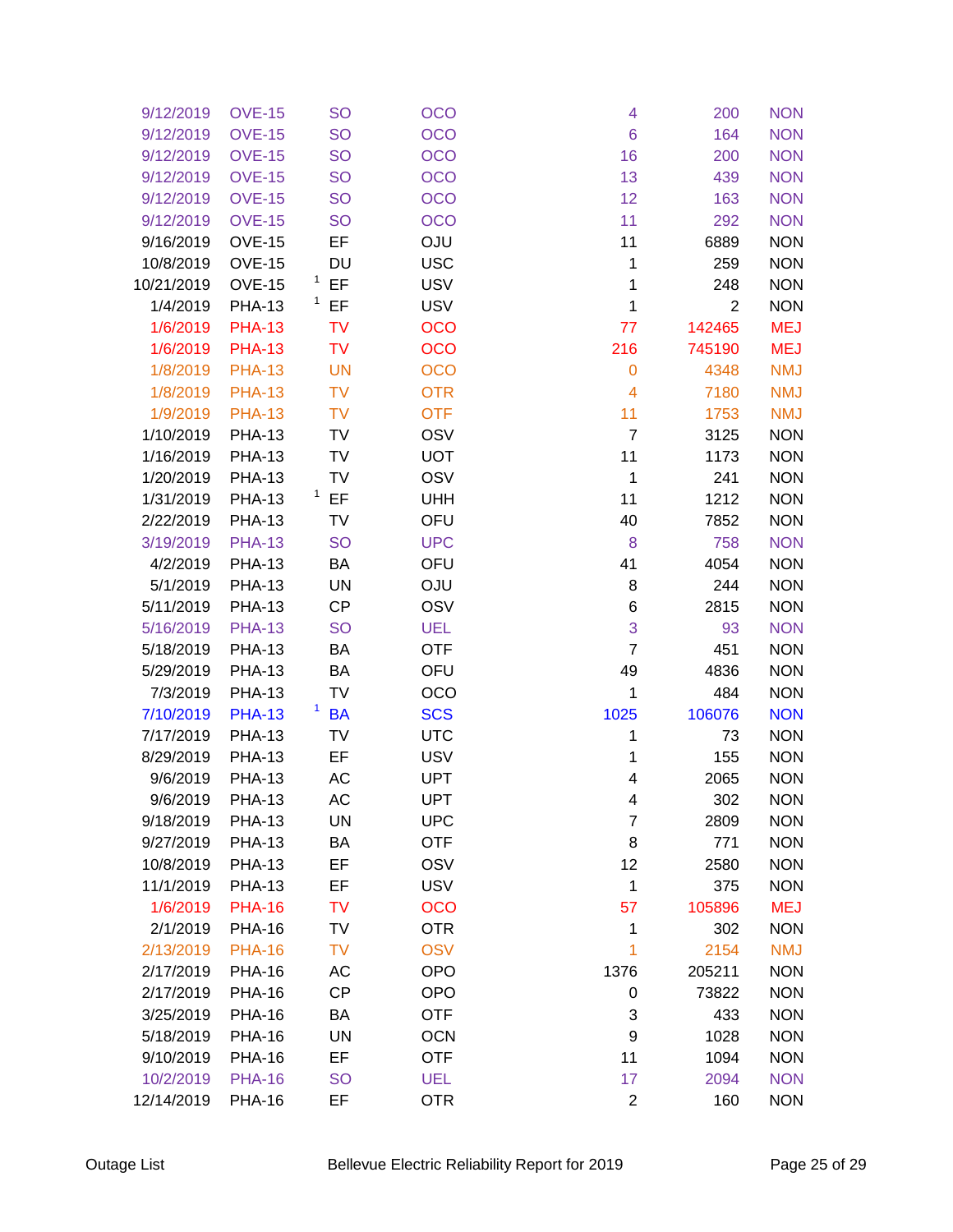| | | | | | | |
|---|---|---|---|---|---|---|
| 9/12/2019 | OVE-15 | SO | OCO | 4 | 200 | NON |
| 9/12/2019 | OVE-15 | SO | OCO | 6 | 164 | NON |
| 9/12/2019 | OVE-15 | SO | OCO | 16 | 200 | NON |
| 9/12/2019 | OVE-15 | SO | OCO | 13 | 439 | NON |
| 9/12/2019 | OVE-15 | SO | OCO | 12 | 163 | NON |
| 9/12/2019 | OVE-15 | SO | OCO | 11 | 292 | NON |
| 9/16/2019 | OVE-15 | EF | OJU | 11 | 6889 | NON |
| 10/8/2019 | OVE-15 | DU | USC | 1 | 259 | NON |
| 10/21/2019 | OVE-15 | [1] EF | USV | 1 | 248 | NON |
| 1/4/2019 | PHA-13 | [1] EF | USV | 1 | 2 | NON |
| 1/6/2019 | PHA-13 | TV | OCO | 77 | 142465 | MEJ |
| 1/6/2019 | PHA-13 | TV | OCO | 216 | 745190 | MEJ |
| 1/8/2019 | PHA-13 | UN | OCO | 0 | 4348 | NMJ |
| 1/8/2019 | PHA-13 | TV | OTR | 4 | 7180 | NMJ |
| 1/9/2019 | PHA-13 | TV | OTF | 11 | 1753 | NMJ |
| 1/10/2019 | PHA-13 | TV | OSV | 7 | 3125 | NON |
| 1/16/2019 | PHA-13 | TV | UOT | 11 | 1173 | NON |
| 1/20/2019 | PHA-13 | TV | OSV | 1 | 241 | NON |
| 1/31/2019 | PHA-13 | [1] EF | UHH | 11 | 1212 | NON |
| 2/22/2019 | PHA-13 | TV | OFU | 40 | 7852 | NON |
| 3/19/2019 | PHA-13 | SO | UPC | 8 | 758 | NON |
| 4/2/2019 | PHA-13 | BA | OFU | 41 | 4054 | NON |
| 5/1/2019 | PHA-13 | UN | OJU | 8 | 244 | NON |
| 5/11/2019 | PHA-13 | CP | OSV | 6 | 2815 | NON |
| 5/16/2019 | PHA-13 | SO | UEL | 3 | 93 | NON |
| 5/18/2019 | PHA-13 | BA | OTF | 7 | 451 | NON |
| 5/29/2019 | PHA-13 | BA | OFU | 49 | 4836 | NON |
| 7/3/2019 | PHA-13 | TV | OCO | 1 | 484 | NON |
| 7/10/2019 | PHA-13 | [1] BA | SCS | 1025 | 106076 | NON |
| 7/17/2019 | PHA-13 | TV | UTC | 1 | 73 | NON |
| 8/29/2019 | PHA-13 | EF | USV | 1 | 155 | NON |
| 9/6/2019 | PHA-13 | AC | UPT | 4 | 2065 | NON |
| 9/6/2019 | PHA-13 | AC | UPT | 4 | 302 | NON |
| 9/18/2019 | PHA-13 | UN | UPC | 7 | 2809 | NON |
| 9/27/2019 | PHA-13 | BA | OTF | 8 | 771 | NON |
| 10/8/2019 | PHA-13 | EF | OSV | 12 | 2580 | NON |
| 11/1/2019 | PHA-13 | EF | USV | 1 | 375 | NON |
| 1/6/2019 | PHA-16 | TV | OCO | 57 | 105896 | MEJ |
| 2/1/2019 | PHA-16 | TV | OTR | 1 | 302 | NON |
| 2/13/2019 | PHA-16 | TV | OSV | 1 | 2154 | NMJ |
| 2/17/2019 | PHA-16 | AC | OPO | 1376 | 205211 | NON |
| 2/17/2019 | PHA-16 | CP | OPO | 0 | 73822 | NON |
| 3/25/2019 | PHA-16 | BA | OTF | 3 | 433 | NON |
| 5/18/2019 | PHA-16 | UN | OCN | 9 | 1028 | NON |
| 9/10/2019 | PHA-16 | EF | OTF | 11 | 1094 | NON |
| 10/2/2019 | PHA-16 | SO | UEL | 17 | 2094 | NON |
| 12/14/2019 | PHA-16 | EF | OTR | 2 | 160 | NON |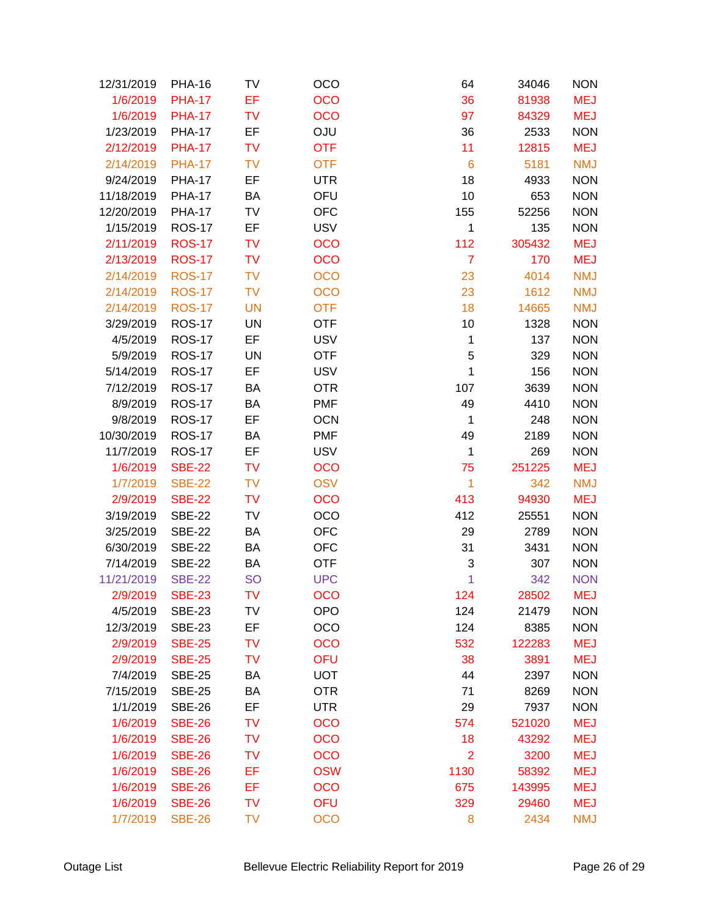| | | | | | | |
|---|---|---|---|---|---|---|
| 12/31/2019 | PHA-16 | TV | OCO | 64 | 34046 | NON |
| 1/6/2019 | PHA-17 | EF | OCO | 36 | 81938 | MEJ |
| 1/6/2019 | PHA-17 | TV | OCO | 97 | 84329 | MEJ |
| 1/23/2019 | PHA-17 | EF | OJU | 36 | 2533 | NON |
| 2/12/2019 | PHA-17 | TV | OTF | 11 | 12815 | MEJ |
| 2/14/2019 | PHA-17 | TV | OTF | 6 | 5181 | NMJ |
| 9/24/2019 | PHA-17 | EF | UTR | 18 | 4933 | NON |
| 11/18/2019 | PHA-17 | BA | OFU | 10 | 653 | NON |
| 12/20/2019 | PHA-17 | TV | OFC | 155 | 52256 | NON |
| 1/15/2019 | ROS-17 | EF | USV | 1 | 135 | NON |
| 2/11/2019 | ROS-17 | TV | OCO | 112 | 305432 | MEJ |
| 2/13/2019 | ROS-17 | TV | OCO | 7 | 170 | MEJ |
| 2/14/2019 | ROS-17 | TV | OCO | 23 | 4014 | NMJ |
| 2/14/2019 | ROS-17 | TV | OCO | 23 | 1612 | NMJ |
| 2/14/2019 | ROS-17 | UN | OTF | 18 | 14665 | NMJ |
| 3/29/2019 | ROS-17 | UN | OTF | 10 | 1328 | NON |
| 4/5/2019 | ROS-17 | EF | USV | 1 | 137 | NON |
| 5/9/2019 | ROS-17 | UN | OTF | 5 | 329 | NON |
| 5/14/2019 | ROS-17 | EF | USV | 1 | 156 | NON |
| 7/12/2019 | ROS-17 | BA | OTR | 107 | 3639 | NON |
| 8/9/2019 | ROS-17 | BA | PMF | 49 | 4410 | NON |
| 9/8/2019 | ROS-17 | EF | OCN | 1 | 248 | NON |
| 10/30/2019 | ROS-17 | BA | PMF | 49 | 2189 | NON |
| 11/7/2019 | ROS-17 | EF | USV | 1 | 269 | NON |
| 1/6/2019 | SBE-22 | TV | OCO | 75 | 251225 | MEJ |
| 1/7/2019 | SBE-22 | TV | OSV | 1 | 342 | NMJ |
| 2/9/2019 | SBE-22 | TV | OCO | 413 | 94930 | MEJ |
| 3/19/2019 | SBE-22 | TV | OCO | 412 | 25551 | NON |
| 3/25/2019 | SBE-22 | BA | OFC | 29 | 2789 | NON |
| 6/30/2019 | SBE-22 | BA | OFC | 31 | 3431 | NON |
| 7/14/2019 | SBE-22 | BA | OTF | 3 | 307 | NON |
| 11/21/2019 | SBE-22 | SO | UPC | 1 | 342 | NON |
| 2/9/2019 | SBE-23 | TV | OCO | 124 | 28502 | MEJ |
| 4/5/2019 | SBE-23 | TV | OPO | 124 | 21479 | NON |
| 12/3/2019 | SBE-23 | EF | OCO | 124 | 8385 | NON |
| 2/9/2019 | SBE-25 | TV | OCO | 532 | 122283 | MEJ |
| 2/9/2019 | SBE-25 | TV | OFU | 38 | 3891 | MEJ |
| 7/4/2019 | SBE-25 | BA | UOT | 44 | 2397 | NON |
| 7/15/2019 | SBE-25 | BA | OTR | 71 | 8269 | NON |
| 1/1/2019 | SBE-26 | EF | UTR | 29 | 7937 | NON |
| 1/6/2019 | SBE-26 | TV | OCO | 574 | 521020 | MEJ |
| 1/6/2019 | SBE-26 | TV | OCO | 18 | 43292 | MEJ |
| 1/6/2019 | SBE-26 | TV | OCO | 2 | 3200 | MEJ |
| 1/6/2019 | SBE-26 | EF | OSW | 1130 | 58392 | MEJ |
| 1/6/2019 | SBE-26 | EF | OCO | 675 | 143995 | MEJ |
| 1/6/2019 | SBE-26 | TV | OFU | 329 | 29460 | MEJ |
| 1/7/2019 | SBE-26 | TV | OCO | 8 | 2434 | NMJ |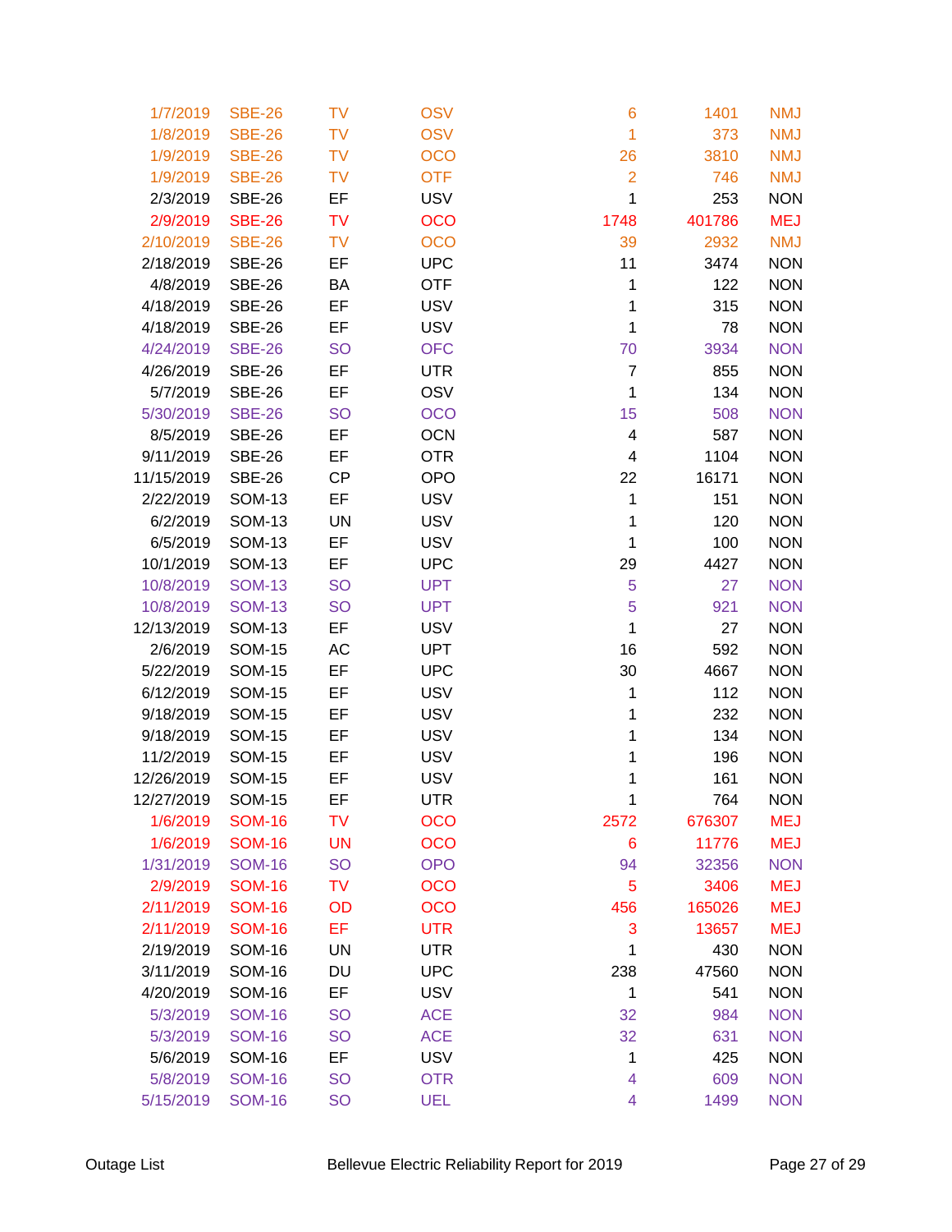| | | | | | | |
|---|---|---|---|---|---|---|
| 1/7/2019 | SBE-26 | TV | OSV | 6 | 1401 | NMJ |
| 1/8/2019 | SBE-26 | TV | OSV | 1 | 373 | NMJ |
| 1/9/2019 | SBE-26 | TV | OCO | 26 | 3810 | NMJ |
| 1/9/2019 | SBE-26 | TV | OTF | 2 | 746 | NMJ |
| 2/3/2019 | SBE-26 | EF | USV | 1 | 253 | NON |
| 2/9/2019 | SBE-26 | TV | OCO | 1748 | 401786 | MEJ |
| 2/10/2019 | SBE-26 | TV | OCO | 39 | 2932 | NMJ |
| 2/18/2019 | SBE-26 | EF | UPC | 11 | 3474 | NON |
| 4/8/2019 | SBE-26 | BA | OTF | 1 | 122 | NON |
| 4/18/2019 | SBE-26 | EF | USV | 1 | 315 | NON |
| 4/18/2019 | SBE-26 | EF | USV | 1 | 78 | NON |
| 4/24/2019 | SBE-26 | SO | OFC | 70 | 3934 | NON |
| 4/26/2019 | SBE-26 | EF | UTR | 7 | 855 | NON |
| 5/7/2019 | SBE-26 | EF | OSV | 1 | 134 | NON |
| 5/30/2019 | SBE-26 | SO | OCO | 15 | 508 | NON |
| 8/5/2019 | SBE-26 | EF | OCN | 4 | 587 | NON |
| 9/11/2019 | SBE-26 | EF | OTR | 4 | 1104 | NON |
| 11/15/2019 | SBE-26 | CP | OPO | 22 | 16171 | NON |
| 2/22/2019 | SOM-13 | EF | USV | 1 | 151 | NON |
| 6/2/2019 | SOM-13 | UN | USV | 1 | 120 | NON |
| 6/5/2019 | SOM-13 | EF | USV | 1 | 100 | NON |
| 10/1/2019 | SOM-13 | EF | UPC | 29 | 4427 | NON |
| 10/8/2019 | SOM-13 | SO | UPT | 5 | 27 | NON |
| 10/8/2019 | SOM-13 | SO | UPT | 5 | 921 | NON |
| 12/13/2019 | SOM-13 | EF | USV | 1 | 27 | NON |
| 2/6/2019 | SOM-15 | AC | UPT | 16 | 592 | NON |
| 5/22/2019 | SOM-15 | EF | UPC | 30 | 4667 | NON |
| 6/12/2019 | SOM-15 | EF | USV | 1 | 112 | NON |
| 9/18/2019 | SOM-15 | EF | USV | 1 | 232 | NON |
| 9/18/2019 | SOM-15 | EF | USV | 1 | 134 | NON |
| 11/2/2019 | SOM-15 | EF | USV | 1 | 196 | NON |
| 12/26/2019 | SOM-15 | EF | USV | 1 | 161 | NON |
| 12/27/2019 | SOM-15 | EF | UTR | 1 | 764 | NON |
| 1/6/2019 | SOM-16 | TV | OCO | 2572 | 676307 | MEJ |
| 1/6/2019 | SOM-16 | UN | OCO | 6 | 11776 | MEJ |
| 1/31/2019 | SOM-16 | SO | OPO | 94 | 32356 | NON |
| 2/9/2019 | SOM-16 | TV | OCO | 5 | 3406 | MEJ |
| 2/11/2019 | SOM-16 | OD | OCO | 456 | 165026 | MEJ |
| 2/11/2019 | SOM-16 | EF | UTR | 3 | 13657 | MEJ |
| 2/19/2019 | SOM-16 | UN | UTR | 1 | 430 | NON |
| 3/11/2019 | SOM-16 | DU | UPC | 238 | 47560 | NON |
| 4/20/2019 | SOM-16 | EF | USV | 1 | 541 | NON |
| 5/3/2019 | SOM-16 | SO | ACE | 32 | 984 | NON |
| 5/3/2019 | SOM-16 | SO | ACE | 32 | 631 | NON |
| 5/6/2019 | SOM-16 | EF | USV | 1 | 425 | NON |
| 5/8/2019 | SOM-16 | SO | OTR | 4 | 609 | NON |
| 5/15/2019 | SOM-16 | SO | UEL | 4 | 1499 | NON |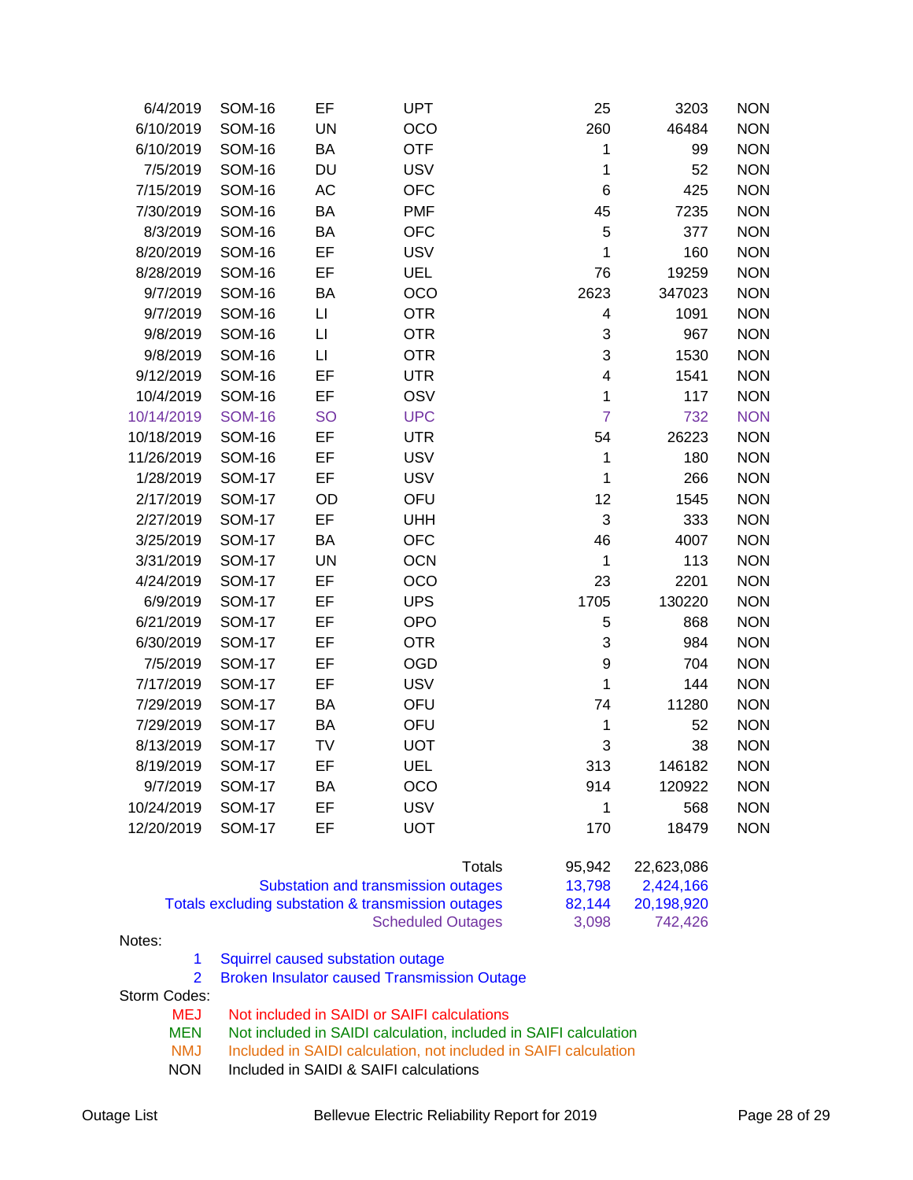| | | | | | | |
|---|---|---|---|---|---|---|
| 6/4/2019 | SOM-16 | EF | UPT | 25 | 3203 | NON |
| 6/10/2019 | SOM-16 | UN | OCO | 260 | 46484 | NON |
| 6/10/2019 | SOM-16 | BA | OTF | 1 | 99 | NON |
| 7/5/2019 | SOM-16 | DU | USV | 1 | 52 | NON |
| 7/15/2019 | SOM-16 | AC | OFC | 6 | 425 | NON |
| 7/30/2019 | SOM-16 | BA | PMF | 45 | 7235 | NON |
| 8/3/2019 | SOM-16 | BA | OFC | 5 | 377 | NON |
| 8/20/2019 | SOM-16 | EF | USV | 1 | 160 | NON |
| 8/28/2019 | SOM-16 | EF | UEL | 76 | 19259 | NON |
| 9/7/2019 | SOM-16 | BA | OCO | 2623 | 347023 | NON |
| 9/7/2019 | SOM-16 | LI | OTR | 4 | 1091 | NON |
| 9/8/2019 | SOM-16 | LI | OTR | 3 | 967 | NON |
| 9/8/2019 | SOM-16 | LI | OTR | 3 | 1530 | NON |
| 9/12/2019 | SOM-16 | EF | UTR | 4 | 1541 | NON |
| 10/4/2019 | SOM-16 | EF | OSV | 1 | 117 | NON |
| 10/14/2019 | SOM-16 | SO | UPC | 7 | 732 | NON |
| 10/18/2019 | SOM-16 | EF | UTR | 54 | 26223 | NON |
| 11/26/2019 | SOM-16 | EF | USV | 1 | 180 | NON |
| 1/28/2019 | SOM-17 | EF | USV | 1 | 266 | NON |
| 2/17/2019 | SOM-17 | OD | OFU | 12 | 1545 | NON |
| 2/27/2019 | SOM-17 | EF | UHH | 3 | 333 | NON |
| 3/25/2019 | SOM-17 | BA | OFC | 46 | 4007 | NON |
| 3/31/2019 | SOM-17 | UN | OCN | 1 | 113 | NON |
| 4/24/2019 | SOM-17 | EF | OCO | 23 | 2201 | NON |
| 6/9/2019 | SOM-17 | EF | UPS | 1705 | 130220 | NON |
| 6/21/2019 | SOM-17 | EF | OPO | 5 | 868 | NON |
| 6/30/2019 | SOM-17 | EF | OTR | 3 | 984 | NON |
| 7/5/2019 | SOM-17 | EF | OGD | 9 | 704 | NON |
| 7/17/2019 | SOM-17 | EF | USV | 1 | 144 | NON |
| 7/29/2019 | SOM-17 | BA | OFU | 74 | 11280 | NON |
| 7/29/2019 | SOM-17 | BA | OFU | 1 | 52 | NON |
| 8/13/2019 | SOM-17 | TV | UOT | 3 | 38 | NON |
| 8/19/2019 | SOM-17 | EF | UEL | 313 | 146182 | NON |
| 9/7/2019 | SOM-17 | BA | OCO | 914 | 120922 | NON |
| 10/24/2019 | SOM-17 | EF | USV | 1 | 568 | NON |
| 12/20/2019 | SOM-17 | EF | UOT | 170 | 18479 | NON |

| | | |
|---|---|---|
| Totals | 95,942 | 22,623,086 |
| Substation and transmission outages | 13,798 | 2,424,166 |
| Totals excluding substation & transmission outages | 82,144 | 20,198,920 |
| Scheduled Outages | 3,098 | 742,426 |

Notes:

1. Squirrel caused substation outage
2. Broken Insulator caused Transmission Outage

Storm Codes:

- MEJ Not included in SAIDI or SAIFI calculations
- MEN Not included in SAIDI calculation, included in SAIFI calculation
- NMJ Included in SAIDI calculation, not included in SAIFI calculation
- NON Included in SAIDI & SAIFI calculations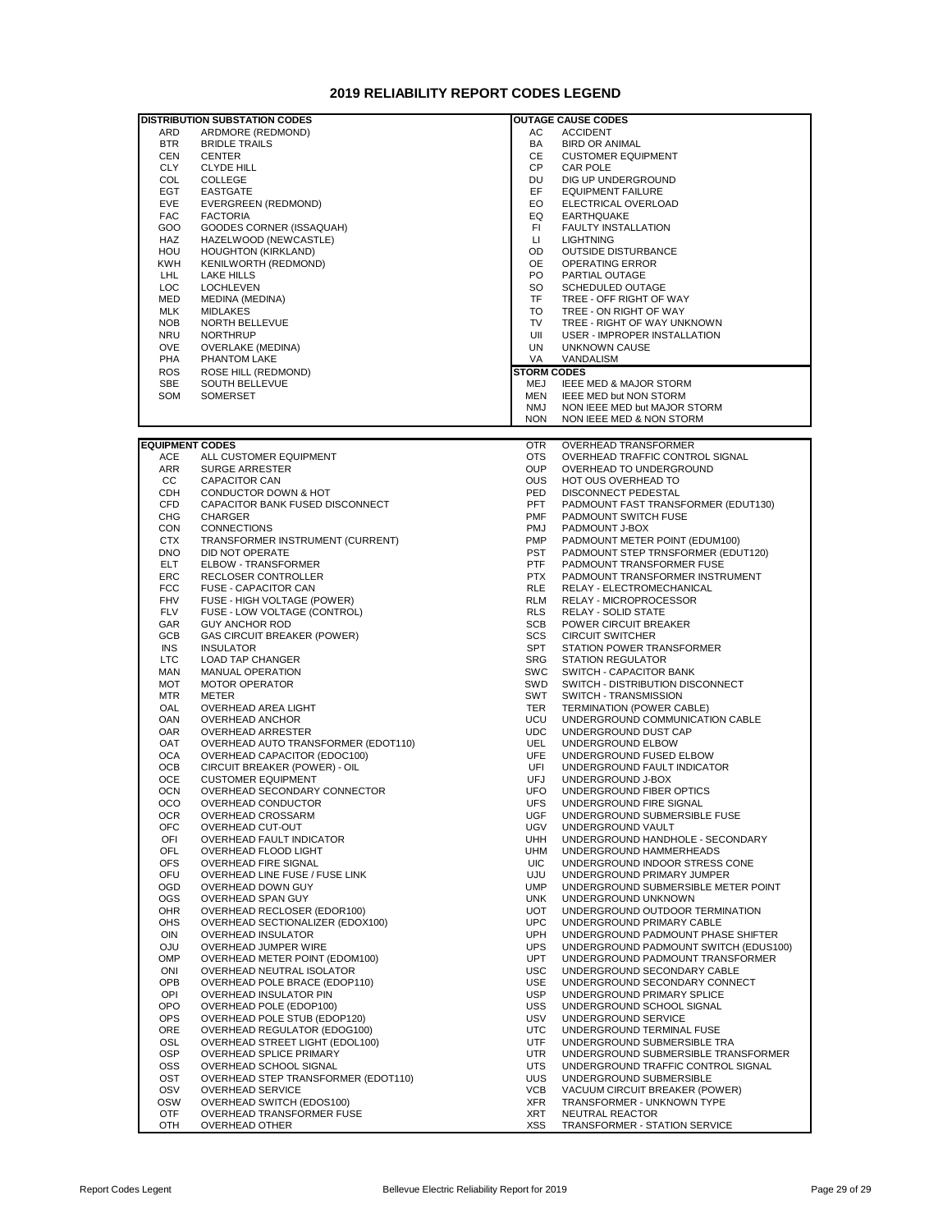# 2019 RELIABILITY REPORT CODES LEGEND

| DISTRIBUTION SUBSTATION CODES | |
|---|---|
| ARD | ARDMORE (REDMOND) |
| BTR | BRIDLE TRAILS |
| CEN | CENTER |
| CLY | CLYDE HILL |
| COL | COLLEGE |
| EGT | EASTGATE |
| EVE | EVERGREEN (REDMOND) |
| FAC | FACTORIA |
| GOO | GOODES CORNER (ISSAQUAH) |
| HAZ | HAZELWOOD (NEWCASTLE) |
| HOU | HOUGHTON (KIRKLAND) |
| KWH | KENILWORTH (REDMOND) |
| LHL | LAKE HILLS |
| LOC | LOCHLEVEN |
| MED | MEDINA (MEDINA) |
| MLK | MIDLAKES |
| NOB | NORTH BELLEVUE |
| NRU | NORTHRUP |
| OVE | OVERLAKE (MEDINA) |
| PHA | PHANTOM LAKE |
| ROS | ROSE HILL (REDMOND) |
| SBE | SOUTH BELLEVUE |
| SOM | SOMERSET |

| OUTAGE CAUSE CODES | |
|---|---|
| AC | ACCIDENT |
| BA | BIRD OR ANIMAL |
| CE | CUSTOMER EQUIPMENT |
| CP | CAR POLE |
| DU | DIG UP UNDERGROUND |
| EF | EQUIPMENT FAILURE |
| EO | ELECTRICAL OVERLOAD |
| EQ | EARTHQUAKE |
| FI | FAULTY INSTALLATION |
| LI | LIGHTNING |
| OD | OUTSIDE DISTURBANCE |
| OE | OPERATING ERROR |
| PO | PARTIAL OUTAGE |
| SO | SCHEDULED OUTAGE |
| TF | TREE - OFF RIGHT OF WAY |
| TO | TREE - ON RIGHT OF WAY |
| TV | TREE - RIGHT OF WAY UNKNOWN |
| UII | USER - IMPROPER INSTALLATION |
| UN | UNKNOWN CAUSE |
| VA | VANDALISM |

| STORM CODES | |
|---|---|
| MEJ | IEEE MED & MAJOR STORM |
| MEN | IEEE MED but NON STORM |
| NMJ | NON IEEE MED but MAJOR STORM |
| NON | NON IEEE MED & NON STORM |

| EQUIPMENT CODES | |
|---|---|
| ACE | ALL CUSTOMER EQUIPMENT |
| ARR | SURGE ARRESTER |
| CC | CAPACITOR CAN |
| CDH | CONDUCTOR DOWN & HOT |
| CFD | CAPACITOR BANK FUSED DISCONNECT |
| CHG | CHARGER |
| CON | CONNECTIONS |
| CTX | TRANSFORMER INSTRUMENT (CURRENT) |
| DNO | DID NOT OPERATE |
| ELT | ELBOW - TRANSFORMER |
| ERC | RECLOSER CONTROLLER |
| FCC | FUSE - CAPACITOR CAN |
| FHV | FUSE - HIGH VOLTAGE (POWER) |
| FLV | FUSE - LOW VOLTAGE (CONTROL) |
| GAR | GUY ANCHOR ROD |
| GCB | GAS CIRCUIT BREAKER (POWER) |
| INS | INSULATOR |
| LTC | LOAD TAP CHANGER |
| MAN | MANUAL OPERATION |
| MOT | MOTOR OPERATOR |
| MTR | METER |
| OAL | OVERHEAD AREA LIGHT |
| OAN | OVERHEAD ANCHOR |
| OAR | OVERHEAD ARRESTER |
| OAT | OVERHEAD AUTO TRANSFORMER (EDOT110) |
| OCA | OVERHEAD CAPACITOR (EDOC100) |
| OCB | CIRCUIT BREAKER (POWER) - OIL |
| OCE | CUSTOMER EQUIPMENT |
| OCN | OVERHEAD SECONDARY CONNECTOR |
| OCO | OVERHEAD CONDUCTOR |
| OCR | OVERHEAD CROSSARM |
| OFC | OVERHEAD CUT-OUT |
| OFI | OVERHEAD FAULT INDICATOR |
| OFL | OVERHEAD FLOOD LIGHT |
| OFS | OVERHEAD FIRE SIGNAL |
| OFU | OVERHEAD LINE FUSE / FUSE LINK |
| OGD | OVERHEAD DOWN GUY |
| OGS | OVERHEAD SPAN GUY |
| OHR | OVERHEAD RECLOSER (EDOR100) |
| OHS | OVERHEAD SECTIONALIZER (EDOX100) |
| OIN | OVERHEAD INSULATOR |
| OJU | OVERHEAD JUMPER WIRE |
| OMP | OVERHEAD METER POINT (EDOM100) |
| ONI | OVERHEAD NEUTRAL ISOLATOR |
| OPB | OVERHEAD POLE BRACE (EDOP110) |
| OPI | OVERHEAD INSULATOR PIN |
| OPO | OVERHEAD POLE (EDOP100) |
| OPS | OVERHEAD POLE STUB (EDOP120) |
| ORE | OVERHEAD REGULATOR (EDOG100) |
| OSL | OVERHEAD STREET LIGHT (EDOL100) |
| OSP | OVERHEAD SPLICE PRIMARY |
| OSS | OVERHEAD SCHOOL SIGNAL |
| OST | OVERHEAD STEP TRANSFORMER (EDOT110) |
| OSV | OVERHEAD SERVICE |
| OSW | OVERHEAD SWITCH (EDOS100) |
| OTF | OVERHEAD TRANSFORMER FUSE |
| OTH | OVERHEAD OTHER |
| OTR | OVERHEAD TRANSFORMER |
| OTS | OVERHEAD TRAFFIC CONTROL SIGNAL |
| OUP | OVERHEAD TO UNDERGROUND |
| OUS | HOT OUS OVERHEAD TO |
| PED | DISCONNECT PEDESTAL |
| PFT | PADMOUNT FAST TRANSFORMER (EDUT130) |
| PMF | PADMOUNT SWITCH FUSE |
| PMJ | PADMOUNT J-BOX |
| PMP | PADMOUNT METER POINT (EDUM100) |
| PST | PADMOUNT STEP TRNSFORMER (EDUT120) |
| PTF | PADMOUNT TRANSFORMER FUSE |
| PTX | PADMOUNT TRANSFORMER INSTRUMENT |
| RLE | RELAY - ELECTROMECHANICAL |
| RLM | RELAY - MICROPROCESSOR |
| RLS | RELAY - SOLID STATE |
| SCB | POWER CIRCUIT BREAKER |
| SCS | CIRCUIT SWITCHER |
| SPT | STATION POWER TRANSFORMER |
| SRG | STATION REGULATOR |
| SWC | SWITCH - CAPACITOR BANK |
| SWD | SWITCH - DISTRIBUTION DISCONNECT |
| SWT | SWITCH - TRANSMISSION |
| TER | TERMINATION (POWER CABLE) |
| UCU | UNDERGROUND COMMUNICATION CABLE |
| UDC | UNDERGROUND DUST CAP |
| UEL | UNDERGROUND ELBOW |
| UFE | UNDERGROUND FUSED ELBOW |
| UFI | UNDERGROUND FAULT INDICATOR |
| UFJ | UNDERGROUND J-BOX |
| UFO | UNDERGROUND FIBER OPTICS |
| UFS | UNDERGROUND FIRE SIGNAL |
| UGF | UNDERGROUND SUBMERSIBLE FUSE |
| UGV | UNDERGROUND VAULT |
| UHH | UNDERGROUND HANDHOLE - SECONDARY |
| UHM | UNDERGROUND HAMMERHEADS |
| UIC | UNDERGROUND INDOOR STRESS CONE |
| UJU | UNDERGROUND PRIMARY JUMPER |
| UMP | UNDERGROUND SUBMERSIBLE METER POINT |
| UNK | UNDERGROUND UNKNOWN |
| UOT | UNDERGROUND OUTDOOR TERMINATION |
| UPC | UNDERGROUND PRIMARY CABLE |
| UPH | UNDERGROUND PADMOUNT PHASE SHIFTER |
| UPS | UNDERGROUND PADMOUNT SWITCH (EDUS100) |
| UPT | UNDERGROUND PADMOUNT TRANSFORMER |
| USC | UNDERGROUND SECONDARY CABLE |
| USE | UNDERGROUND SECONDARY CONNECT |
| USP | UNDERGROUND PRIMARY SPLICE |
| USS | UNDERGROUND SCHOOL SIGNAL |
| USV | UNDERGROUND SERVICE |
| UTC | UNDERGROUND TERMINAL FUSE |
| UTF | UNDERGROUND SUBMERSIBLE TRA |
| UTR | UNDERGROUND SUBMERSIBLE TRANSFORMER |
| UTS | UNDERGROUND TRAFFIC CONTROL SIGNAL |
| UUS | UNDERGROUND SUBMERSIBLE |
| VCB | VACUUM CIRCUIT BREAKER (POWER) |
| XFR | TRANSFORMER - UNKNOWN TYPE |
| XRT | NEUTRAL REACTOR |
| XSS | TRANSFORMER - STATION SERVICE |